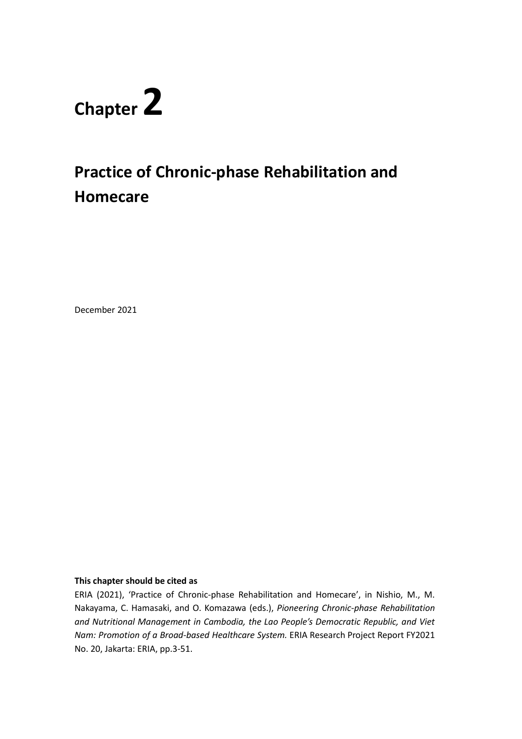# Chapter 2

## Practice of Chronic-phase Rehabilitation and Homecare

December 2021

**This chapter should be cited as**

ERIA (2021), 'Practice of Chronic-phase Rehabilitation and Homecare', in Nishio, M., M. Nakayama, C. Hamasaki, and O. Komazawa (eds.), *Pioneering Chronic-phase Rehabilitation and Nutritional Management in Cambodia, the Lao People's Democratic Republic, and Viet Nam: Promotion of a Broad-based Healthcare System.* ERIA Research Project Report FY2021 No. 20, Jakarta: ERIA, pp.3-51.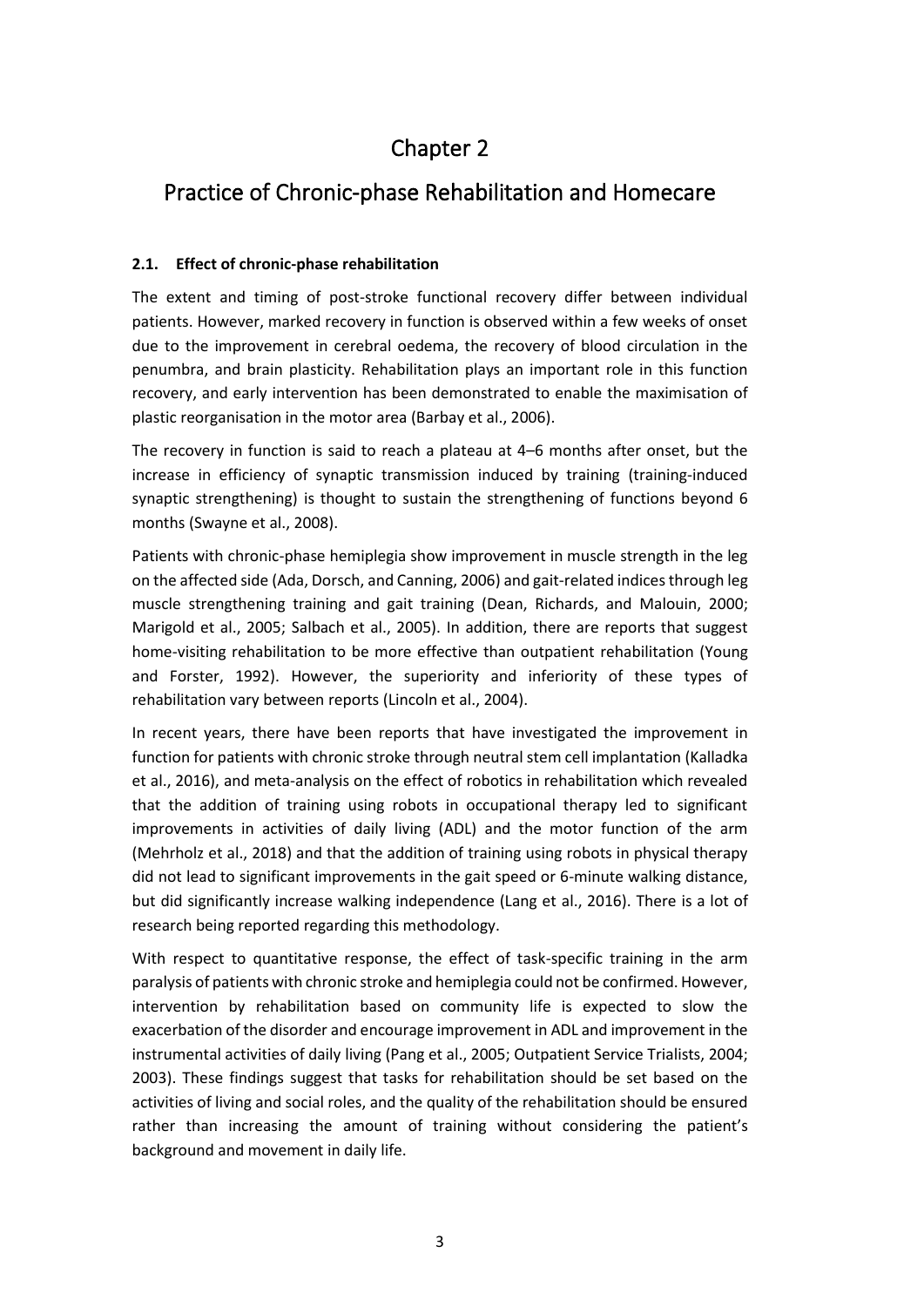# Chapter 2

# Practice of Chronic-phase Rehabilitation and Homecare

### 2.1. Effect of chronic-phase rehabilitation

The extent and timing of post-stroke functional recovery differ between individual patients. However, marked recovery in function is observed within a few weeks of onset due to the improvement in cerebral oedema, the recovery of blood circulation in the penumbra, and brain plasticity. Rehabilitation plays an important role in this function recovery, and early intervention has been demonstrated to enable the maximisation of plastic reorganisation in the motor area (Barbay et al., 2006).

The recovery in function is said to reach a plateau at 4–6 months after onset, but the increase in efficiency of synaptic transmission induced by training (training-induced synaptic strengthening) is thought to sustain the strengthening of functions beyond 6 months (Swayne et al., 2008).

Patients with chronic-phase hemiplegia show improvement in muscle strength in the leg on the affected side (Ada, Dorsch, and Canning, 2006) and gait-related indices through leg muscle strengthening training and gait training (Dean, Richards, and Malouin, 2000; Marigold et al., 2005; Salbach et al., 2005). In addition, there are reports that suggest home-visiting rehabilitation to be more effective than outpatient rehabilitation (Young and Forster, 1992). However, the superiority and inferiority of these types of rehabilitation vary between reports (Lincoln et al., 2004).

In recent years, there have been reports that have investigated the improvement in function for patients with chronic stroke through neutral stem cell implantation (Kalladka et al., 2016), and meta-analysis on the effect of robotics in rehabilitation which revealed that the addition of training using robots in occupational therapy led to significant improvements in activities of daily living (ADL) and the motor function of the arm (Mehrholz et al., 2018) and that the addition of training using robots in physical therapy did not lead to significant improvements in the gait speed or 6-minute walking distance, but did significantly increase walking independence (Lang et al., 2016). There is a lot of research being reported regarding this methodology.

With respect to quantitative response, the effect of task-specific training in the arm paralysis of patients with chronic stroke and hemiplegia could not be confirmed. However, intervention by rehabilitation based on community life is expected to slow the exacerbation of the disorder and encourage improvement in ADL and improvement in the instrumental activities of daily living (Pang et al., 2005; Outpatient Service Trialists, 2004; 2003). These findings suggest that tasks for rehabilitation should be set based on the activities of living and social roles, and the quality of the rehabilitation should be ensured rather than increasing the amount of training without considering the patient's background and movement in daily life.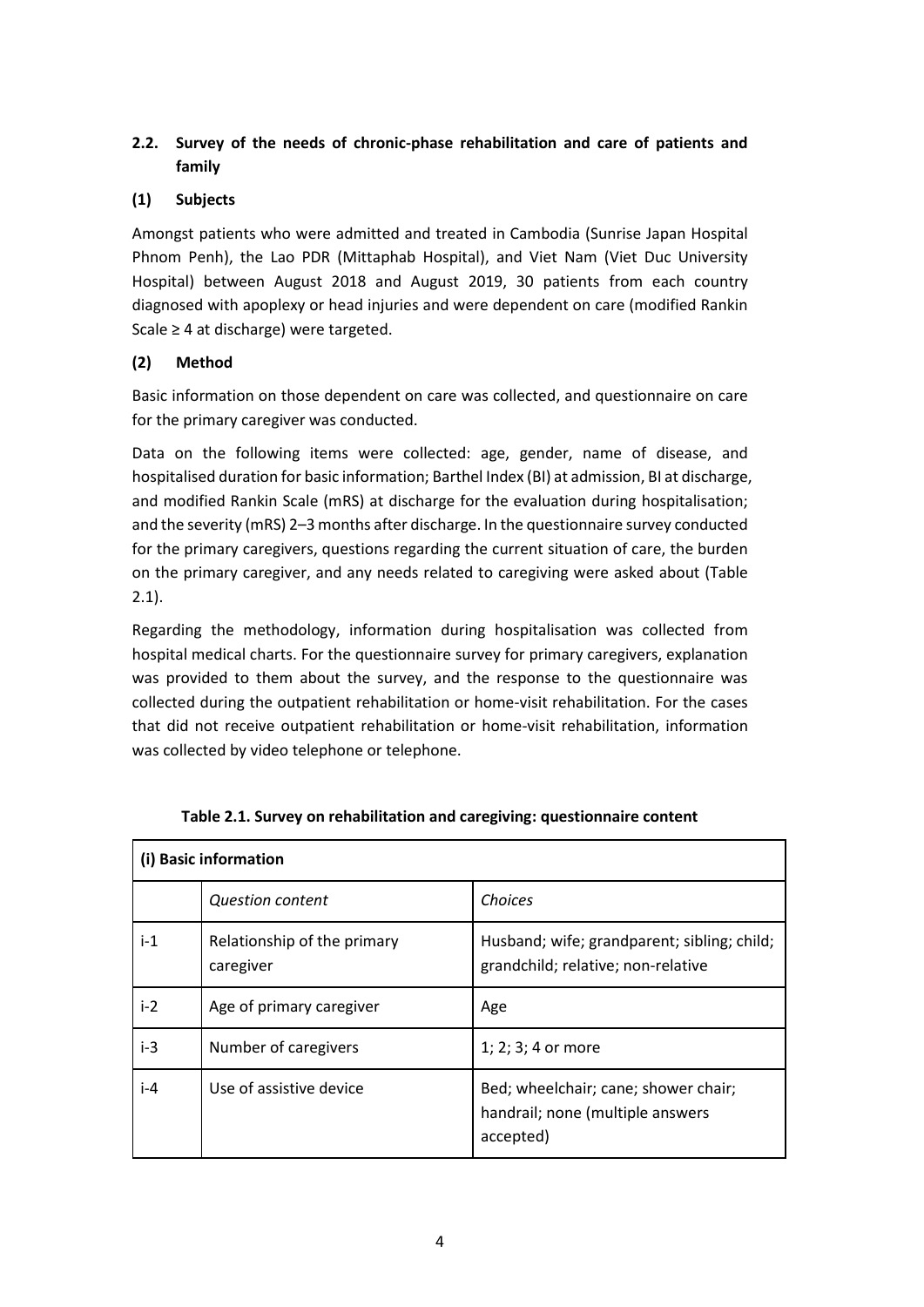### 2.2. Survey of the needs of chronic-phase rehabilitation and care of patients and family

#### (1) Subjects

Amongst patients who were admitted and treated in Cambodia (Sunrise Japan Hospital Phnom Penh), the Lao PDR (Mittaphab Hospital), and Viet Nam (Viet Duc University Hospital) between August 2018 and August 2019, 30 patients from each country diagnosed with apoplexy or head injuries and were dependent on care (modified Rankin Scale ≥ 4 at discharge) were targeted.

#### (2) Method

Basic information on those dependent on care was collected, and questionnaire on care for the primary caregiver was conducted.

Data on the following items were collected: age, gender, name of disease, and hospitalised duration for basic information; Barthel Index (BI) at admission, BI at discharge, and modified Rankin Scale (mRS) at discharge for the evaluation during hospitalisation; and the severity (mRS) 2–3 months after discharge. In the questionnaire survey conducted for the primary caregivers, questions regarding the current situation of care, the burden on the primary caregiver, and any needs related to caregiving were asked about (Table 2.1).

Regarding the methodology, information during hospitalisation was collected from hospital medical charts. For the questionnaire survey for primary caregivers, explanation was provided to them about the survey, and the response to the questionnaire was collected during the outpatient rehabilitation or home-visit rehabilitation. For the cases that did not receive outpatient rehabilitation or home-visit rehabilitation, information was collected by video telephone or telephone.

**Table 2.1. Survey on rehabilitation and caregiving: questionnaire content**

| (i) Basic information | | |
|---|---|---|
| | *Question content* | *Choices* |
| i-1 | Relationship of the primary caregiver | Husband; wife; grandparent; sibling; child; grandchild; relative; non-relative |
| i-2 | Age of primary caregiver | Age |
| i-3 | Number of caregivers | 1; 2; 3; 4 or more |
| i-4 | Use of assistive device | Bed; wheelchair; cane; shower chair; handrail; none (multiple answers accepted) |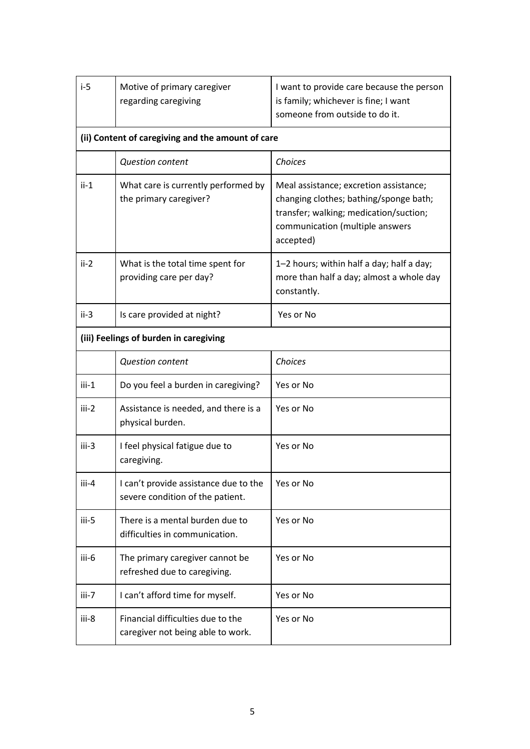| | | |
|---|---|---|
| i-5 | Motive of primary caregiver regarding caregiving | I want to provide care because the person is family; whichever is fine; I want someone from outside to do it. |
| **(ii) Content of caregiving and the amount of care** | | |
| | *Question content* | *Choices* |
| ii-1 | What care is currently performed by the primary caregiver? | Meal assistance; excretion assistance; changing clothes; bathing/sponge bath; transfer; walking; medication/suction; communication (multiple answers accepted) |
| ii-2 | What is the total time spent for providing care per day? | 1–2 hours; within half a day; half a day; more than half a day; almost a whole day constantly. |
| ii-3 | Is care provided at night? | Yes or No |
| **(iii) Feelings of burden in caregiving** | | |
| | *Question content* | *Choices* |
| iii-1 | Do you feel a burden in caregiving? | Yes or No |
| iii-2 | Assistance is needed, and there is a physical burden. | Yes or No |
| iii-3 | I feel physical fatigue due to caregiving. | Yes or No |
| iii-4 | I can't provide assistance due to the severe condition of the patient. | Yes or No |
| iii-5 | There is a mental burden due to difficulties in communication. | Yes or No |
| iii-6 | The primary caregiver cannot be refreshed due to caregiving. | Yes or No |
| iii-7 | I can't afford time for myself. | Yes or No |
| iii-8 | Financial difficulties due to the caregiver not being able to work. | Yes or No |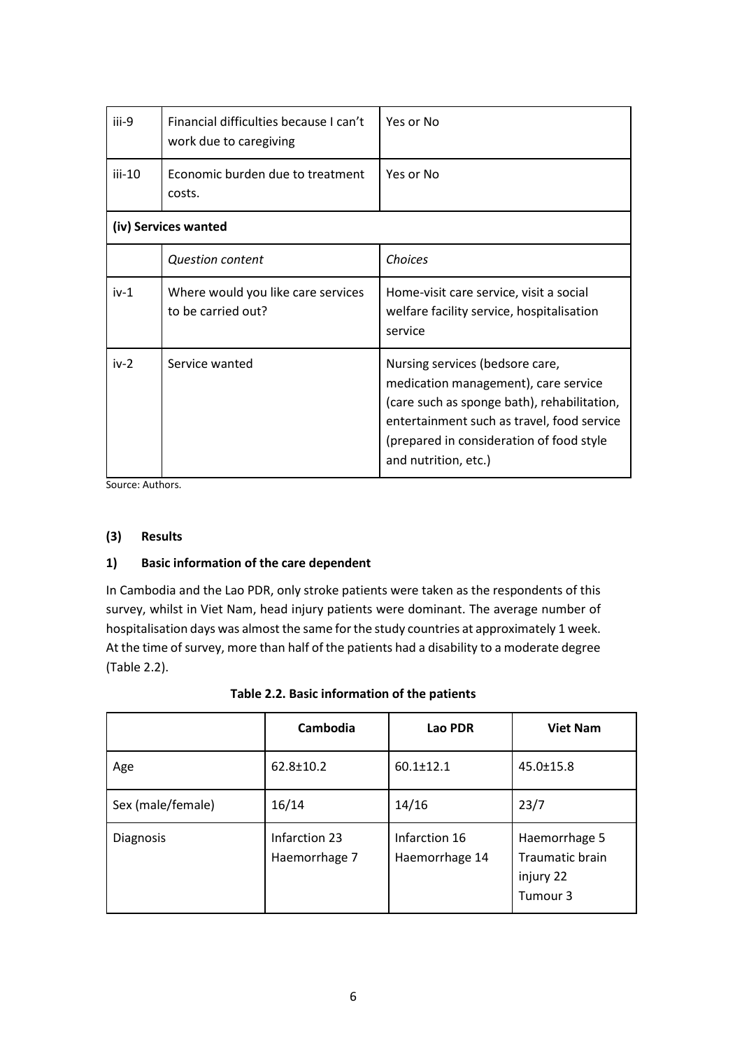| iii-9 | Financial difficulties because I can't work due to caregiving | Yes or No |
|---|---|---|
| iii-10 | Economic burden due to treatment costs. | Yes or No |
| **(iv) Services wanted** | | |
| | *Question content* | *Choices* |
| iv-1 | Where would you like care services to be carried out? | Home-visit care service, visit a social welfare facility service, hospitalisation service |
| iv-2 | Service wanted | Nursing services (bedsore care, medication management), care service (care such as sponge bath), rehabilitation, entertainment such as travel, food service (prepared in consideration of food style and nutrition, etc.) |

Source: Authors.

### (3) Results

#### 1) Basic information of the care dependent

In Cambodia and the Lao PDR, only stroke patients were taken as the respondents of this survey, whilst in Viet Nam, head injury patients were dominant. The average number of hospitalisation days was almost the same for the study countries at approximately 1 week. At the time of survey, more than half of the patients had a disability to a moderate degree (Table 2.2).

**Table 2.2. Basic information of the patients**

| | Cambodia | Lao PDR | Viet Nam |
|---|---|---|---|
| Age | 62.8±10.2 | 60.1±12.1 | 45.0±15.8 |
| Sex (male/female) | 16/14 | 14/16 | 23/7 |
| Diagnosis | Infarction 23<br>Haemorrhage 7 | Infarction 16<br>Haemorrhage 14 | Haemorrhage 5<br>Traumatic brain injury 22<br>Tumour 3 |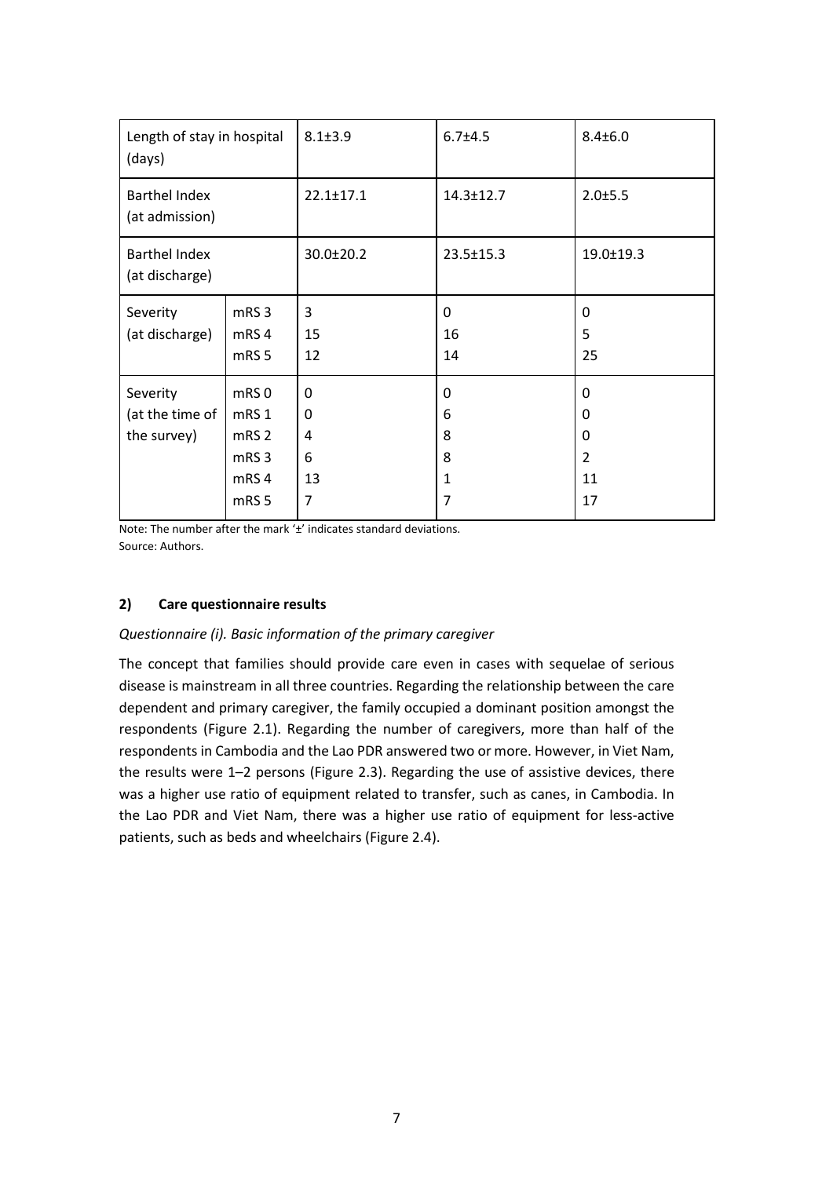| Length of stay in hospital (days) | | 8.1±3.9 | 6.7±4.5 | 8.4±6.0 |
|---|---|---|---|---|
| Barthel Index (at admission) | | 22.1±17.1 | 14.3±12.7 | 2.0±5.5 |
| Barthel Index (at discharge) | | 30.0±20.2 | 23.5±15.3 | 19.0±19.3 |
| Severity (at discharge) | mRS 3<br>mRS 4<br>mRS 5 | 3<br>15<br>12 | 0<br>16<br>14 | 0<br>5<br>25 |
| Severity (at the time of the survey) | mRS 0<br>mRS 1<br>mRS 2<br>mRS 3<br>mRS 4<br>mRS 5 | 0<br>0<br>4<br>6<br>13<br>7 | 0<br>6<br>8<br>8<br>1<br>7 | 0<br>0<br>0<br>2<br>11<br>17 |

Note: The number after the mark '±' indicates standard deviations.
Source: Authors.

### 2) Care questionnaire results

*Questionnaire (i). Basic information of the primary caregiver*

The concept that families should provide care even in cases with sequelae of serious disease is mainstream in all three countries. Regarding the relationship between the care dependent and primary caregiver, the family occupied a dominant position amongst the respondents (Figure 2.1). Regarding the number of caregivers, more than half of the respondents in Cambodia and the Lao PDR answered two or more. However, in Viet Nam, the results were 1–2 persons (Figure 2.3). Regarding the use of assistive devices, there was a higher use ratio of equipment related to transfer, such as canes, in Cambodia. In the Lao PDR and Viet Nam, there was a higher use ratio of equipment for less-active patients, such as beds and wheelchairs (Figure 2.4).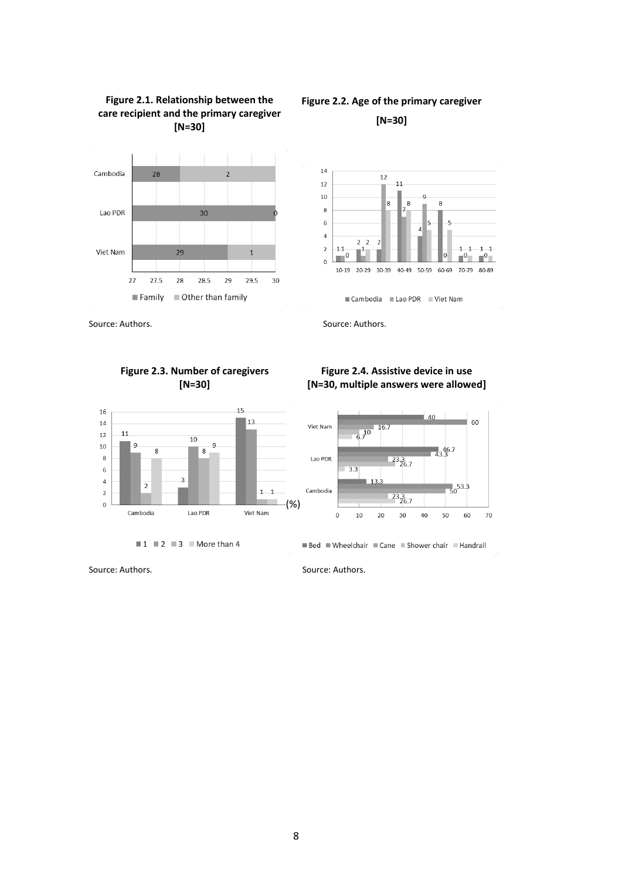**Figure 2.1. Relationship between the care recipient and the primary caregiver [N=30]**

| | Family | Other than family |
|---|---|---|
| Cambodia | 28 | 2 |
| Lao PDR | 30 | 0 |
| Viet Nam | 29 | 1 |

Source: Authors.

**Figure 2.2. Age of the primary caregiver [N=30]**

| | 10-19 | 20-29 | 30-39 | 40-49 | 50-59 | 60-69 | 70-79 | 80-89 |
|---|---|---|---|---|---|---|---|---|
| Cambodia | 1 | 2 | 2 | 11 | 4 | 8 | 1 | 1 |
| Lao PDR | 1 | 1 | 12 | 7 | 9 | 0 | 0 | 0 |
| Viet Nam | 0 | 2 | 8 | 8 | 5 | 5 | 1 | 1 |

Source: Authors.

**Figure 2.3. Number of caregivers [N=30]**

(%)

| | 1 | 2 | 3 | More than 4 |
|---|---|---|---|---|
| Cambodia | 11 | 9 | 2 | 8 |
| Lao PDR | 3 | 10 | 8 | 9 |
| Viet Nam | 15 | 13 | 1 | 1 |

Source: Authors.

**Figure 2.4. Assistive device in use [N=30, multiple answers were allowed]**

| | Bed | Wheelchair | Cane | Shower chair | Handrail |
|---|---|---|---|---|---|
| Viet Nam | 40 | 60 | 16.7 | 10 | 6.7 |
| Lao PDR | 46.7 | 43.3 | 23.3 | 26.7 | 3.3 |
| Cambodia | 13.3 | 53.3 | 50 | 23.3 | 26.7 |

Source: Authors.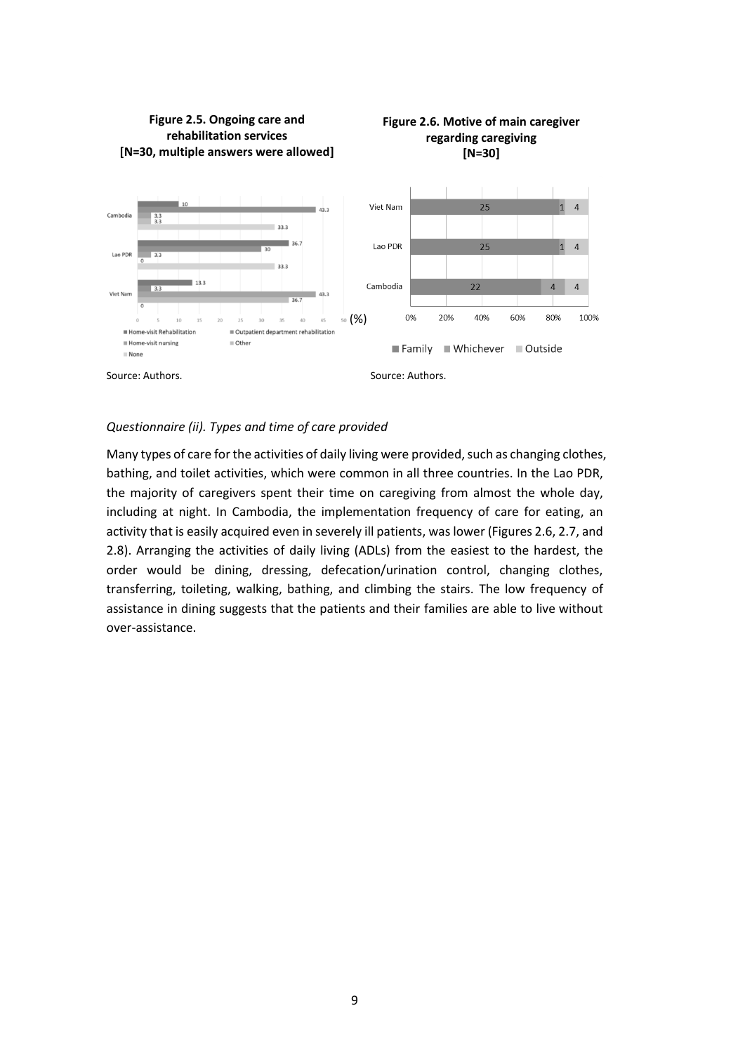**Figure 2.5. Ongoing care and rehabilitation services [N=30, multiple answers were allowed]**

| | Home-visit Rehabilitation | Outpatient department rehabilitation | Home-visit nursing | Other | None |
|---|---|---|---|---|---|
| Cambodia | 10 | 43.3 | 3.3 | 3.3 | 33.3 |
| Lao PDR | 36.7 | 30 | 3.3 | 0 | 33.3 |
| Viet Nam | 13.3 | 3.3 | 43.3 | 36.7 | 0 |

(%)

Source: Authors.

**Figure 2.6. Motive of main caregiver regarding caregiving [N=30]**

| | Family | Whichever | Outside |
|---|---|---|---|
| Viet Nam | 25 | 1 | 4 |
| Lao PDR | 25 | 1 | 4 |
| Cambodia | 22 | 4 | 4 |

Source: Authors.

*Questionnaire (ii). Types and time of care provided*

Many types of care for the activities of daily living were provided, such as changing clothes, bathing, and toilet activities, which were common in all three countries. In the Lao PDR, the majority of caregivers spent their time on caregiving from almost the whole day, including at night. In Cambodia, the implementation frequency of care for eating, an activity that is easily acquired even in severely ill patients, was lower (Figures 2.6, 2.7, and 2.8). Arranging the activities of daily living (ADLs) from the easiest to the hardest, the order would be dining, dressing, defecation/urination control, changing clothes, transferring, toileting, walking, bathing, and climbing the stairs. The low frequency of assistance in dining suggests that the patients and their families are able to live without over-assistance.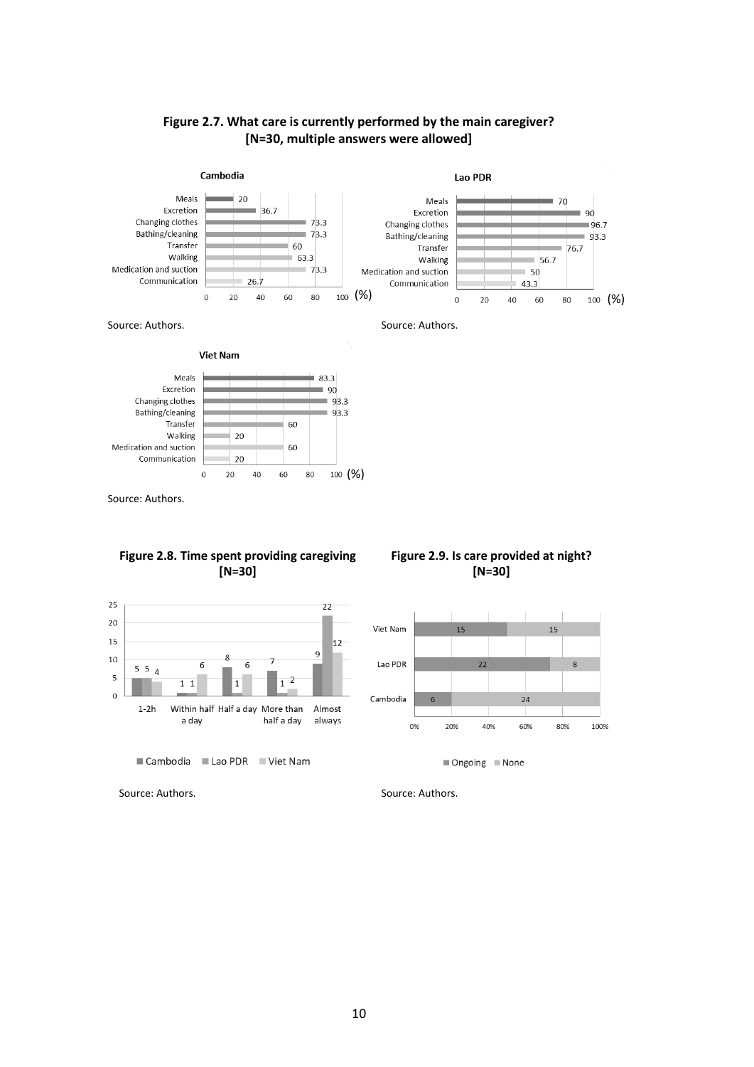**Figure 2.7. What care is currently performed by the main caregiver? [N=30, multiple answers were allowed]**

**Cambodia**

| Care | (%) |
|---|---|
| Meals | 20 |
| Excretion | 36.7 |
| Changing clothes | 73.3 |
| Bathing/cleaning | 73.3 |
| Transfer | 60 |
| Walking | 63.3 |
| Medication and suction | 73.3 |
| Communication | 26.7 |

Source: Authors.

**Lao PDR**

| Care | (%) |
|---|---|
| Meals | 70 |
| Excretion | 90 |
| Changing clothes | 96.7 |
| Bathing/cleaning | 93.3 |
| Transfer | 76.7 |
| Walking | 56.7 |
| Medication and suction | 50 |
| Communication | 43.3 |

Source: Authors.

**Viet Nam**

| Care | (%) |
|---|---|
| Meals | 83.3 |
| Excretion | 90 |
| Changing clothes | 93.3 |
| Bathing/cleaning | 93.3 |
| Transfer | 60 |
| Walking | 20 |
| Medication and suction | 60 |
| Communication | 20 |

Source: Authors.

**Figure 2.8. Time spent providing caregiving [N=30]**

| | Cambodia | Lao PDR | Viet Nam |
|---|---|---|---|
| 1-2h | 5 | 5 | 4 |
| Within half a day | 1 | 1 | 6 |
| Half a day | 8 | 1 | 6 |
| More than half a day | 7 | 1 | 2 |
| Almost always | 9 | 22 | 12 |

Source: Authors.

**Figure 2.9. Is care provided at night? [N=30]**

| | Ongoing | None |
|---|---|---|
| Viet Nam | 15 | 15 |
| Lao PDR | 22 | 8 |
| Cambodia | 6 | 24 |

Source: Authors.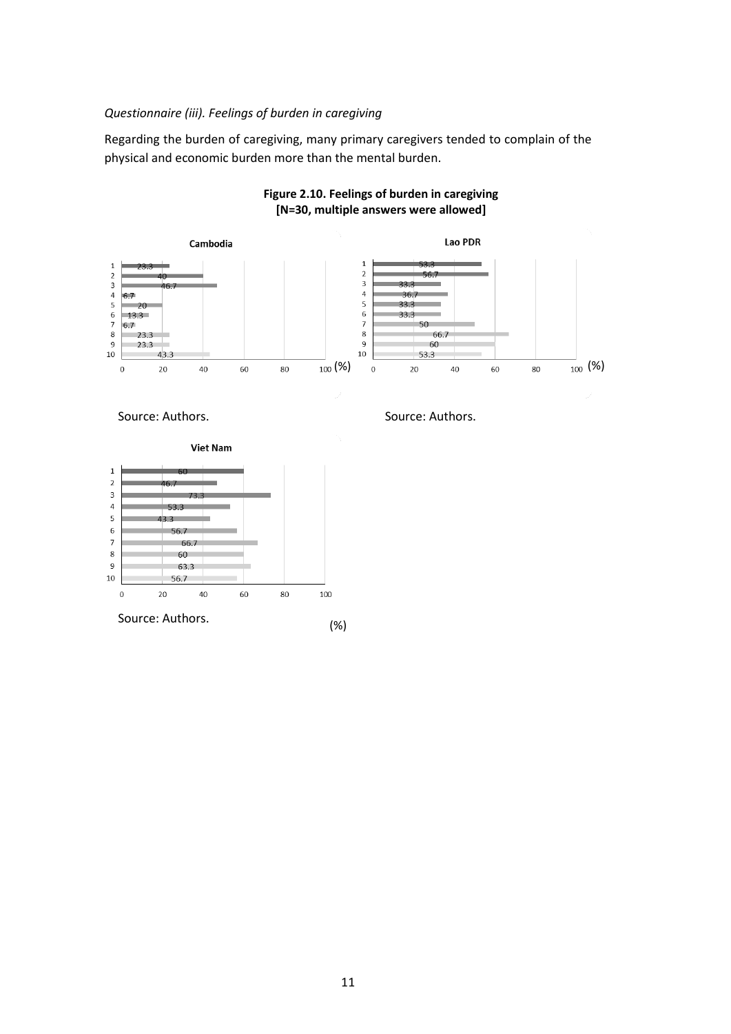*Questionnaire (iii). Feelings of burden in caregiving*

Regarding the burden of caregiving, many primary caregivers tended to complain of the physical and economic burden more than the mental burden.

**Figure 2.10. Feelings of burden in caregiving [N=30, multiple answers were allowed]**

**Cambodia**

| Item | % |
|---|---|
| 1 | 23.3 |
| 2 | 40 |
| 3 | 46.7 |
| 4 | 6.7 |
| 5 | 20 |
| 6 | 13.3 |
| 7 | 6.7 |
| 8 | 23.3 |
| 9 | 23.3 |
| 10 | 43.3 |

Source: Authors.

**Lao PDR**

| Item | % |
|---|---|
| 1 | 53.3 |
| 2 | 56.7 |
| 3 | 33.3 |
| 4 | 36.7 |
| 5 | 33.3 |
| 6 | 33.3 |
| 7 | 50 |
| 8 | 66.7 |
| 9 | 60 |
| 10 | 53.3 |

Source: Authors.

**Viet Nam**

| Item | % |
|---|---|
| 1 | 60 |
| 2 | 46.7 |
| 3 | 73.3 |
| 4 | 53.3 |
| 5 | 43.3 |
| 6 | 56.7 |
| 7 | 66.7 |
| 8 | 60 |
| 9 | 63.3 |
| 10 | 56.7 |

Source: Authors.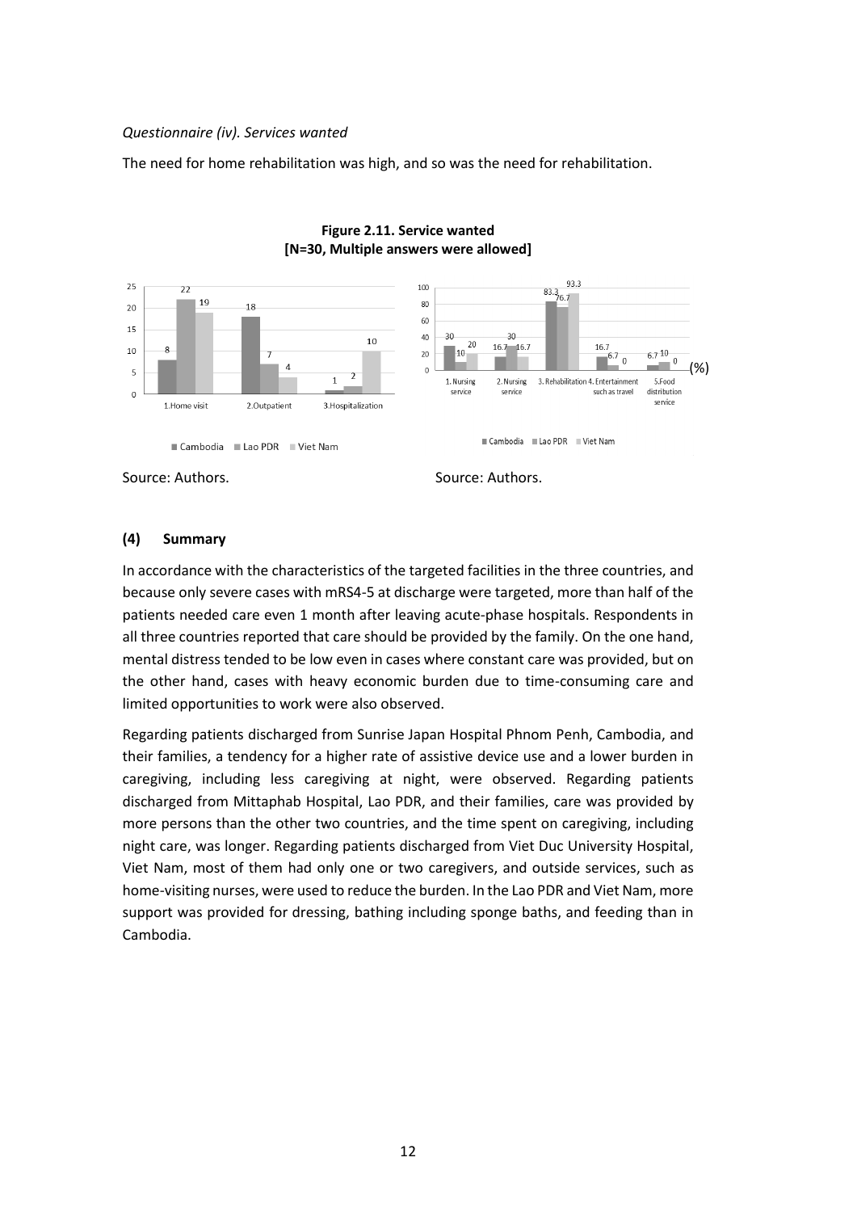*Questionnaire (iv). Services wanted*

The need for home rehabilitation was high, and so was the need for rehabilitation.

**Figure 2.11. Service wanted**
**[N=30, Multiple answers were allowed]**

| | Cambodia | Lao PDR | Viet Nam |
|---|---|---|---|
| 1.Home visit | 8 | 22 | 19 |
| 2.Outpatient | 18 | 7 | 4 |
| 3.Hospitalization | 1 | 2 | 10 |

Source: Authors.

| (%) | Cambodia | Lao PDR | Viet Nam |
|---|---|---|---|
| 1. Nursing service | 30 | 10 | 20 |
| 2. Nursing service | 16.7 | 30 | 16.7 |
| 3. Rehabilitation | 83.3 | 76.7 | 93.3 |
| 4. Entertainment such as travel | 16.7 | 6.7 | 0 |
| 5.Food distribution service | 6.7 | 10 | 0 |

Source: Authors.

### (4) Summary

In accordance with the characteristics of the targeted facilities in the three countries, and because only severe cases with mRS4-5 at discharge were targeted, more than half of the patients needed care even 1 month after leaving acute-phase hospitals. Respondents in all three countries reported that care should be provided by the family. On the one hand, mental distress tended to be low even in cases where constant care was provided, but on the other hand, cases with heavy economic burden due to time-consuming care and limited opportunities to work were also observed.

Regarding patients discharged from Sunrise Japan Hospital Phnom Penh, Cambodia, and their families, a tendency for a higher rate of assistive device use and a lower burden in caregiving, including less caregiving at night, were observed. Regarding patients discharged from Mittaphab Hospital, Lao PDR, and their families, care was provided by more persons than the other two countries, and the time spent on caregiving, including night care, was longer. Regarding patients discharged from Viet Duc University Hospital, Viet Nam, most of them had only one or two caregivers, and outside services, such as home-visiting nurses, were used to reduce the burden. In the Lao PDR and Viet Nam, more support was provided for dressing, bathing including sponge baths, and feeding than in Cambodia.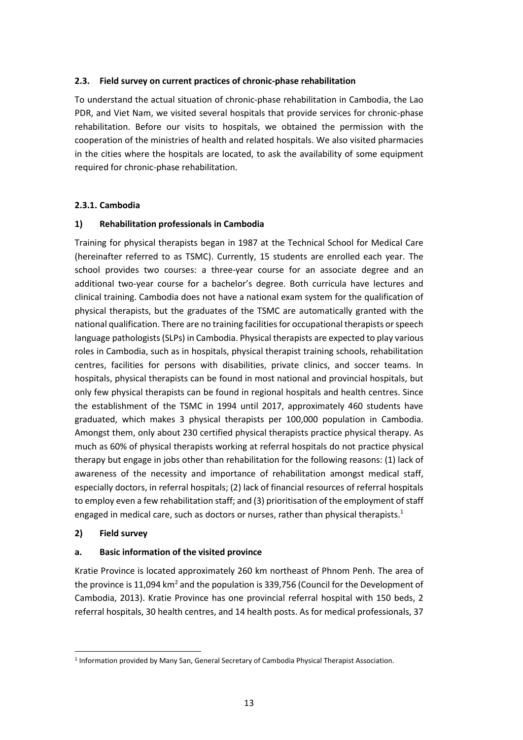### 2.3. Field survey on current practices of chronic-phase rehabilitation

To understand the actual situation of chronic-phase rehabilitation in Cambodia, the Lao PDR, and Viet Nam, we visited several hospitals that provide services for chronic-phase rehabilitation. Before our visits to hospitals, we obtained the permission with the cooperation of the ministries of health and related hospitals. We also visited pharmacies in the cities where the hospitals are located, to ask the availability of some equipment required for chronic-phase rehabilitation.

#### 2.3.1. Cambodia

**1) Rehabilitation professionals in Cambodia**

Training for physical therapists began in 1987 at the Technical School for Medical Care (hereinafter referred to as TSMC). Currently, 15 students are enrolled each year. The school provides two courses: a three-year course for an associate degree and an additional two-year course for a bachelor's degree. Both curricula have lectures and clinical training. Cambodia does not have a national exam system for the qualification of physical therapists, but the graduates of the TSMC are automatically granted with the national qualification. There are no training facilities for occupational therapists or speech language pathologists (SLPs) in Cambodia. Physical therapists are expected to play various roles in Cambodia, such as in hospitals, physical therapist training schools, rehabilitation centres, facilities for persons with disabilities, private clinics, and soccer teams. In hospitals, physical therapists can be found in most national and provincial hospitals, but only few physical therapists can be found in regional hospitals and health centres. Since the establishment of the TSMC in 1994 until 2017, approximately 460 students have graduated, which makes 3 physical therapists per 100,000 population in Cambodia. Amongst them, only about 230 certified physical therapists practice physical therapy. As much as 60% of physical therapists working at referral hospitals do not practice physical therapy but engage in jobs other than rehabilitation for the following reasons: (1) lack of awareness of the necessity and importance of rehabilitation amongst medical staff, especially doctors, in referral hospitals; (2) lack of financial resources of referral hospitals to employ even a few rehabilitation staff; and (3) prioritisation of the employment of staff engaged in medical care, such as doctors or nurses, rather than physical therapists.[1]

**2) Field survey**

**a. Basic information of the visited province**

Kratie Province is located approximately 260 km northeast of Phnom Penh. The area of the province is 11,094 km$^2$ and the population is 339,756 (Council for the Development of Cambodia, 2013). Kratie Province has one provincial referral hospital with 150 beds, 2 referral hospitals, 30 health centres, and 14 health posts. As for medical professionals, 37

---

[1] Information provided by Many San, General Secretary of Cambodia Physical Therapist Association.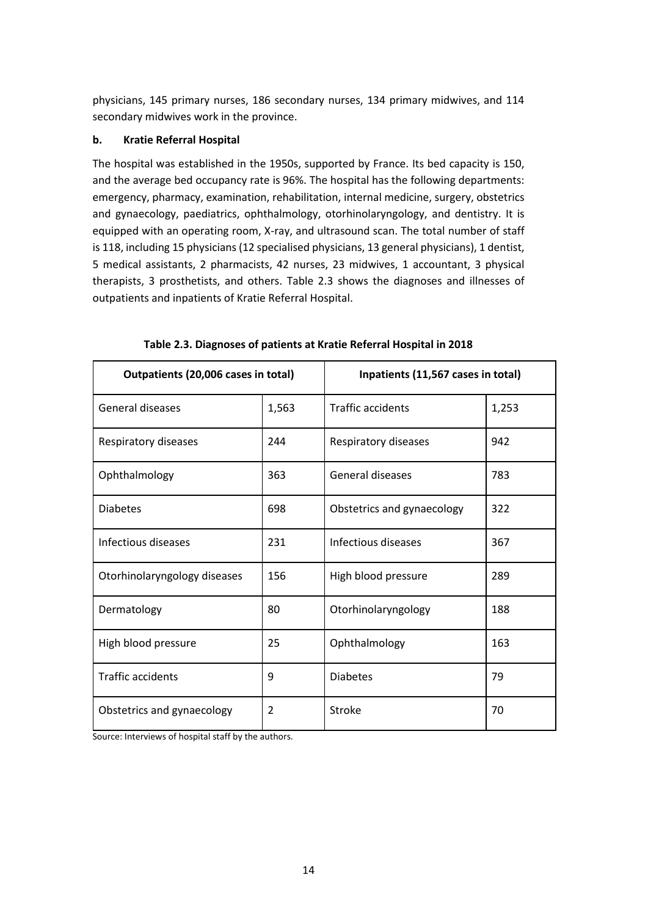physicians, 145 primary nurses, 186 secondary nurses, 134 primary midwives, and 114 secondary midwives work in the province.

**b. Kratie Referral Hospital**

The hospital was established in the 1950s, supported by France. Its bed capacity is 150, and the average bed occupancy rate is 96%. The hospital has the following departments: emergency, pharmacy, examination, rehabilitation, internal medicine, surgery, obstetrics and gynaecology, paediatrics, ophthalmology, otorhinolaryngology, and dentistry. It is equipped with an operating room, X-ray, and ultrasound scan. The total number of staff is 118, including 15 physicians (12 specialised physicians, 13 general physicians), 1 dentist, 5 medical assistants, 2 pharmacists, 42 nurses, 23 midwives, 1 accountant, 3 physical therapists, 3 prosthetists, and others. Table 2.3 shows the diagnoses and illnesses of outpatients and inpatients of Kratie Referral Hospital.

**Table 2.3. Diagnoses of patients at Kratie Referral Hospital in 2018**

| Outpatients (20,006 cases in total) | | Inpatients (11,567 cases in total) | |
|---|---|---|---|
| General diseases | 1,563 | Traffic accidents | 1,253 |
| Respiratory diseases | 244 | Respiratory diseases | 942 |
| Ophthalmology | 363 | General diseases | 783 |
| Diabetes | 698 | Obstetrics and gynaecology | 322 |
| Infectious diseases | 231 | Infectious diseases | 367 |
| Otorhinolaryngology diseases | 156 | High blood pressure | 289 |
| Dermatology | 80 | Otorhinolaryngology | 188 |
| High blood pressure | 25 | Ophthalmology | 163 |
| Traffic accidents | 9 | Diabetes | 79 |
| Obstetrics and gynaecology | 2 | Stroke | 70 |

Source: Interviews of hospital staff by the authors.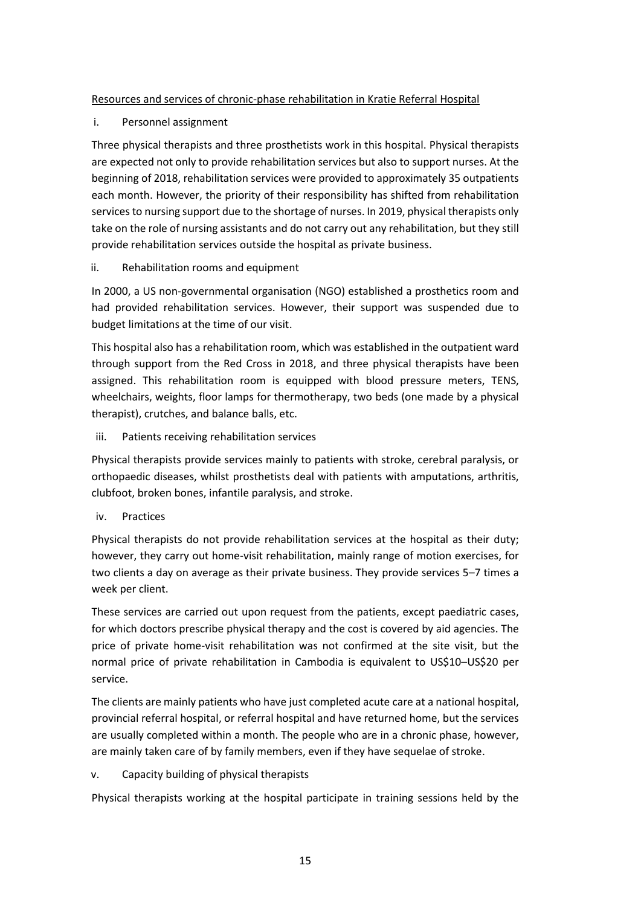Resources and services of chronic-phase rehabilitation in Kratie Referral Hospital

i. Personnel assignment

Three physical therapists and three prosthetists work in this hospital. Physical therapists are expected not only to provide rehabilitation services but also to support nurses. At the beginning of 2018, rehabilitation services were provided to approximately 35 outpatients each month. However, the priority of their responsibility has shifted from rehabilitation services to nursing support due to the shortage of nurses. In 2019, physical therapists only take on the role of nursing assistants and do not carry out any rehabilitation, but they still provide rehabilitation services outside the hospital as private business.

ii. Rehabilitation rooms and equipment

In 2000, a US non-governmental organisation (NGO) established a prosthetics room and had provided rehabilitation services. However, their support was suspended due to budget limitations at the time of our visit.

This hospital also has a rehabilitation room, which was established in the outpatient ward through support from the Red Cross in 2018, and three physical therapists have been assigned. This rehabilitation room is equipped with blood pressure meters, TENS, wheelchairs, weights, floor lamps for thermotherapy, two beds (one made by a physical therapist), crutches, and balance balls, etc.

iii. Patients receiving rehabilitation services

Physical therapists provide services mainly to patients with stroke, cerebral paralysis, or orthopaedic diseases, whilst prosthetists deal with patients with amputations, arthritis, clubfoot, broken bones, infantile paralysis, and stroke.

iv. Practices

Physical therapists do not provide rehabilitation services at the hospital as their duty; however, they carry out home-visit rehabilitation, mainly range of motion exercises, for two clients a day on average as their private business. They provide services 5–7 times a week per client.

These services are carried out upon request from the patients, except paediatric cases, for which doctors prescribe physical therapy and the cost is covered by aid agencies. The price of private home-visit rehabilitation was not confirmed at the site visit, but the normal price of private rehabilitation in Cambodia is equivalent to US$10–US$20 per service.

The clients are mainly patients who have just completed acute care at a national hospital, provincial referral hospital, or referral hospital and have returned home, but the services are usually completed within a month. The people who are in a chronic phase, however, are mainly taken care of by family members, even if they have sequelae of stroke.

v. Capacity building of physical therapists

Physical therapists working at the hospital participate in training sessions held by the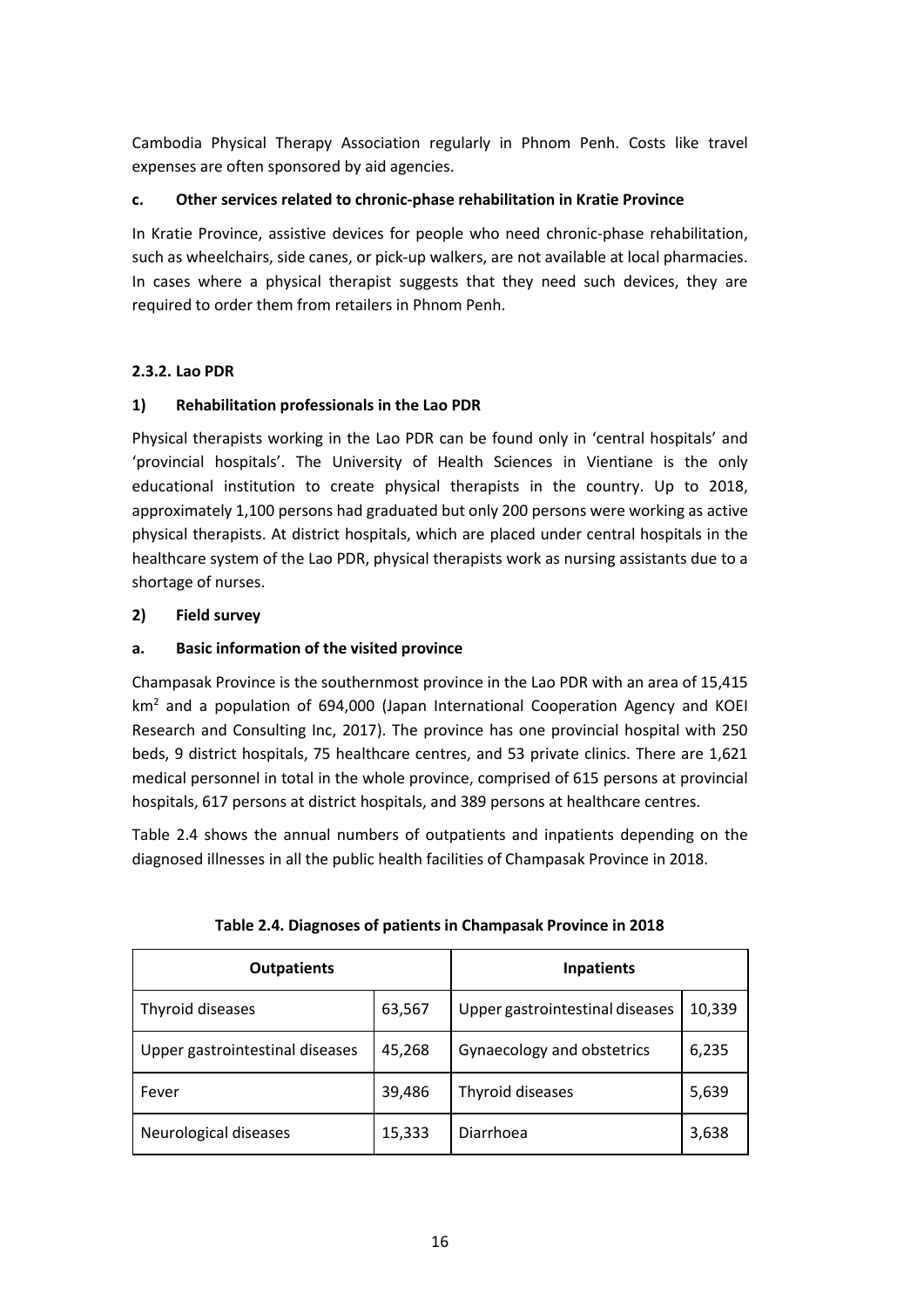Cambodia Physical Therapy Association regularly in Phnom Penh. Costs like travel expenses are often sponsored by aid agencies.

**c. Other services related to chronic-phase rehabilitation in Kratie Province**

In Kratie Province, assistive devices for people who need chronic-phase rehabilitation, such as wheelchairs, side canes, or pick-up walkers, are not available at local pharmacies. In cases where a physical therapist suggests that they need such devices, they are required to order them from retailers in Phnom Penh.

### 2.3.2. Lao PDR

**1) Rehabilitation professionals in the Lao PDR**

Physical therapists working in the Lao PDR can be found only in 'central hospitals' and 'provincial hospitals'. The University of Health Sciences in Vientiane is the only educational institution to create physical therapists in the country. Up to 2018, approximately 1,100 persons had graduated but only 200 persons were working as active physical therapists. At district hospitals, which are placed under central hospitals in the healthcare system of the Lao PDR, physical therapists work as nursing assistants due to a shortage of nurses.

**2) Field survey**

**a. Basic information of the visited province**

Champasak Province is the southernmost province in the Lao PDR with an area of 15,415 km$^2$ and a population of 694,000 (Japan International Cooperation Agency and KOEI Research and Consulting Inc, 2017). The province has one provincial hospital with 250 beds, 9 district hospitals, 75 healthcare centres, and 53 private clinics. There are 1,621 medical personnel in total in the whole province, comprised of 615 persons at provincial hospitals, 617 persons at district hospitals, and 389 persons at healthcare centres.

Table 2.4 shows the annual numbers of outpatients and inpatients depending on the diagnosed illnesses in all the public health facilities of Champasak Province in 2018.

**Table 2.4. Diagnoses of patients in Champasak Province in 2018**

| Outpatients | | Inpatients | |
|---|---|---|---|
| Thyroid diseases | 63,567 | Upper gastrointestinal diseases | 10,339 |
| Upper gastrointestinal diseases | 45,268 | Gynaecology and obstetrics | 6,235 |
| Fever | 39,486 | Thyroid diseases | 5,639 |
| Neurological diseases | 15,333 | Diarrhoea | 3,638 |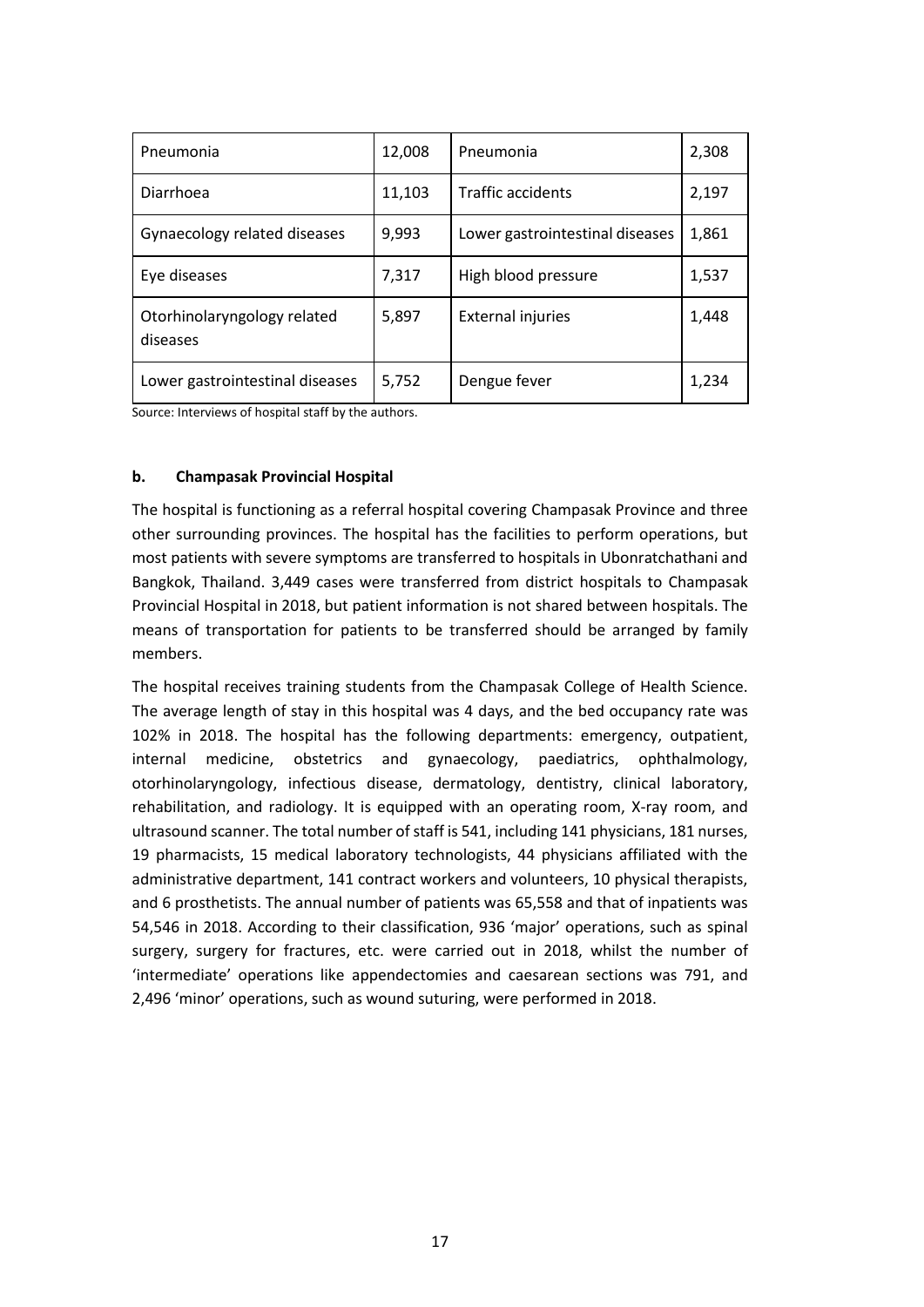| Pneumonia | 12,008 | Pneumonia | 2,308 |
|---|---|---|---|
| Diarrhoea | 11,103 | Traffic accidents | 2,197 |
| Gynaecology related diseases | 9,993 | Lower gastrointestinal diseases | 1,861 |
| Eye diseases | 7,317 | High blood pressure | 1,537 |
| Otorhinolaryngology related diseases | 5,897 | External injuries | 1,448 |
| Lower gastrointestinal diseases | 5,752 | Dengue fever | 1,234 |

Source: Interviews of hospital staff by the authors.

#### b. Champasak Provincial Hospital

The hospital is functioning as a referral hospital covering Champasak Province and three other surrounding provinces. The hospital has the facilities to perform operations, but most patients with severe symptoms are transferred to hospitals in Ubonratchathani and Bangkok, Thailand. 3,449 cases were transferred from district hospitals to Champasak Provincial Hospital in 2018, but patient information is not shared between hospitals. The means of transportation for patients to be transferred should be arranged by family members.

The hospital receives training students from the Champasak College of Health Science. The average length of stay in this hospital was 4 days, and the bed occupancy rate was 102% in 2018. The hospital has the following departments: emergency, outpatient, internal medicine, obstetrics and gynaecology, paediatrics, ophthalmology, otorhinolaryngology, infectious disease, dermatology, dentistry, clinical laboratory, rehabilitation, and radiology. It is equipped with an operating room, X-ray room, and ultrasound scanner. The total number of staff is 541, including 141 physicians, 181 nurses, 19 pharmacists, 15 medical laboratory technologists, 44 physicians affiliated with the administrative department, 141 contract workers and volunteers, 10 physical therapists, and 6 prosthetists. The annual number of patients was 65,558 and that of inpatients was 54,546 in 2018. According to their classification, 936 'major' operations, such as spinal surgery, surgery for fractures, etc. were carried out in 2018, whilst the number of 'intermediate' operations like appendectomies and caesarean sections was 791, and 2,496 'minor' operations, such as wound suturing, were performed in 2018.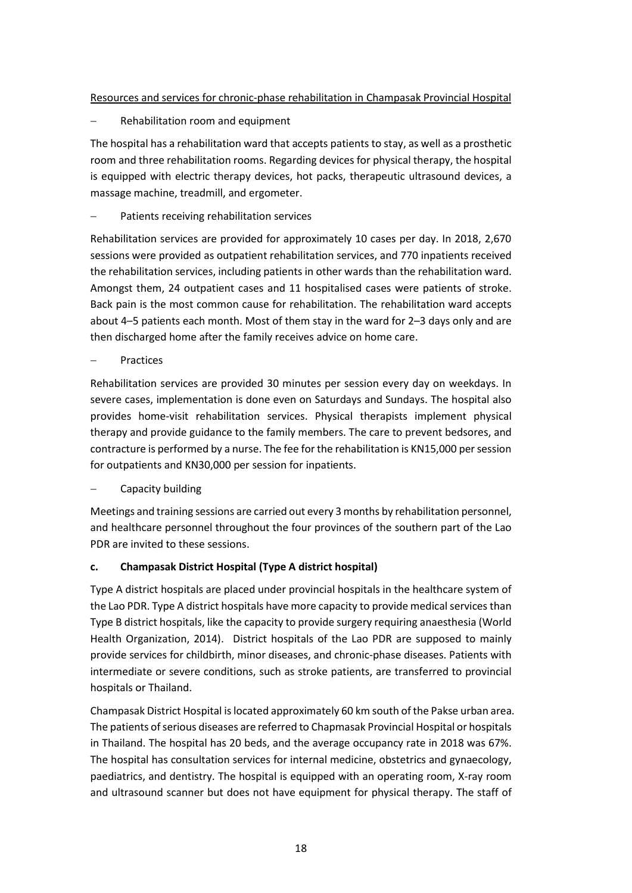Resources and services for chronic-phase rehabilitation in Champasak Provincial Hospital

- Rehabilitation room and equipment

The hospital has a rehabilitation ward that accepts patients to stay, as well as a prosthetic room and three rehabilitation rooms. Regarding devices for physical therapy, the hospital is equipped with electric therapy devices, hot packs, therapeutic ultrasound devices, a massage machine, treadmill, and ergometer.

- Patients receiving rehabilitation services

Rehabilitation services are provided for approximately 10 cases per day. In 2018, 2,670 sessions were provided as outpatient rehabilitation services, and 770 inpatients received the rehabilitation services, including patients in other wards than the rehabilitation ward. Amongst them, 24 outpatient cases and 11 hospitalised cases were patients of stroke. Back pain is the most common cause for rehabilitation. The rehabilitation ward accepts about 4–5 patients each month. Most of them stay in the ward for 2–3 days only and are then discharged home after the family receives advice on home care.

- Practices

Rehabilitation services are provided 30 minutes per session every day on weekdays. In severe cases, implementation is done even on Saturdays and Sundays. The hospital also provides home-visit rehabilitation services. Physical therapists implement physical therapy and provide guidance to the family members. The care to prevent bedsores, and contracture is performed by a nurse. The fee for the rehabilitation is KN15,000 per session for outpatients and KN30,000 per session for inpatients.

- Capacity building

Meetings and training sessions are carried out every 3 months by rehabilitation personnel, and healthcare personnel throughout the four provinces of the southern part of the Lao PDR are invited to these sessions.

**c. Champasak District Hospital (Type A district hospital)**

Type A district hospitals are placed under provincial hospitals in the healthcare system of the Lao PDR. Type A district hospitals have more capacity to provide medical services than Type B district hospitals, like the capacity to provide surgery requiring anaesthesia (World Health Organization, 2014). District hospitals of the Lao PDR are supposed to mainly provide services for childbirth, minor diseases, and chronic-phase diseases. Patients with intermediate or severe conditions, such as stroke patients, are transferred to provincial hospitals or Thailand.

Champasak District Hospital is located approximately 60 km south of the Pakse urban area. The patients of serious diseases are referred to Chapmasak Provincial Hospital or hospitals in Thailand. The hospital has 20 beds, and the average occupancy rate in 2018 was 67%. The hospital has consultation services for internal medicine, obstetrics and gynaecology, paediatrics, and dentistry. The hospital is equipped with an operating room, X-ray room and ultrasound scanner but does not have equipment for physical therapy. The staff of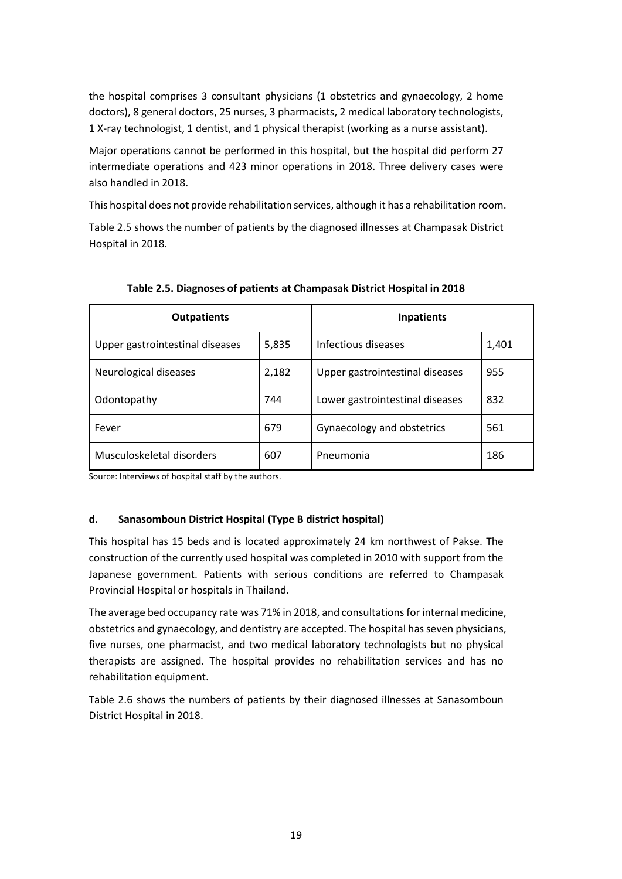the hospital comprises 3 consultant physicians (1 obstetrics and gynaecology, 2 home doctors), 8 general doctors, 25 nurses, 3 pharmacists, 2 medical laboratory technologists, 1 X-ray technologist, 1 dentist, and 1 physical therapist (working as a nurse assistant).

Major operations cannot be performed in this hospital, but the hospital did perform 27 intermediate operations and 423 minor operations in 2018. Three delivery cases were also handled in 2018.

This hospital does not provide rehabilitation services, although it has a rehabilitation room.

Table 2.5 shows the number of patients by the diagnosed illnesses at Champasak District Hospital in 2018.

**Table 2.5. Diagnoses of patients at Champasak District Hospital in 2018**

| Outpatients | | Inpatients | |
|---|---|---|---|
| Upper gastrointestinal diseases | 5,835 | Infectious diseases | 1,401 |
| Neurological diseases | 2,182 | Upper gastrointestinal diseases | 955 |
| Odontopathy | 744 | Lower gastrointestinal diseases | 832 |
| Fever | 679 | Gynaecology and obstetrics | 561 |
| Musculoskeletal disorders | 607 | Pneumonia | 186 |

Source: Interviews of hospital staff by the authors.

#### d. Sanasomboun District Hospital (Type B district hospital)

This hospital has 15 beds and is located approximately 24 km northwest of Pakse. The construction of the currently used hospital was completed in 2010 with support from the Japanese government. Patients with serious conditions are referred to Champasak Provincial Hospital or hospitals in Thailand.

The average bed occupancy rate was 71% in 2018, and consultations for internal medicine, obstetrics and gynaecology, and dentistry are accepted. The hospital has seven physicians, five nurses, one pharmacist, and two medical laboratory technologists but no physical therapists are assigned. The hospital provides no rehabilitation services and has no rehabilitation equipment.

Table 2.6 shows the numbers of patients by their diagnosed illnesses at Sanasomboun District Hospital in 2018.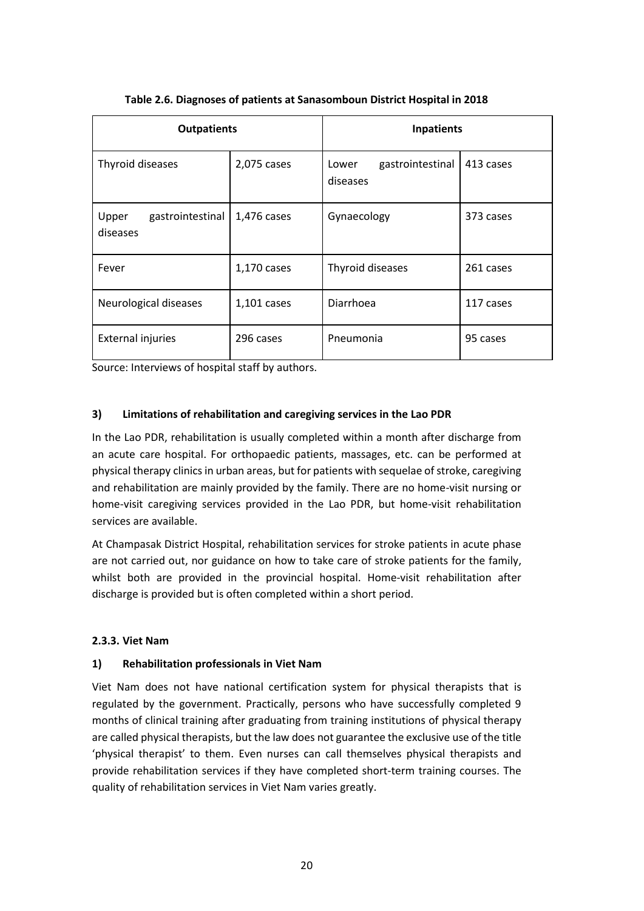**Table 2.6. Diagnoses of patients at Sanasomboun District Hospital in 2018**

| Outpatients | | Inpatients | |
|---|---|---|---|
| Thyroid diseases | 2,075 cases | Lower gastrointestinal diseases | 413 cases |
| Upper gastrointestinal diseases | 1,476 cases | Gynaecology | 373 cases |
| Fever | 1,170 cases | Thyroid diseases | 261 cases |
| Neurological diseases | 1,101 cases | Diarrhoea | 117 cases |
| External injuries | 296 cases | Pneumonia | 95 cases |

Source: Interviews of hospital staff by authors.

#### 3) Limitations of rehabilitation and caregiving services in the Lao PDR

In the Lao PDR, rehabilitation is usually completed within a month after discharge from an acute care hospital. For orthopaedic patients, massages, etc. can be performed at physical therapy clinics in urban areas, but for patients with sequelae of stroke, caregiving and rehabilitation are mainly provided by the family. There are no home-visit nursing or home-visit caregiving services provided in the Lao PDR, but home-visit rehabilitation services are available.

At Champasak District Hospital, rehabilitation services for stroke patients in acute phase are not carried out, nor guidance on how to take care of stroke patients for the family, whilst both are provided in the provincial hospital. Home-visit rehabilitation after discharge is provided but is often completed within a short period.

### 2.3.3. Viet Nam

#### 1) Rehabilitation professionals in Viet Nam

Viet Nam does not have national certification system for physical therapists that is regulated by the government. Practically, persons who have successfully completed 9 months of clinical training after graduating from training institutions of physical therapy are called physical therapists, but the law does not guarantee the exclusive use of the title 'physical therapist' to them. Even nurses can call themselves physical therapists and provide rehabilitation services if they have completed short-term training courses. The quality of rehabilitation services in Viet Nam varies greatly.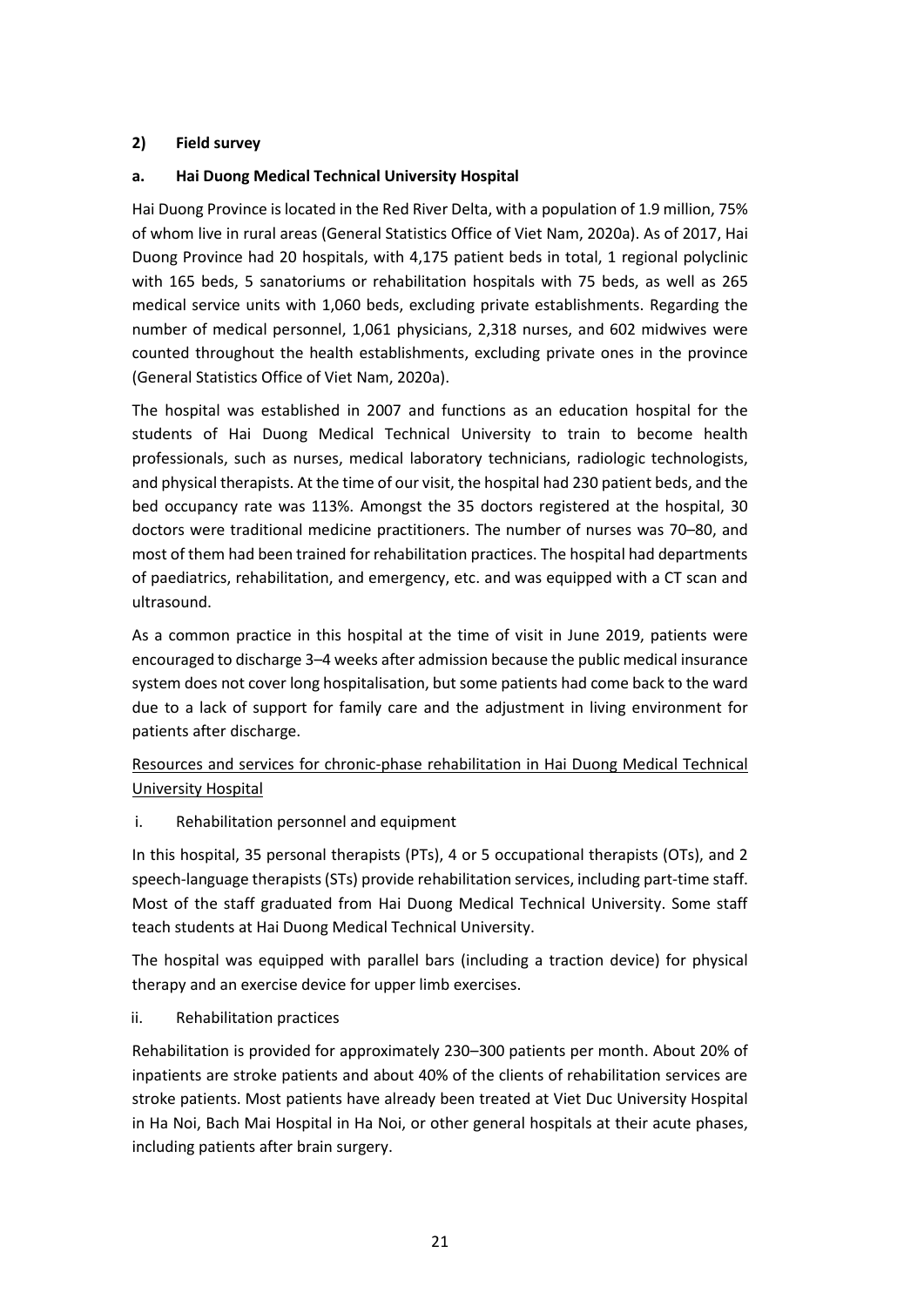### 2) Field survey

#### a. Hai Duong Medical Technical University Hospital

Hai Duong Province is located in the Red River Delta, with a population of 1.9 million, 75% of whom live in rural areas (General Statistics Office of Viet Nam, 2020a). As of 2017, Hai Duong Province had 20 hospitals, with 4,175 patient beds in total, 1 regional polyclinic with 165 beds, 5 sanatoriums or rehabilitation hospitals with 75 beds, as well as 265 medical service units with 1,060 beds, excluding private establishments. Regarding the number of medical personnel, 1,061 physicians, 2,318 nurses, and 602 midwives were counted throughout the health establishments, excluding private ones in the province (General Statistics Office of Viet Nam, 2020a).

The hospital was established in 2007 and functions as an education hospital for the students of Hai Duong Medical Technical University to train to become health professionals, such as nurses, medical laboratory technicians, radiologic technologists, and physical therapists. At the time of our visit, the hospital had 230 patient beds, and the bed occupancy rate was 113%. Amongst the 35 doctors registered at the hospital, 30 doctors were traditional medicine practitioners. The number of nurses was 70–80, and most of them had been trained for rehabilitation practices. The hospital had departments of paediatrics, rehabilitation, and emergency, etc. and was equipped with a CT scan and ultrasound.

As a common practice in this hospital at the time of visit in June 2019, patients were encouraged to discharge 3–4 weeks after admission because the public medical insurance system does not cover long hospitalisation, but some patients had come back to the ward due to a lack of support for family care and the adjustment in living environment for patients after discharge.

<u>Resources and services for chronic-phase rehabilitation in Hai Duong Medical Technical University Hospital</u>

i. Rehabilitation personnel and equipment

In this hospital, 35 personal therapists (PTs), 4 or 5 occupational therapists (OTs), and 2 speech-language therapists (STs) provide rehabilitation services, including part-time staff. Most of the staff graduated from Hai Duong Medical Technical University. Some staff teach students at Hai Duong Medical Technical University.

The hospital was equipped with parallel bars (including a traction device) for physical therapy and an exercise device for upper limb exercises.

ii. Rehabilitation practices

Rehabilitation is provided for approximately 230–300 patients per month. About 20% of inpatients are stroke patients and about 40% of the clients of rehabilitation services are stroke patients. Most patients have already been treated at Viet Duc University Hospital in Ha Noi, Bach Mai Hospital in Ha Noi, or other general hospitals at their acute phases, including patients after brain surgery.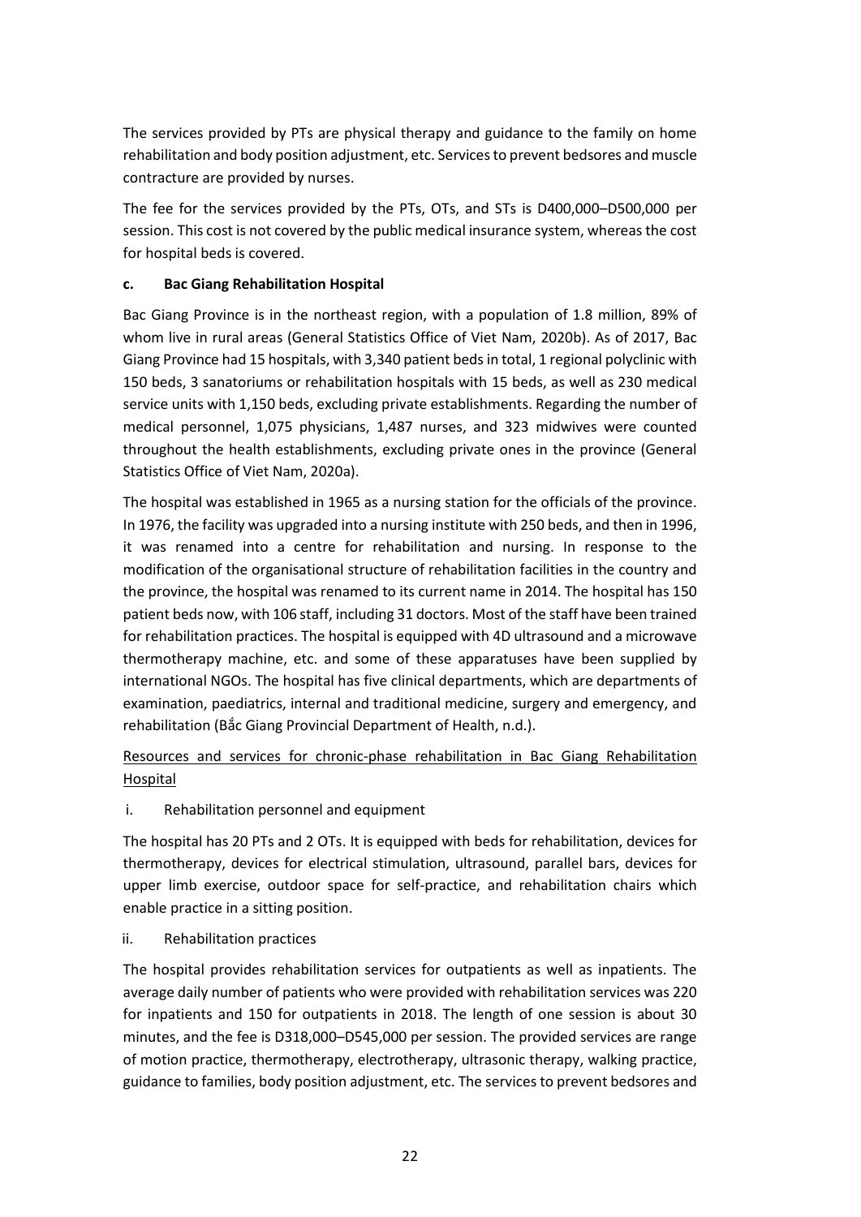The services provided by PTs are physical therapy and guidance to the family on home rehabilitation and body position adjustment, etc. Services to prevent bedsores and muscle contracture are provided by nurses.

The fee for the services provided by the PTs, OTs, and STs is D400,000–D500,000 per session. This cost is not covered by the public medical insurance system, whereas the cost for hospital beds is covered.

### c. Bac Giang Rehabilitation Hospital

Bac Giang Province is in the northeast region, with a population of 1.8 million, 89% of whom live in rural areas (General Statistics Office of Viet Nam, 2020b). As of 2017, Bac Giang Province had 15 hospitals, with 3,340 patient beds in total, 1 regional polyclinic with 150 beds, 3 sanatoriums or rehabilitation hospitals with 15 beds, as well as 230 medical service units with 1,150 beds, excluding private establishments. Regarding the number of medical personnel, 1,075 physicians, 1,487 nurses, and 323 midwives were counted throughout the health establishments, excluding private ones in the province (General Statistics Office of Viet Nam, 2020a).

The hospital was established in 1965 as a nursing station for the officials of the province. In 1976, the facility was upgraded into a nursing institute with 250 beds, and then in 1996, it was renamed into a centre for rehabilitation and nursing. In response to the modification of the organisational structure of rehabilitation facilities in the country and the province, the hospital was renamed to its current name in 2014. The hospital has 150 patient beds now, with 106 staff, including 31 doctors. Most of the staff have been trained for rehabilitation practices. The hospital is equipped with 4D ultrasound and a microwave thermotherapy machine, etc. and some of these apparatuses have been supplied by international NGOs. The hospital has five clinical departments, which are departments of examination, paediatrics, internal and traditional medicine, surgery and emergency, and rehabilitation (Bắc Giang Provincial Department of Health, n.d.).

<u>Resources and services for chronic-phase rehabilitation in Bac Giang Rehabilitation Hospital</u>

i. Rehabilitation personnel and equipment

The hospital has 20 PTs and 2 OTs. It is equipped with beds for rehabilitation, devices for thermotherapy, devices for electrical stimulation, ultrasound, parallel bars, devices for upper limb exercise, outdoor space for self-practice, and rehabilitation chairs which enable practice in a sitting position.

ii. Rehabilitation practices

The hospital provides rehabilitation services for outpatients as well as inpatients. The average daily number of patients who were provided with rehabilitation services was 220 for inpatients and 150 for outpatients in 2018. The length of one session is about 30 minutes, and the fee is D318,000–D545,000 per session. The provided services are range of motion practice, thermotherapy, electrotherapy, ultrasonic therapy, walking practice, guidance to families, body position adjustment, etc. The services to prevent bedsores and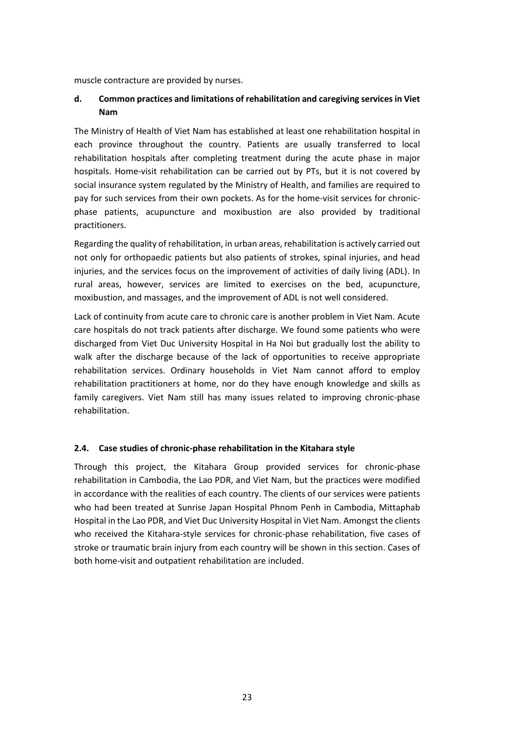muscle contracture are provided by nurses.

### d. Common practices and limitations of rehabilitation and caregiving services in Viet Nam

The Ministry of Health of Viet Nam has established at least one rehabilitation hospital in each province throughout the country. Patients are usually transferred to local rehabilitation hospitals after completing treatment during the acute phase in major hospitals. Home-visit rehabilitation can be carried out by PTs, but it is not covered by social insurance system regulated by the Ministry of Health, and families are required to pay for such services from their own pockets. As for the home-visit services for chronic-phase patients, acupuncture and moxibustion are also provided by traditional practitioners.

Regarding the quality of rehabilitation, in urban areas, rehabilitation is actively carried out not only for orthopaedic patients but also patients of strokes, spinal injuries, and head injuries, and the services focus on the improvement of activities of daily living (ADL). In rural areas, however, services are limited to exercises on the bed, acupuncture, moxibustion, and massages, and the improvement of ADL is not well considered.

Lack of continuity from acute care to chronic care is another problem in Viet Nam. Acute care hospitals do not track patients after discharge. We found some patients who were discharged from Viet Duc University Hospital in Ha Noi but gradually lost the ability to walk after the discharge because of the lack of opportunities to receive appropriate rehabilitation services. Ordinary households in Viet Nam cannot afford to employ rehabilitation practitioners at home, nor do they have enough knowledge and skills as family caregivers. Viet Nam still has many issues related to improving chronic-phase rehabilitation.

## 2.4. Case studies of chronic-phase rehabilitation in the Kitahara style

Through this project, the Kitahara Group provided services for chronic-phase rehabilitation in Cambodia, the Lao PDR, and Viet Nam, but the practices were modified in accordance with the realities of each country. The clients of our services were patients who had been treated at Sunrise Japan Hospital Phnom Penh in Cambodia, Mittaphab Hospital in the Lao PDR, and Viet Duc University Hospital in Viet Nam. Amongst the clients who received the Kitahara-style services for chronic-phase rehabilitation, five cases of stroke or traumatic brain injury from each country will be shown in this section. Cases of both home-visit and outpatient rehabilitation are included.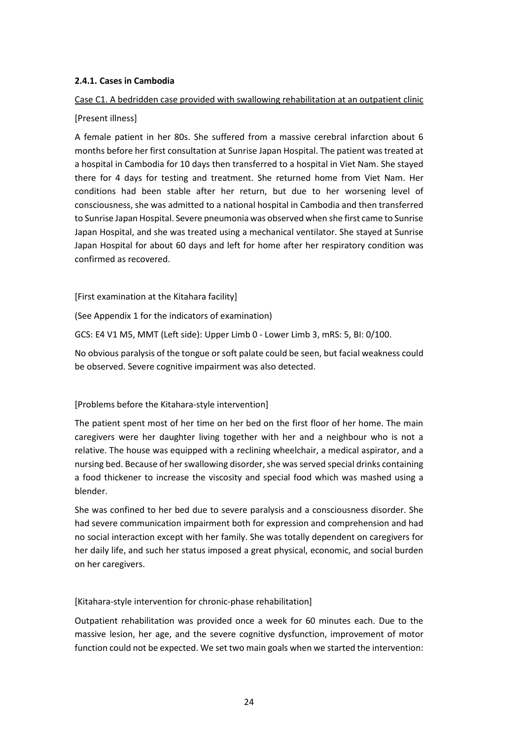#### 2.4.1. Cases in Cambodia

Case C1. A bedridden case provided with swallowing rehabilitation at an outpatient clinic

[Present illness]

A female patient in her 80s. She suffered from a massive cerebral infarction about 6 months before her first consultation at Sunrise Japan Hospital. The patient was treated at a hospital in Cambodia for 10 days then transferred to a hospital in Viet Nam. She stayed there for 4 days for testing and treatment. She returned home from Viet Nam. Her conditions had been stable after her return, but due to her worsening level of consciousness, she was admitted to a national hospital in Cambodia and then transferred to Sunrise Japan Hospital. Severe pneumonia was observed when she first came to Sunrise Japan Hospital, and she was treated using a mechanical ventilator. She stayed at Sunrise Japan Hospital for about 60 days and left for home after her respiratory condition was confirmed as recovered.

[First examination at the Kitahara facility]

(See Appendix 1 for the indicators of examination)

GCS: E4 V1 M5, MMT (Left side): Upper Limb 0 - Lower Limb 3, mRS: 5, BI: 0/100.

No obvious paralysis of the tongue or soft palate could be seen, but facial weakness could be observed. Severe cognitive impairment was also detected.

[Problems before the Kitahara-style intervention]

The patient spent most of her time on her bed on the first floor of her home. The main caregivers were her daughter living together with her and a neighbour who is not a relative. The house was equipped with a reclining wheelchair, a medical aspirator, and a nursing bed. Because of her swallowing disorder, she was served special drinks containing a food thickener to increase the viscosity and special food which was mashed using a blender.

She was confined to her bed due to severe paralysis and a consciousness disorder. She had severe communication impairment both for expression and comprehension and had no social interaction except with her family. She was totally dependent on caregivers for her daily life, and such her status imposed a great physical, economic, and social burden on her caregivers.

[Kitahara-style intervention for chronic-phase rehabilitation]

Outpatient rehabilitation was provided once a week for 60 minutes each. Due to the massive lesion, her age, and the severe cognitive dysfunction, improvement of motor function could not be expected. We set two main goals when we started the intervention: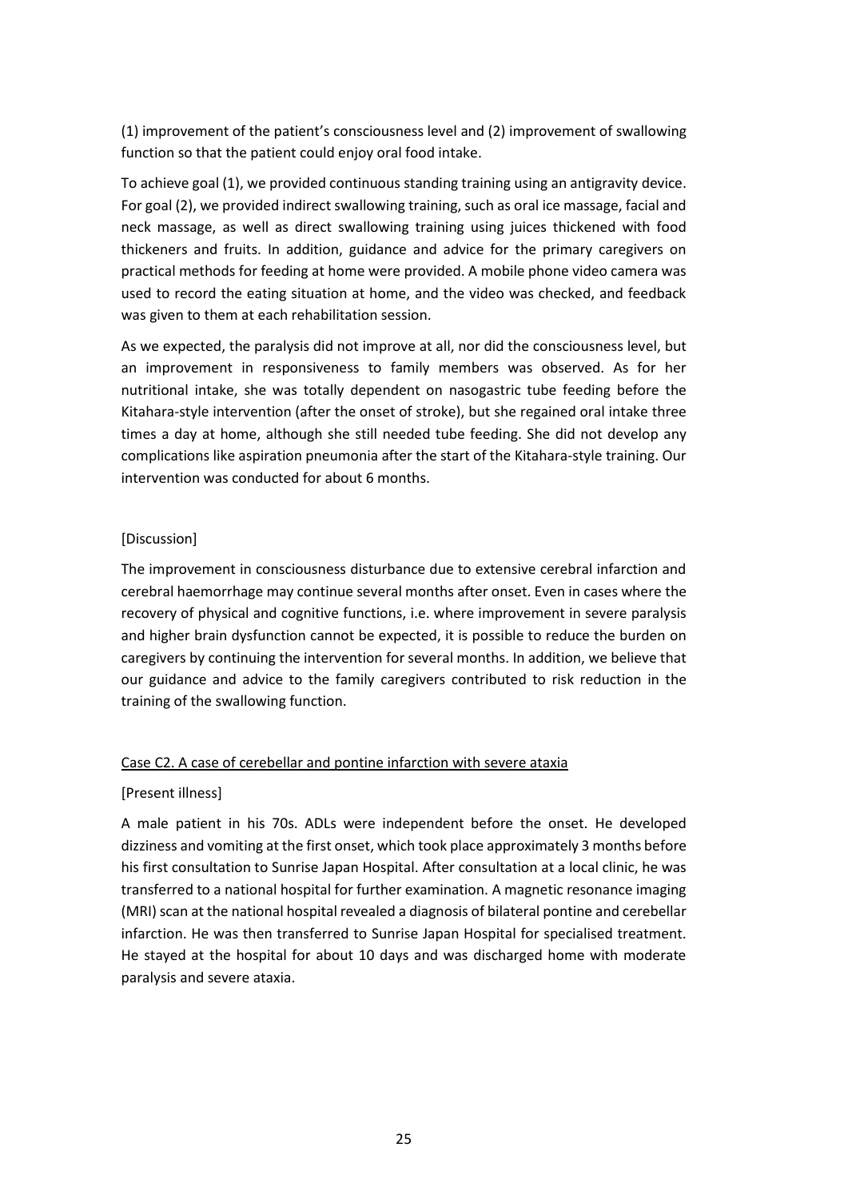(1) improvement of the patient's consciousness level and (2) improvement of swallowing function so that the patient could enjoy oral food intake.

To achieve goal (1), we provided continuous standing training using an antigravity device. For goal (2), we provided indirect swallowing training, such as oral ice massage, facial and neck massage, as well as direct swallowing training using juices thickened with food thickeners and fruits. In addition, guidance and advice for the primary caregivers on practical methods for feeding at home were provided. A mobile phone video camera was used to record the eating situation at home, and the video was checked, and feedback was given to them at each rehabilitation session.

As we expected, the paralysis did not improve at all, nor did the consciousness level, but an improvement in responsiveness to family members was observed. As for her nutritional intake, she was totally dependent on nasogastric tube feeding before the Kitahara-style intervention (after the onset of stroke), but she regained oral intake three times a day at home, although she still needed tube feeding. She did not develop any complications like aspiration pneumonia after the start of the Kitahara-style training. Our intervention was conducted for about 6 months.

[Discussion]

The improvement in consciousness disturbance due to extensive cerebral infarction and cerebral haemorrhage may continue several months after onset. Even in cases where the recovery of physical and cognitive functions, i.e. where improvement in severe paralysis and higher brain dysfunction cannot be expected, it is possible to reduce the burden on caregivers by continuing the intervention for several months. In addition, we believe that our guidance and advice to the family caregivers contributed to risk reduction in the training of the swallowing function.

Case C2. A case of cerebellar and pontine infarction with severe ataxia

[Present illness]

A male patient in his 70s. ADLs were independent before the onset. He developed dizziness and vomiting at the first onset, which took place approximately 3 months before his first consultation to Sunrise Japan Hospital. After consultation at a local clinic, he was transferred to a national hospital for further examination. A magnetic resonance imaging (MRI) scan at the national hospital revealed a diagnosis of bilateral pontine and cerebellar infarction. He was then transferred to Sunrise Japan Hospital for specialised treatment. He stayed at the hospital for about 10 days and was discharged home with moderate paralysis and severe ataxia.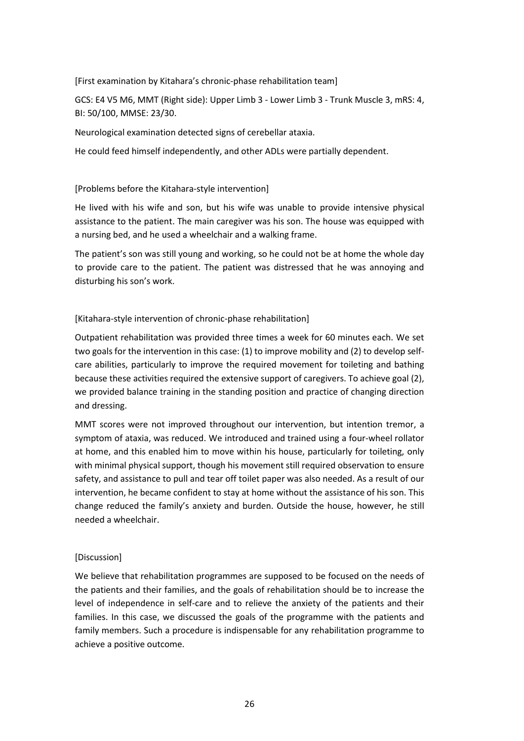[First examination by Kitahara's chronic-phase rehabilitation team]

GCS: E4 V5 M6, MMT (Right side): Upper Limb 3 - Lower Limb 3 - Trunk Muscle 3, mRS: 4, BI: 50/100, MMSE: 23/30.

Neurological examination detected signs of cerebellar ataxia.

He could feed himself independently, and other ADLs were partially dependent.

[Problems before the Kitahara-style intervention]

He lived with his wife and son, but his wife was unable to provide intensive physical assistance to the patient. The main caregiver was his son. The house was equipped with a nursing bed, and he used a wheelchair and a walking frame.

The patient's son was still young and working, so he could not be at home the whole day to provide care to the patient. The patient was distressed that he was annoying and disturbing his son's work.

[Kitahara-style intervention of chronic-phase rehabilitation]

Outpatient rehabilitation was provided three times a week for 60 minutes each. We set two goals for the intervention in this case: (1) to improve mobility and (2) to develop self-care abilities, particularly to improve the required movement for toileting and bathing because these activities required the extensive support of caregivers. To achieve goal (2), we provided balance training in the standing position and practice of changing direction and dressing.

MMT scores were not improved throughout our intervention, but intention tremor, a symptom of ataxia, was reduced. We introduced and trained using a four-wheel rollator at home, and this enabled him to move within his house, particularly for toileting, only with minimal physical support, though his movement still required observation to ensure safety, and assistance to pull and tear off toilet paper was also needed. As a result of our intervention, he became confident to stay at home without the assistance of his son. This change reduced the family's anxiety and burden. Outside the house, however, he still needed a wheelchair.

[Discussion]

We believe that rehabilitation programmes are supposed to be focused on the needs of the patients and their families, and the goals of rehabilitation should be to increase the level of independence in self-care and to relieve the anxiety of the patients and their families. In this case, we discussed the goals of the programme with the patients and family members. Such a procedure is indispensable for any rehabilitation programme to achieve a positive outcome.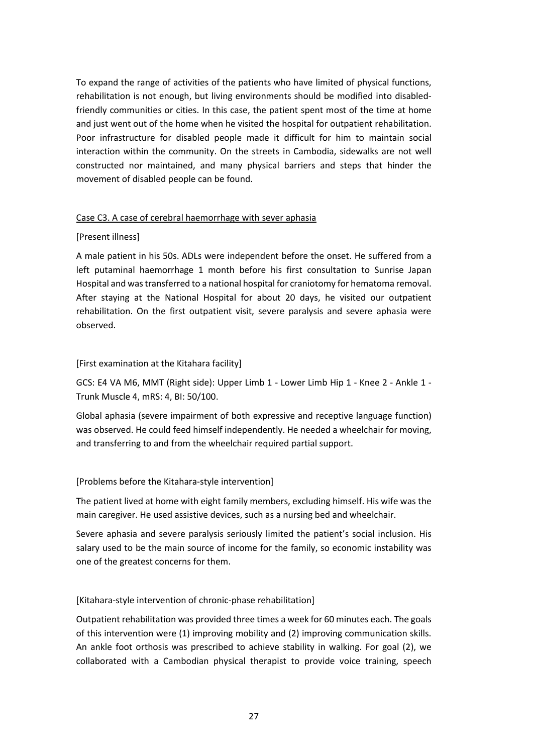To expand the range of activities of the patients who have limited of physical functions, rehabilitation is not enough, but living environments should be modified into disabled-friendly communities or cities. In this case, the patient spent most of the time at home and just went out of the home when he visited the hospital for outpatient rehabilitation. Poor infrastructure for disabled people made it difficult for him to maintain social interaction within the community. On the streets in Cambodia, sidewalks are not well constructed nor maintained, and many physical barriers and steps that hinder the movement of disabled people can be found.

Case C3. A case of cerebral haemorrhage with sever aphasia

[Present illness]

A male patient in his 50s. ADLs were independent before the onset. He suffered from a left putaminal haemorrhage 1 month before his first consultation to Sunrise Japan Hospital and was transferred to a national hospital for craniotomy for hematoma removal. After staying at the National Hospital for about 20 days, he visited our outpatient rehabilitation. On the first outpatient visit, severe paralysis and severe aphasia were observed.

[First examination at the Kitahara facility]

GCS: E4 VA M6, MMT (Right side): Upper Limb 1 - Lower Limb Hip 1 - Knee 2 - Ankle 1 - Trunk Muscle 4, mRS: 4, BI: 50/100.

Global aphasia (severe impairment of both expressive and receptive language function) was observed. He could feed himself independently. He needed a wheelchair for moving, and transferring to and from the wheelchair required partial support.

[Problems before the Kitahara-style intervention]

The patient lived at home with eight family members, excluding himself. His wife was the main caregiver. He used assistive devices, such as a nursing bed and wheelchair.

Severe aphasia and severe paralysis seriously limited the patient's social inclusion. His salary used to be the main source of income for the family, so economic instability was one of the greatest concerns for them.

[Kitahara-style intervention of chronic-phase rehabilitation]

Outpatient rehabilitation was provided three times a week for 60 minutes each. The goals of this intervention were (1) improving mobility and (2) improving communication skills. An ankle foot orthosis was prescribed to achieve stability in walking. For goal (2), we collaborated with a Cambodian physical therapist to provide voice training, speech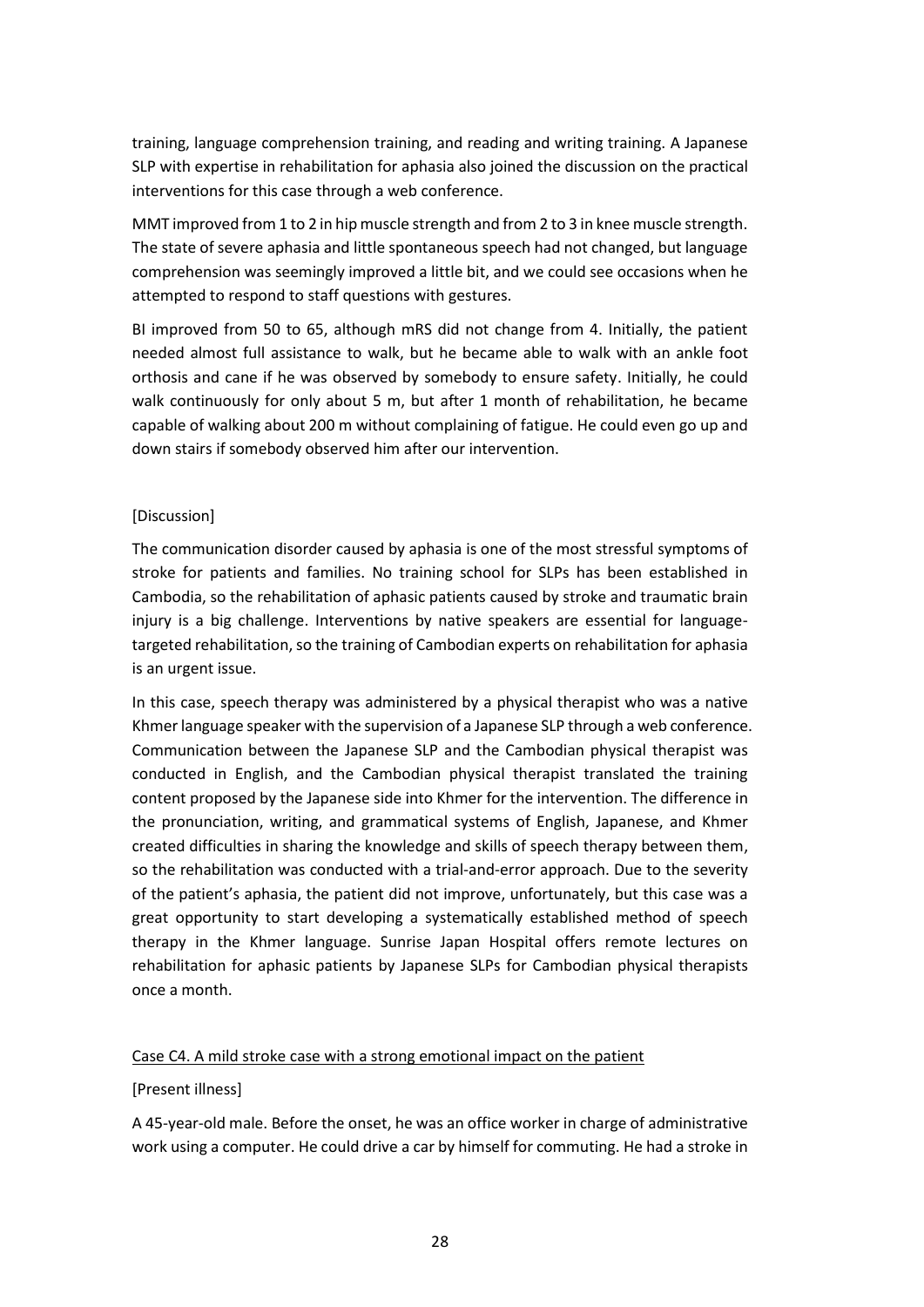training, language comprehension training, and reading and writing training. A Japanese SLP with expertise in rehabilitation for aphasia also joined the discussion on the practical interventions for this case through a web conference.

MMT improved from 1 to 2 in hip muscle strength and from 2 to 3 in knee muscle strength. The state of severe aphasia and little spontaneous speech had not changed, but language comprehension was seemingly improved a little bit, and we could see occasions when he attempted to respond to staff questions with gestures.

BI improved from 50 to 65, although mRS did not change from 4. Initially, the patient needed almost full assistance to walk, but he became able to walk with an ankle foot orthosis and cane if he was observed by somebody to ensure safety. Initially, he could walk continuously for only about 5 m, but after 1 month of rehabilitation, he became capable of walking about 200 m without complaining of fatigue. He could even go up and down stairs if somebody observed him after our intervention.

[Discussion]

The communication disorder caused by aphasia is one of the most stressful symptoms of stroke for patients and families. No training school for SLPs has been established in Cambodia, so the rehabilitation of aphasic patients caused by stroke and traumatic brain injury is a big challenge. Interventions by native speakers are essential for language-targeted rehabilitation, so the training of Cambodian experts on rehabilitation for aphasia is an urgent issue.

In this case, speech therapy was administered by a physical therapist who was a native Khmer language speaker with the supervision of a Japanese SLP through a web conference. Communication between the Japanese SLP and the Cambodian physical therapist was conducted in English, and the Cambodian physical therapist translated the training content proposed by the Japanese side into Khmer for the intervention. The difference in the pronunciation, writing, and grammatical systems of English, Japanese, and Khmer created difficulties in sharing the knowledge and skills of speech therapy between them, so the rehabilitation was conducted with a trial-and-error approach. Due to the severity of the patient's aphasia, the patient did not improve, unfortunately, but this case was a great opportunity to start developing a systematically established method of speech therapy in the Khmer language. Sunrise Japan Hospital offers remote lectures on rehabilitation for aphasic patients by Japanese SLPs for Cambodian physical therapists once a month.

<u>Case C4. A mild stroke case with a strong emotional impact on the patient</u>

[Present illness]

A 45-year-old male. Before the onset, he was an office worker in charge of administrative work using a computer. He could drive a car by himself for commuting. He had a stroke in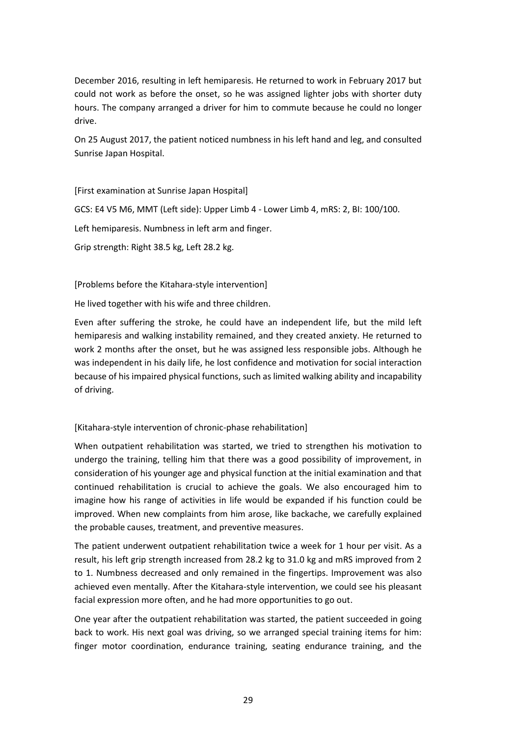December 2016, resulting in left hemiparesis. He returned to work in February 2017 but could not work as before the onset, so he was assigned lighter jobs with shorter duty hours. The company arranged a driver for him to commute because he could no longer drive.

On 25 August 2017, the patient noticed numbness in his left hand and leg, and consulted Sunrise Japan Hospital.

[First examination at Sunrise Japan Hospital]

GCS: E4 V5 M6, MMT (Left side): Upper Limb 4 - Lower Limb 4, mRS: 2, BI: 100/100.

Left hemiparesis. Numbness in left arm and finger.

Grip strength: Right 38.5 kg, Left 28.2 kg.

[Problems before the Kitahara-style intervention]

He lived together with his wife and three children.

Even after suffering the stroke, he could have an independent life, but the mild left hemiparesis and walking instability remained, and they created anxiety. He returned to work 2 months after the onset, but he was assigned less responsible jobs. Although he was independent in his daily life, he lost confidence and motivation for social interaction because of his impaired physical functions, such as limited walking ability and incapability of driving.

[Kitahara-style intervention of chronic-phase rehabilitation]

When outpatient rehabilitation was started, we tried to strengthen his motivation to undergo the training, telling him that there was a good possibility of improvement, in consideration of his younger age and physical function at the initial examination and that continued rehabilitation is crucial to achieve the goals. We also encouraged him to imagine how his range of activities in life would be expanded if his function could be improved. When new complaints from him arose, like backache, we carefully explained the probable causes, treatment, and preventive measures.

The patient underwent outpatient rehabilitation twice a week for 1 hour per visit. As a result, his left grip strength increased from 28.2 kg to 31.0 kg and mRS improved from 2 to 1. Numbness decreased and only remained in the fingertips. Improvement was also achieved even mentally. After the Kitahara-style intervention, we could see his pleasant facial expression more often, and he had more opportunities to go out.

One year after the outpatient rehabilitation was started, the patient succeeded in going back to work. His next goal was driving, so we arranged special training items for him: finger motor coordination, endurance training, seating endurance training, and the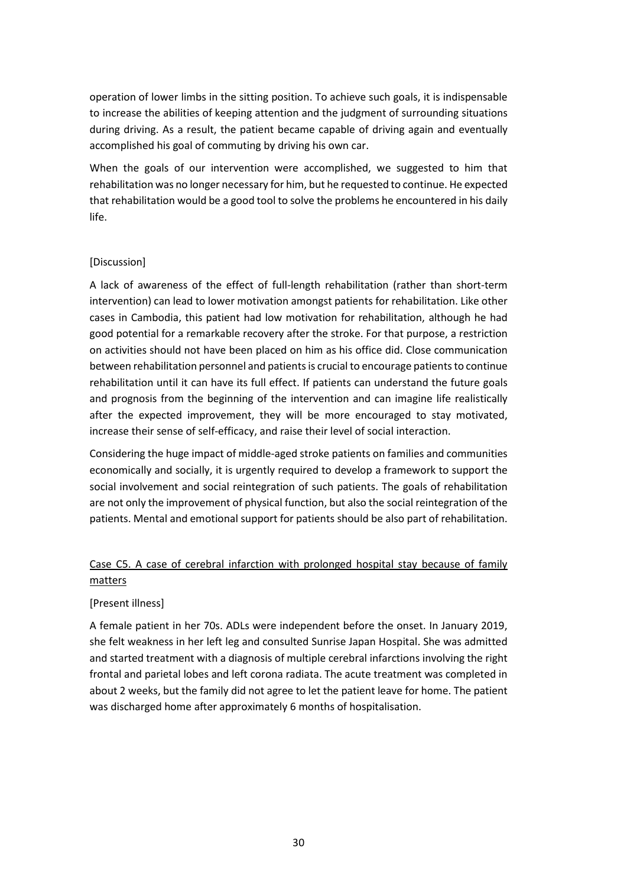operation of lower limbs in the sitting position. To achieve such goals, it is indispensable to increase the abilities of keeping attention and the judgment of surrounding situations during driving. As a result, the patient became capable of driving again and eventually accomplished his goal of commuting by driving his own car.

When the goals of our intervention were accomplished, we suggested to him that rehabilitation was no longer necessary for him, but he requested to continue. He expected that rehabilitation would be a good tool to solve the problems he encountered in his daily life.

[Discussion]

A lack of awareness of the effect of full-length rehabilitation (rather than short-term intervention) can lead to lower motivation amongst patients for rehabilitation. Like other cases in Cambodia, this patient had low motivation for rehabilitation, although he had good potential for a remarkable recovery after the stroke. For that purpose, a restriction on activities should not have been placed on him as his office did. Close communication between rehabilitation personnel and patients is crucial to encourage patients to continue rehabilitation until it can have its full effect. If patients can understand the future goals and prognosis from the beginning of the intervention and can imagine life realistically after the expected improvement, they will be more encouraged to stay motivated, increase their sense of self-efficacy, and raise their level of social interaction.

Considering the huge impact of middle-aged stroke patients on families and communities economically and socially, it is urgently required to develop a framework to support the social involvement and social reintegration of such patients. The goals of rehabilitation are not only the improvement of physical function, but also the social reintegration of the patients. Mental and emotional support for patients should be also part of rehabilitation.

<u>Case C5. A case of cerebral infarction with prolonged hospital stay because of family matters</u>

[Present illness]

A female patient in her 70s. ADLs were independent before the onset. In January 2019, she felt weakness in her left leg and consulted Sunrise Japan Hospital. She was admitted and started treatment with a diagnosis of multiple cerebral infarctions involving the right frontal and parietal lobes and left corona radiata. The acute treatment was completed in about 2 weeks, but the family did not agree to let the patient leave for home. The patient was discharged home after approximately 6 months of hospitalisation.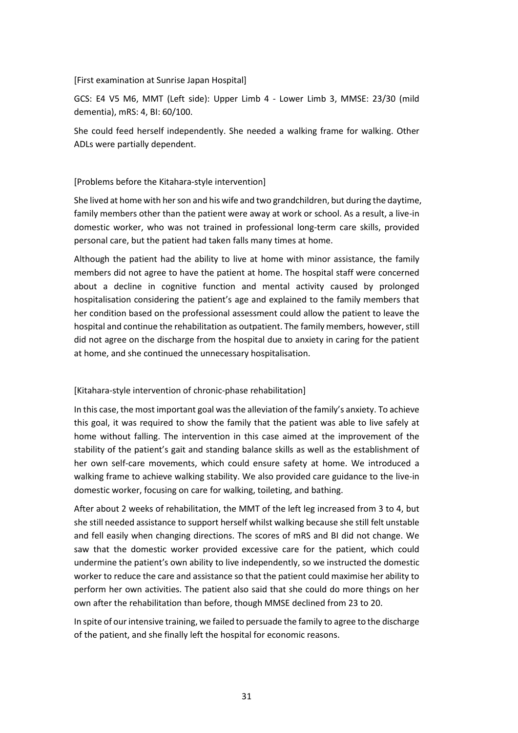[First examination at Sunrise Japan Hospital]

GCS: E4 V5 M6, MMT (Left side): Upper Limb 4 - Lower Limb 3, MMSE: 23/30 (mild dementia), mRS: 4, BI: 60/100.

She could feed herself independently. She needed a walking frame for walking. Other ADLs were partially dependent.

[Problems before the Kitahara-style intervention]

She lived at home with her son and his wife and two grandchildren, but during the daytime, family members other than the patient were away at work or school. As a result, a live-in domestic worker, who was not trained in professional long-term care skills, provided personal care, but the patient had taken falls many times at home.

Although the patient had the ability to live at home with minor assistance, the family members did not agree to have the patient at home. The hospital staff were concerned about a decline in cognitive function and mental activity caused by prolonged hospitalisation considering the patient's age and explained to the family members that her condition based on the professional assessment could allow the patient to leave the hospital and continue the rehabilitation as outpatient. The family members, however, still did not agree on the discharge from the hospital due to anxiety in caring for the patient at home, and she continued the unnecessary hospitalisation.

[Kitahara-style intervention of chronic-phase rehabilitation]

In this case, the most important goal was the alleviation of the family's anxiety. To achieve this goal, it was required to show the family that the patient was able to live safely at home without falling. The intervention in this case aimed at the improvement of the stability of the patient's gait and standing balance skills as well as the establishment of her own self-care movements, which could ensure safety at home. We introduced a walking frame to achieve walking stability. We also provided care guidance to the live-in domestic worker, focusing on care for walking, toileting, and bathing.

After about 2 weeks of rehabilitation, the MMT of the left leg increased from 3 to 4, but she still needed assistance to support herself whilst walking because she still felt unstable and fell easily when changing directions. The scores of mRS and BI did not change. We saw that the domestic worker provided excessive care for the patient, which could undermine the patient's own ability to live independently, so we instructed the domestic worker to reduce the care and assistance so that the patient could maximise her ability to perform her own activities. The patient also said that she could do more things on her own after the rehabilitation than before, though MMSE declined from 23 to 20.

In spite of our intensive training, we failed to persuade the family to agree to the discharge of the patient, and she finally left the hospital for economic reasons.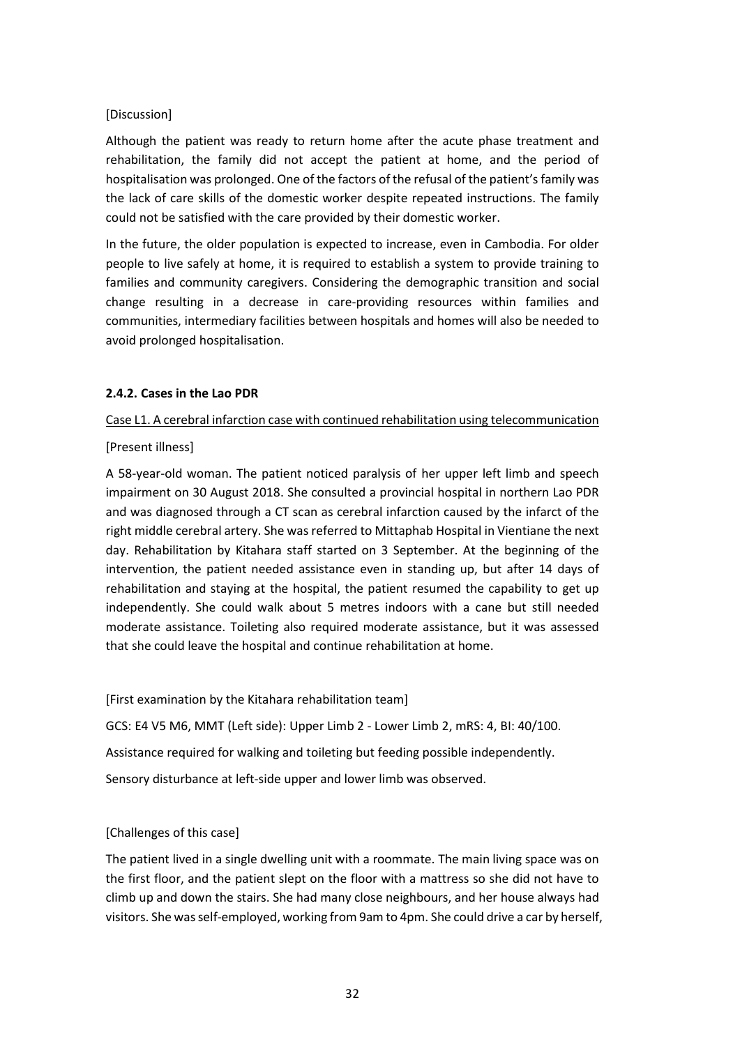[Discussion]

Although the patient was ready to return home after the acute phase treatment and rehabilitation, the family did not accept the patient at home, and the period of hospitalisation was prolonged. One of the factors of the refusal of the patient's family was the lack of care skills of the domestic worker despite repeated instructions. The family could not be satisfied with the care provided by their domestic worker.

In the future, the older population is expected to increase, even in Cambodia. For older people to live safely at home, it is required to establish a system to provide training to families and community caregivers. Considering the demographic transition and social change resulting in a decrease in care-providing resources within families and communities, intermediary facilities between hospitals and homes will also be needed to avoid prolonged hospitalisation.

### 2.4.2. Cases in the Lao PDR

Case L1. A cerebral infarction case with continued rehabilitation using telecommunication

[Present illness]

A 58-year-old woman. The patient noticed paralysis of her upper left limb and speech impairment on 30 August 2018. She consulted a provincial hospital in northern Lao PDR and was diagnosed through a CT scan as cerebral infarction caused by the infarct of the right middle cerebral artery. She was referred to Mittaphab Hospital in Vientiane the next day. Rehabilitation by Kitahara staff started on 3 September. At the beginning of the intervention, the patient needed assistance even in standing up, but after 14 days of rehabilitation and staying at the hospital, the patient resumed the capability to get up independently. She could walk about 5 metres indoors with a cane but still needed moderate assistance. Toileting also required moderate assistance, but it was assessed that she could leave the hospital and continue rehabilitation at home.

[First examination by the Kitahara rehabilitation team]

GCS: E4 V5 M6, MMT (Left side): Upper Limb 2 - Lower Limb 2, mRS: 4, BI: 40/100.

Assistance required for walking and toileting but feeding possible independently.

Sensory disturbance at left-side upper and lower limb was observed.

[Challenges of this case]

The patient lived in a single dwelling unit with a roommate. The main living space was on the first floor, and the patient slept on the floor with a mattress so she did not have to climb up and down the stairs. She had many close neighbours, and her house always had visitors. She was self-employed, working from 9am to 4pm. She could drive a car by herself,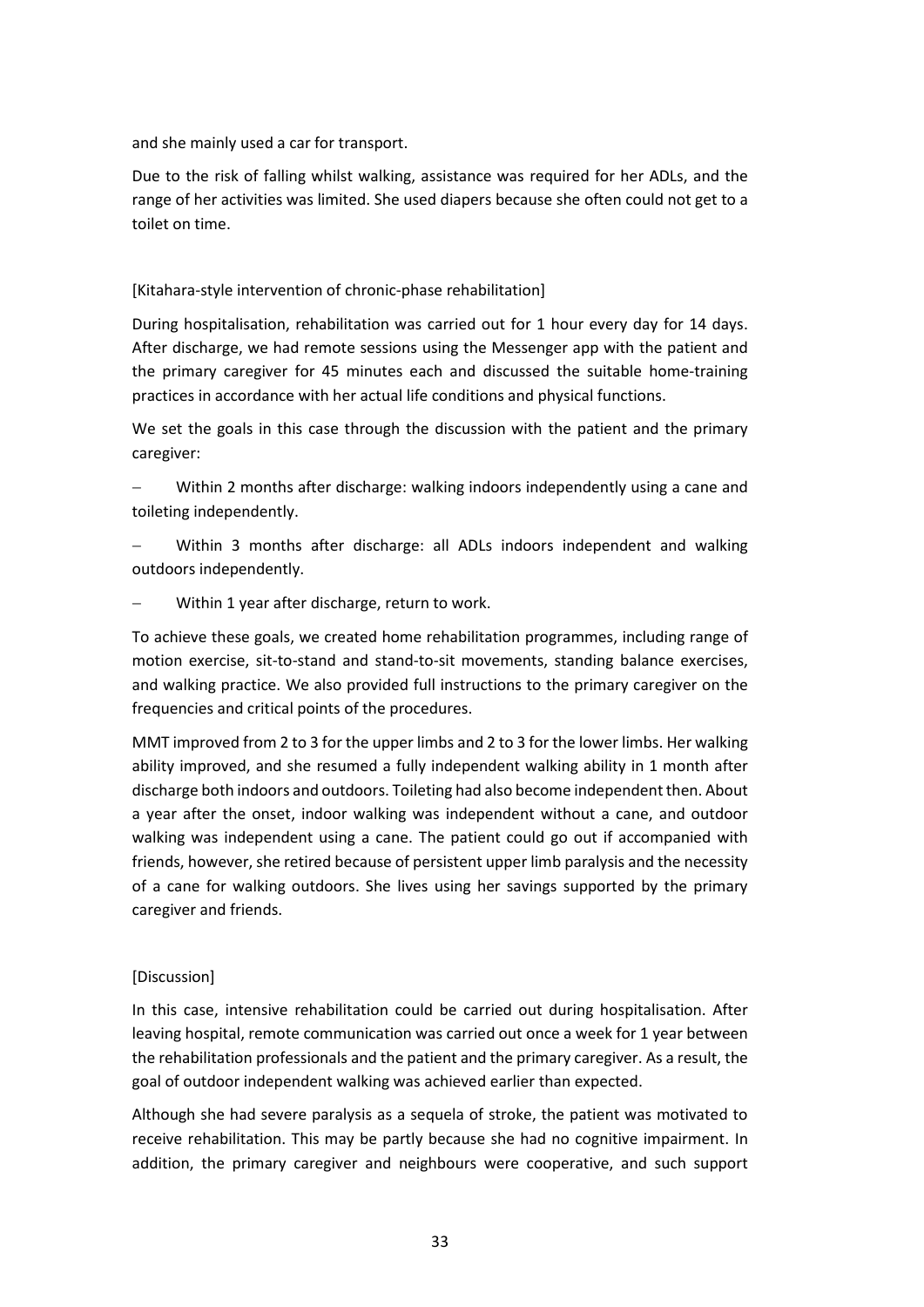and she mainly used a car for transport.

Due to the risk of falling whilst walking, assistance was required for her ADLs, and the range of her activities was limited. She used diapers because she often could not get to a toilet on time.

[Kitahara-style intervention of chronic-phase rehabilitation]

During hospitalisation, rehabilitation was carried out for 1 hour every day for 14 days. After discharge, we had remote sessions using the Messenger app with the patient and the primary caregiver for 45 minutes each and discussed the suitable home-training practices in accordance with her actual life conditions and physical functions.

We set the goals in this case through the discussion with the patient and the primary caregiver:

- Within 2 months after discharge: walking indoors independently using a cane and toileting independently.
- Within 3 months after discharge: all ADLs indoors independent and walking outdoors independently.
- Within 1 year after discharge, return to work.

To achieve these goals, we created home rehabilitation programmes, including range of motion exercise, sit-to-stand and stand-to-sit movements, standing balance exercises, and walking practice. We also provided full instructions to the primary caregiver on the frequencies and critical points of the procedures.

MMT improved from 2 to 3 for the upper limbs and 2 to 3 for the lower limbs. Her walking ability improved, and she resumed a fully independent walking ability in 1 month after discharge both indoors and outdoors. Toileting had also become independent then. About a year after the onset, indoor walking was independent without a cane, and outdoor walking was independent using a cane. The patient could go out if accompanied with friends, however, she retired because of persistent upper limb paralysis and the necessity of a cane for walking outdoors. She lives using her savings supported by the primary caregiver and friends.

[Discussion]

In this case, intensive rehabilitation could be carried out during hospitalisation. After leaving hospital, remote communication was carried out once a week for 1 year between the rehabilitation professionals and the patient and the primary caregiver. As a result, the goal of outdoor independent walking was achieved earlier than expected.

Although she had severe paralysis as a sequela of stroke, the patient was motivated to receive rehabilitation. This may be partly because she had no cognitive impairment. In addition, the primary caregiver and neighbours were cooperative, and such support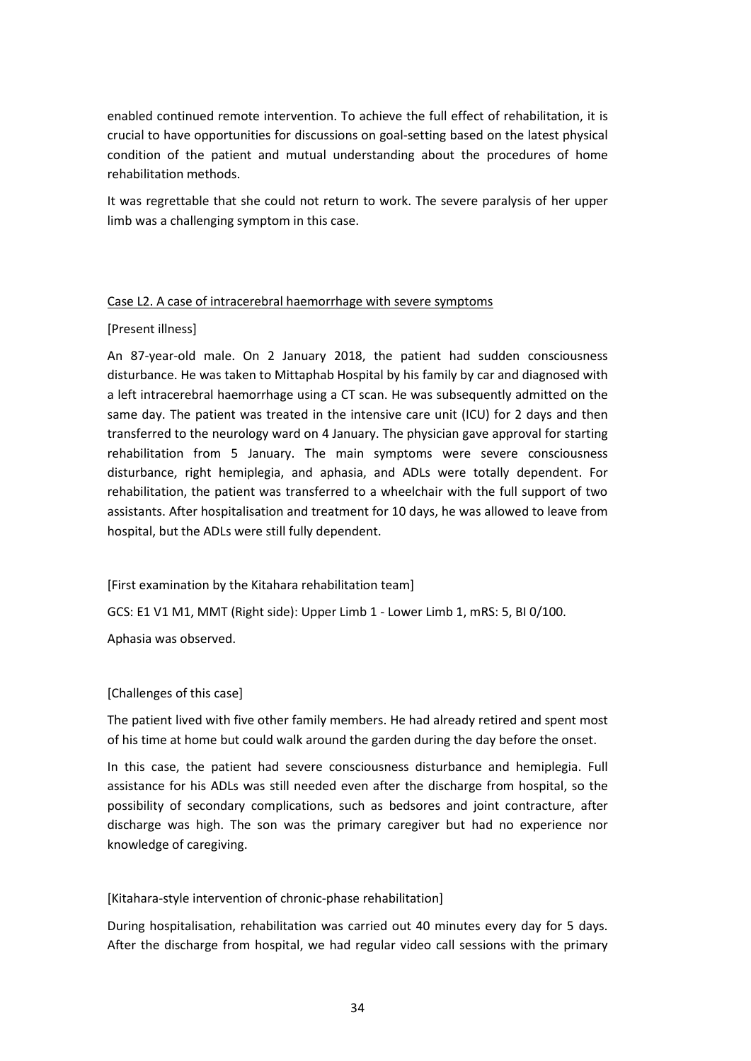enabled continued remote intervention. To achieve the full effect of rehabilitation, it is crucial to have opportunities for discussions on goal-setting based on the latest physical condition of the patient and mutual understanding about the procedures of home rehabilitation methods.

It was regrettable that she could not return to work. The severe paralysis of her upper limb was a challenging symptom in this case.

<u>Case L2. A case of intracerebral haemorrhage with severe symptoms</u>

[Present illness]

An 87-year-old male. On 2 January 2018, the patient had sudden consciousness disturbance. He was taken to Mittaphab Hospital by his family by car and diagnosed with a left intracerebral haemorrhage using a CT scan. He was subsequently admitted on the same day. The patient was treated in the intensive care unit (ICU) for 2 days and then transferred to the neurology ward on 4 January. The physician gave approval for starting rehabilitation from 5 January. The main symptoms were severe consciousness disturbance, right hemiplegia, and aphasia, and ADLs were totally dependent. For rehabilitation, the patient was transferred to a wheelchair with the full support of two assistants. After hospitalisation and treatment for 10 days, he was allowed to leave from hospital, but the ADLs were still fully dependent.

[First examination by the Kitahara rehabilitation team]

GCS: E1 V1 M1, MMT (Right side): Upper Limb 1 - Lower Limb 1, mRS: 5, BI 0/100.

Aphasia was observed.

[Challenges of this case]

The patient lived with five other family members. He had already retired and spent most of his time at home but could walk around the garden during the day before the onset.

In this case, the patient had severe consciousness disturbance and hemiplegia. Full assistance for his ADLs was still needed even after the discharge from hospital, so the possibility of secondary complications, such as bedsores and joint contracture, after discharge was high. The son was the primary caregiver but had no experience nor knowledge of caregiving.

[Kitahara-style intervention of chronic-phase rehabilitation]

During hospitalisation, rehabilitation was carried out 40 minutes every day for 5 days. After the discharge from hospital, we had regular video call sessions with the primary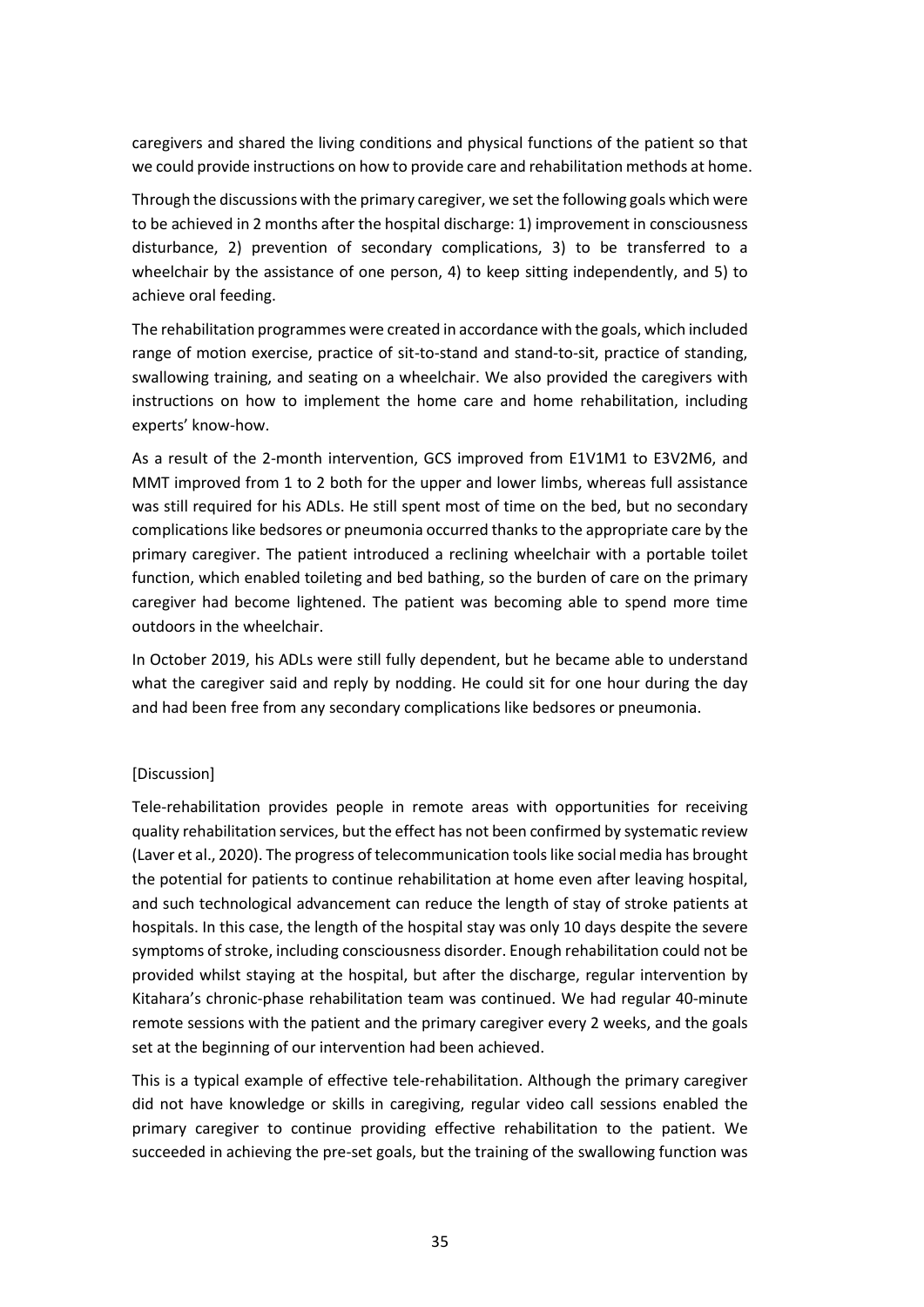caregivers and shared the living conditions and physical functions of the patient so that we could provide instructions on how to provide care and rehabilitation methods at home.

Through the discussions with the primary caregiver, we set the following goals which were to be achieved in 2 months after the hospital discharge: 1) improvement in consciousness disturbance, 2) prevention of secondary complications, 3) to be transferred to a wheelchair by the assistance of one person, 4) to keep sitting independently, and 5) to achieve oral feeding.

The rehabilitation programmes were created in accordance with the goals, which included range of motion exercise, practice of sit-to-stand and stand-to-sit, practice of standing, swallowing training, and seating on a wheelchair. We also provided the caregivers with instructions on how to implement the home care and home rehabilitation, including experts' know-how.

As a result of the 2-month intervention, GCS improved from E1V1M1 to E3V2M6, and MMT improved from 1 to 2 both for the upper and lower limbs, whereas full assistance was still required for his ADLs. He still spent most of time on the bed, but no secondary complications like bedsores or pneumonia occurred thanks to the appropriate care by the primary caregiver. The patient introduced a reclining wheelchair with a portable toilet function, which enabled toileting and bed bathing, so the burden of care on the primary caregiver had become lightened. The patient was becoming able to spend more time outdoors in the wheelchair.

In October 2019, his ADLs were still fully dependent, but he became able to understand what the caregiver said and reply by nodding. He could sit for one hour during the day and had been free from any secondary complications like bedsores or pneumonia.

[Discussion]

Tele-rehabilitation provides people in remote areas with opportunities for receiving quality rehabilitation services, but the effect has not been confirmed by systematic review (Laver et al., 2020). The progress of telecommunication tools like social media has brought the potential for patients to continue rehabilitation at home even after leaving hospital, and such technological advancement can reduce the length of stay of stroke patients at hospitals. In this case, the length of the hospital stay was only 10 days despite the severe symptoms of stroke, including consciousness disorder. Enough rehabilitation could not be provided whilst staying at the hospital, but after the discharge, regular intervention by Kitahara's chronic-phase rehabilitation team was continued. We had regular 40-minute remote sessions with the patient and the primary caregiver every 2 weeks, and the goals set at the beginning of our intervention had been achieved.

This is a typical example of effective tele-rehabilitation. Although the primary caregiver did not have knowledge or skills in caregiving, regular video call sessions enabled the primary caregiver to continue providing effective rehabilitation to the patient. We succeeded in achieving the pre-set goals, but the training of the swallowing function was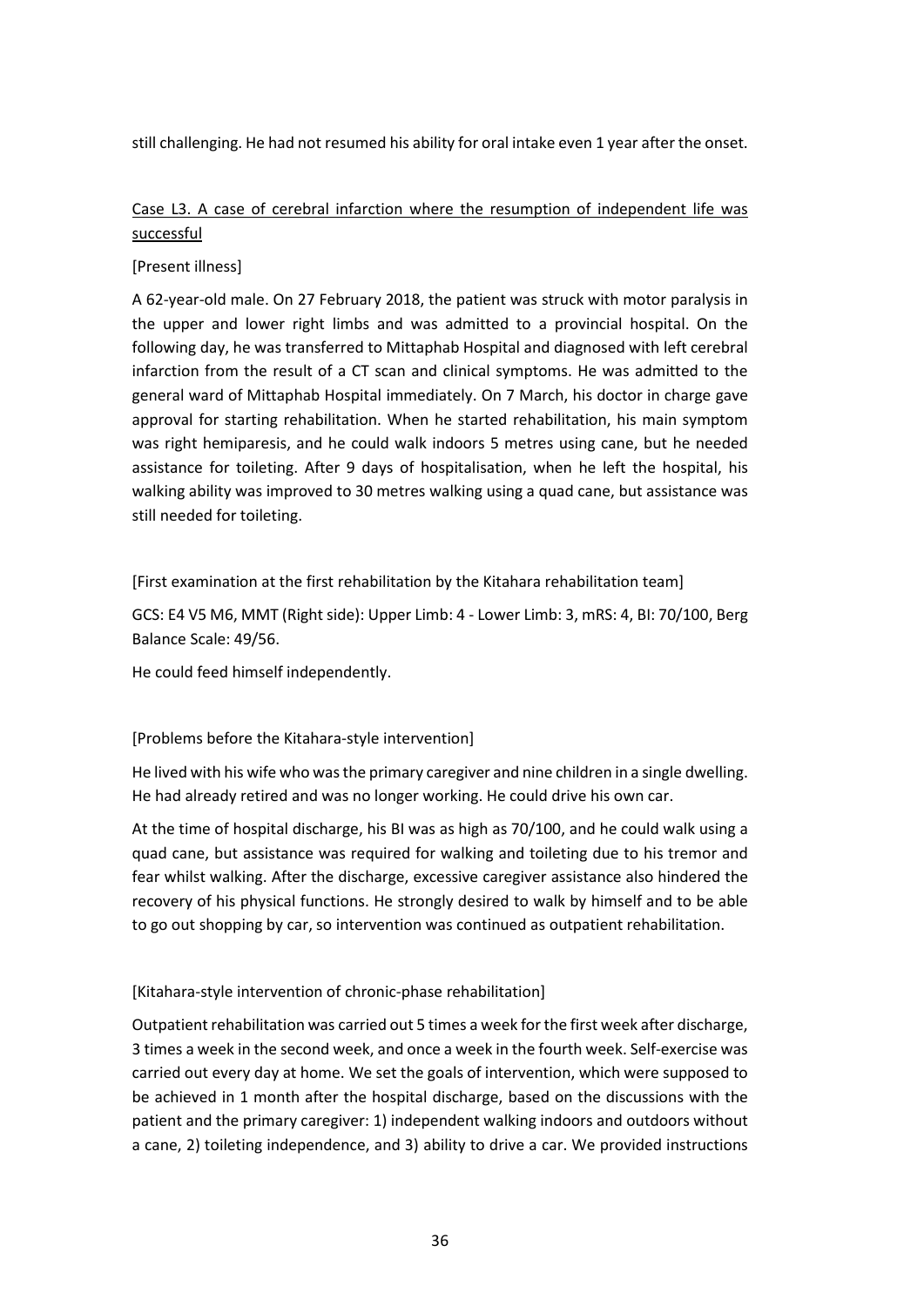still challenging. He had not resumed his ability for oral intake even 1 year after the onset.

<u>Case L3. A case of cerebral infarction where the resumption of independent life was successful</u>

[Present illness]

A 62-year-old male. On 27 February 2018, the patient was struck with motor paralysis in the upper and lower right limbs and was admitted to a provincial hospital. On the following day, he was transferred to Mittaphab Hospital and diagnosed with left cerebral infarction from the result of a CT scan and clinical symptoms. He was admitted to the general ward of Mittaphab Hospital immediately. On 7 March, his doctor in charge gave approval for starting rehabilitation. When he started rehabilitation, his main symptom was right hemiparesis, and he could walk indoors 5 metres using cane, but he needed assistance for toileting. After 9 days of hospitalisation, when he left the hospital, his walking ability was improved to 30 metres walking using a quad cane, but assistance was still needed for toileting.

[First examination at the first rehabilitation by the Kitahara rehabilitation team]

GCS: E4 V5 M6, MMT (Right side): Upper Limb: 4 - Lower Limb: 3, mRS: 4, BI: 70/100, Berg Balance Scale: 49/56.

He could feed himself independently.

[Problems before the Kitahara-style intervention]

He lived with his wife who was the primary caregiver and nine children in a single dwelling. He had already retired and was no longer working. He could drive his own car.

At the time of hospital discharge, his BI was as high as 70/100, and he could walk using a quad cane, but assistance was required for walking and toileting due to his tremor and fear whilst walking. After the discharge, excessive caregiver assistance also hindered the recovery of his physical functions. He strongly desired to walk by himself and to be able to go out shopping by car, so intervention was continued as outpatient rehabilitation.

[Kitahara-style intervention of chronic-phase rehabilitation]

Outpatient rehabilitation was carried out 5 times a week for the first week after discharge, 3 times a week in the second week, and once a week in the fourth week. Self-exercise was carried out every day at home. We set the goals of intervention, which were supposed to be achieved in 1 month after the hospital discharge, based on the discussions with the patient and the primary caregiver: 1) independent walking indoors and outdoors without a cane, 2) toileting independence, and 3) ability to drive a car. We provided instructions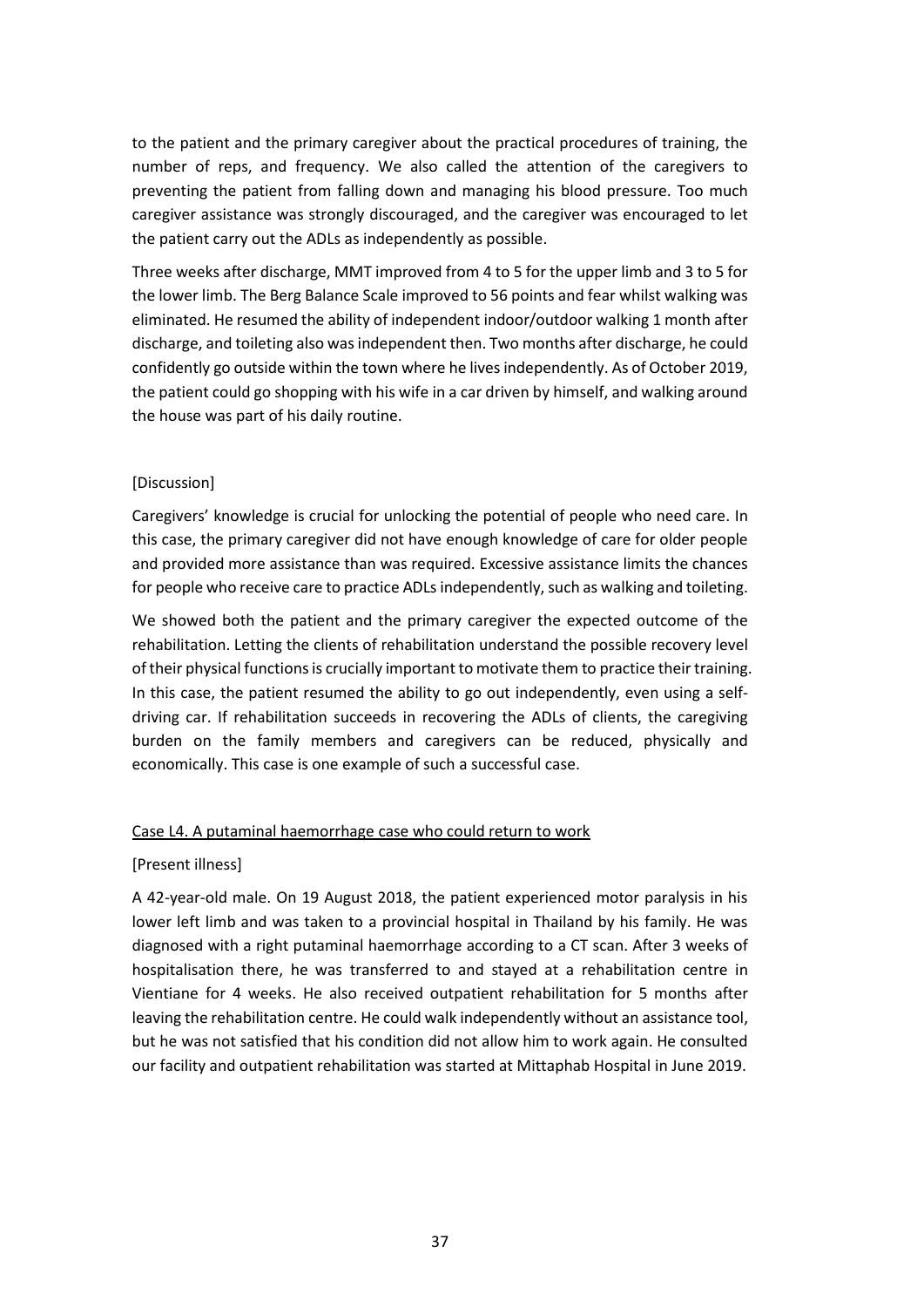to the patient and the primary caregiver about the practical procedures of training, the number of reps, and frequency. We also called the attention of the caregivers to preventing the patient from falling down and managing his blood pressure. Too much caregiver assistance was strongly discouraged, and the caregiver was encouraged to let the patient carry out the ADLs as independently as possible.

Three weeks after discharge, MMT improved from 4 to 5 for the upper limb and 3 to 5 for the lower limb. The Berg Balance Scale improved to 56 points and fear whilst walking was eliminated. He resumed the ability of independent indoor/outdoor walking 1 month after discharge, and toileting also was independent then. Two months after discharge, he could confidently go outside within the town where he lives independently. As of October 2019, the patient could go shopping with his wife in a car driven by himself, and walking around the house was part of his daily routine.

[Discussion]

Caregivers' knowledge is crucial for unlocking the potential of people who need care. In this case, the primary caregiver did not have enough knowledge of care for older people and provided more assistance than was required. Excessive assistance limits the chances for people who receive care to practice ADLs independently, such as walking and toileting.

We showed both the patient and the primary caregiver the expected outcome of the rehabilitation. Letting the clients of rehabilitation understand the possible recovery level of their physical functions is crucially important to motivate them to practice their training. In this case, the patient resumed the ability to go out independently, even using a self-driving car. If rehabilitation succeeds in recovering the ADLs of clients, the caregiving burden on the family members and caregivers can be reduced, physically and economically. This case is one example of such a successful case.

### Case L4. A putaminal haemorrhage case who could return to work

[Present illness]

A 42-year-old male. On 19 August 2018, the patient experienced motor paralysis in his lower left limb and was taken to a provincial hospital in Thailand by his family. He was diagnosed with a right putaminal haemorrhage according to a CT scan. After 3 weeks of hospitalisation there, he was transferred to and stayed at a rehabilitation centre in Vientiane for 4 weeks. He also received outpatient rehabilitation for 5 months after leaving the rehabilitation centre. He could walk independently without an assistance tool, but he was not satisfied that his condition did not allow him to work again. He consulted our facility and outpatient rehabilitation was started at Mittaphab Hospital in June 2019.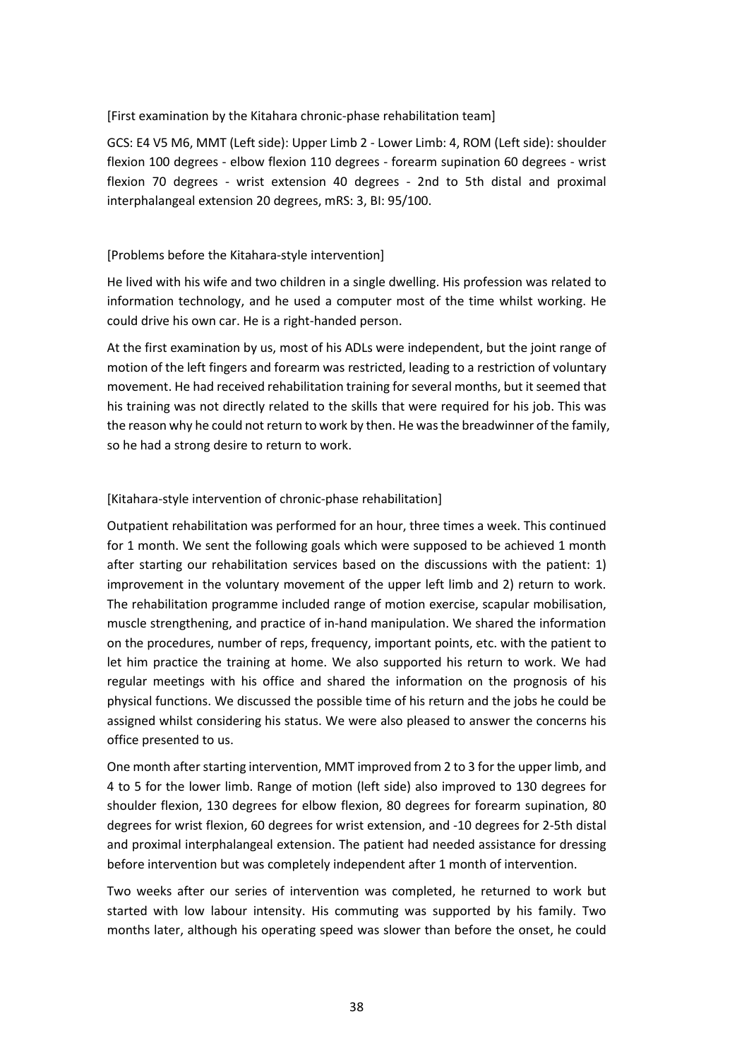[First examination by the Kitahara chronic-phase rehabilitation team]

GCS: E4 V5 M6, MMT (Left side): Upper Limb 2 - Lower Limb: 4, ROM (Left side): shoulder flexion 100 degrees - elbow flexion 110 degrees - forearm supination 60 degrees - wrist flexion 70 degrees - wrist extension 40 degrees - 2nd to 5th distal and proximal interphalangeal extension 20 degrees, mRS: 3, BI: 95/100.

[Problems before the Kitahara-style intervention]

He lived with his wife and two children in a single dwelling. His profession was related to information technology, and he used a computer most of the time whilst working. He could drive his own car. He is a right-handed person.

At the first examination by us, most of his ADLs were independent, but the joint range of motion of the left fingers and forearm was restricted, leading to a restriction of voluntary movement. He had received rehabilitation training for several months, but it seemed that his training was not directly related to the skills that were required for his job. This was the reason why he could not return to work by then. He was the breadwinner of the family, so he had a strong desire to return to work.

[Kitahara-style intervention of chronic-phase rehabilitation]

Outpatient rehabilitation was performed for an hour, three times a week. This continued for 1 month. We sent the following goals which were supposed to be achieved 1 month after starting our rehabilitation services based on the discussions with the patient: 1) improvement in the voluntary movement of the upper left limb and 2) return to work. The rehabilitation programme included range of motion exercise, scapular mobilisation, muscle strengthening, and practice of in-hand manipulation. We shared the information on the procedures, number of reps, frequency, important points, etc. with the patient to let him practice the training at home. We also supported his return to work. We had regular meetings with his office and shared the information on the prognosis of his physical functions. We discussed the possible time of his return and the jobs he could be assigned whilst considering his status. We were also pleased to answer the concerns his office presented to us.

One month after starting intervention, MMT improved from 2 to 3 for the upper limb, and 4 to 5 for the lower limb. Range of motion (left side) also improved to 130 degrees for shoulder flexion, 130 degrees for elbow flexion, 80 degrees for forearm supination, 80 degrees for wrist flexion, 60 degrees for wrist extension, and -10 degrees for 2-5th distal and proximal interphalangeal extension. The patient had needed assistance for dressing before intervention but was completely independent after 1 month of intervention.

Two weeks after our series of intervention was completed, he returned to work but started with low labour intensity. His commuting was supported by his family. Two months later, although his operating speed was slower than before the onset, he could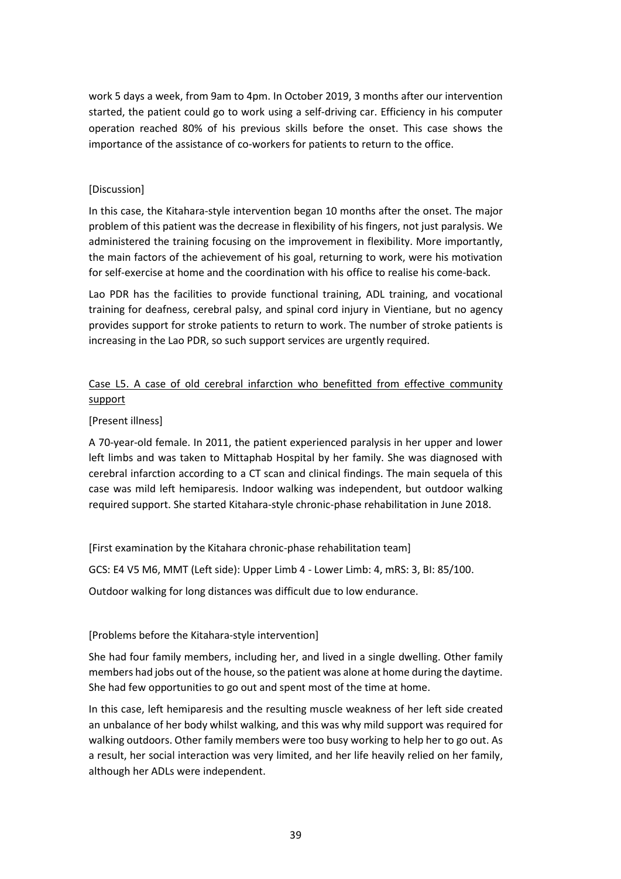work 5 days a week, from 9am to 4pm. In October 2019, 3 months after our intervention started, the patient could go to work using a self-driving car. Efficiency in his computer operation reached 80% of his previous skills before the onset. This case shows the importance of the assistance of co-workers for patients to return to the office.

[Discussion]

In this case, the Kitahara-style intervention began 10 months after the onset. The major problem of this patient was the decrease in flexibility of his fingers, not just paralysis. We administered the training focusing on the improvement in flexibility. More importantly, the main factors of the achievement of his goal, returning to work, were his motivation for self-exercise at home and the coordination with his office to realise his come-back.

Lao PDR has the facilities to provide functional training, ADL training, and vocational training for deafness, cerebral palsy, and spinal cord injury in Vientiane, but no agency provides support for stroke patients to return to work. The number of stroke patients is increasing in the Lao PDR, so such support services are urgently required.

<u>Case L5. A case of old cerebral infarction who benefitted from effective community support</u>

[Present illness]

A 70-year-old female. In 2011, the patient experienced paralysis in her upper and lower left limbs and was taken to Mittaphab Hospital by her family. She was diagnosed with cerebral infarction according to a CT scan and clinical findings. The main sequela of this case was mild left hemiparesis. Indoor walking was independent, but outdoor walking required support. She started Kitahara-style chronic-phase rehabilitation in June 2018.

[First examination by the Kitahara chronic-phase rehabilitation team]

GCS: E4 V5 M6, MMT (Left side): Upper Limb 4 - Lower Limb: 4, mRS: 3, BI: 85/100.

Outdoor walking for long distances was difficult due to low endurance.

[Problems before the Kitahara-style intervention]

She had four family members, including her, and lived in a single dwelling. Other family members had jobs out of the house, so the patient was alone at home during the daytime. She had few opportunities to go out and spent most of the time at home.

In this case, left hemiparesis and the resulting muscle weakness of her left side created an unbalance of her body whilst walking, and this was why mild support was required for walking outdoors. Other family members were too busy working to help her to go out. As a result, her social interaction was very limited, and her life heavily relied on her family, although her ADLs were independent.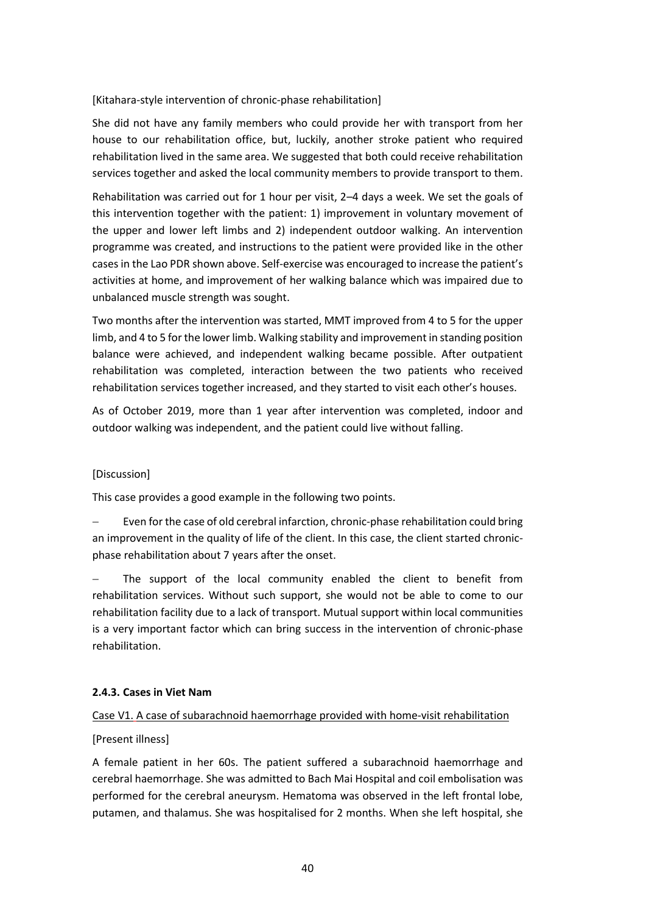[Kitahara-style intervention of chronic-phase rehabilitation]

She did not have any family members who could provide her with transport from her house to our rehabilitation office, but, luckily, another stroke patient who required rehabilitation lived in the same area. We suggested that both could receive rehabilitation services together and asked the local community members to provide transport to them.

Rehabilitation was carried out for 1 hour per visit, 2–4 days a week. We set the goals of this intervention together with the patient: 1) improvement in voluntary movement of the upper and lower left limbs and 2) independent outdoor walking. An intervention programme was created, and instructions to the patient were provided like in the other cases in the Lao PDR shown above. Self-exercise was encouraged to increase the patient's activities at home, and improvement of her walking balance which was impaired due to unbalanced muscle strength was sought.

Two months after the intervention was started, MMT improved from 4 to 5 for the upper limb, and 4 to 5 for the lower limb. Walking stability and improvement in standing position balance were achieved, and independent walking became possible. After outpatient rehabilitation was completed, interaction between the two patients who received rehabilitation services together increased, and they started to visit each other's houses.

As of October 2019, more than 1 year after intervention was completed, indoor and outdoor walking was independent, and the patient could live without falling.

[Discussion]

This case provides a good example in the following two points.

- Even for the case of old cerebral infarction, chronic-phase rehabilitation could bring an improvement in the quality of life of the client. In this case, the client started chronic-phase rehabilitation about 7 years after the onset.
- The support of the local community enabled the client to benefit from rehabilitation services. Without such support, she would not be able to come to our rehabilitation facility due to a lack of transport. Mutual support within local communities is a very important factor which can bring success in the intervention of chronic-phase rehabilitation.

### 2.4.3. Cases in Viet Nam

Case V1. A case of subarachnoid haemorrhage provided with home-visit rehabilitation

[Present illness]

A female patient in her 60s. The patient suffered a subarachnoid haemorrhage and cerebral haemorrhage. She was admitted to Bach Mai Hospital and coil embolisation was performed for the cerebral aneurysm. Hematoma was observed in the left frontal lobe, putamen, and thalamus. She was hospitalised for 2 months. When she left hospital, she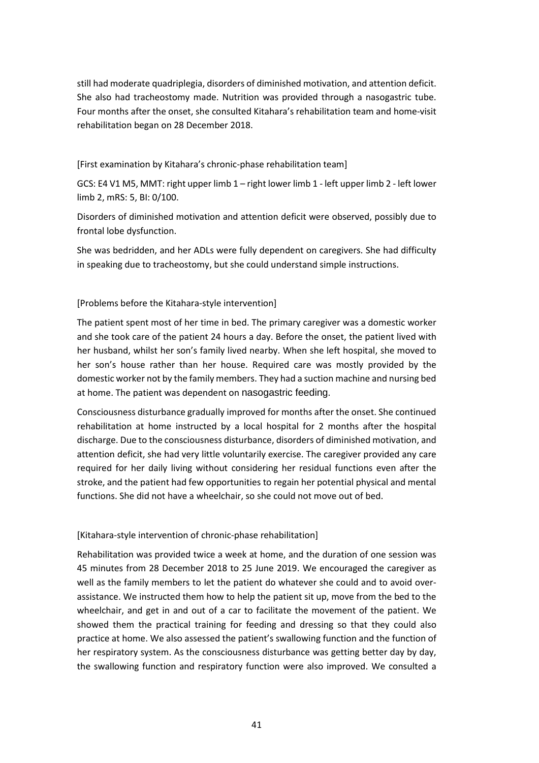still had moderate quadriplegia, disorders of diminished motivation, and attention deficit. She also had tracheostomy made. Nutrition was provided through a nasogastric tube. Four months after the onset, she consulted Kitahara's rehabilitation team and home-visit rehabilitation began on 28 December 2018.

[First examination by Kitahara's chronic-phase rehabilitation team]

GCS: E4 V1 M5, MMT: right upper limb 1 – right lower limb 1 - left upper limb 2 - left lower limb 2, mRS: 5, BI: 0/100.

Disorders of diminished motivation and attention deficit were observed, possibly due to frontal lobe dysfunction.

She was bedridden, and her ADLs were fully dependent on caregivers. She had difficulty in speaking due to tracheostomy, but she could understand simple instructions.

[Problems before the Kitahara-style intervention]

The patient spent most of her time in bed. The primary caregiver was a domestic worker and she took care of the patient 24 hours a day. Before the onset, the patient lived with her husband, whilst her son's family lived nearby. When she left hospital, she moved to her son's house rather than her house. Required care was mostly provided by the domestic worker not by the family members. They had a suction machine and nursing bed at home. The patient was dependent on nasogastric feeding.

Consciousness disturbance gradually improved for months after the onset. She continued rehabilitation at home instructed by a local hospital for 2 months after the hospital discharge. Due to the consciousness disturbance, disorders of diminished motivation, and attention deficit, she had very little voluntarily exercise. The caregiver provided any care required for her daily living without considering her residual functions even after the stroke, and the patient had few opportunities to regain her potential physical and mental functions. She did not have a wheelchair, so she could not move out of bed.

[Kitahara-style intervention of chronic-phase rehabilitation]

Rehabilitation was provided twice a week at home, and the duration of one session was 45 minutes from 28 December 2018 to 25 June 2019. We encouraged the caregiver as well as the family members to let the patient do whatever she could and to avoid over-assistance. We instructed them how to help the patient sit up, move from the bed to the wheelchair, and get in and out of a car to facilitate the movement of the patient. We showed them the practical training for feeding and dressing so that they could also practice at home. We also assessed the patient's swallowing function and the function of her respiratory system. As the consciousness disturbance was getting better day by day, the swallowing function and respiratory function were also improved. We consulted a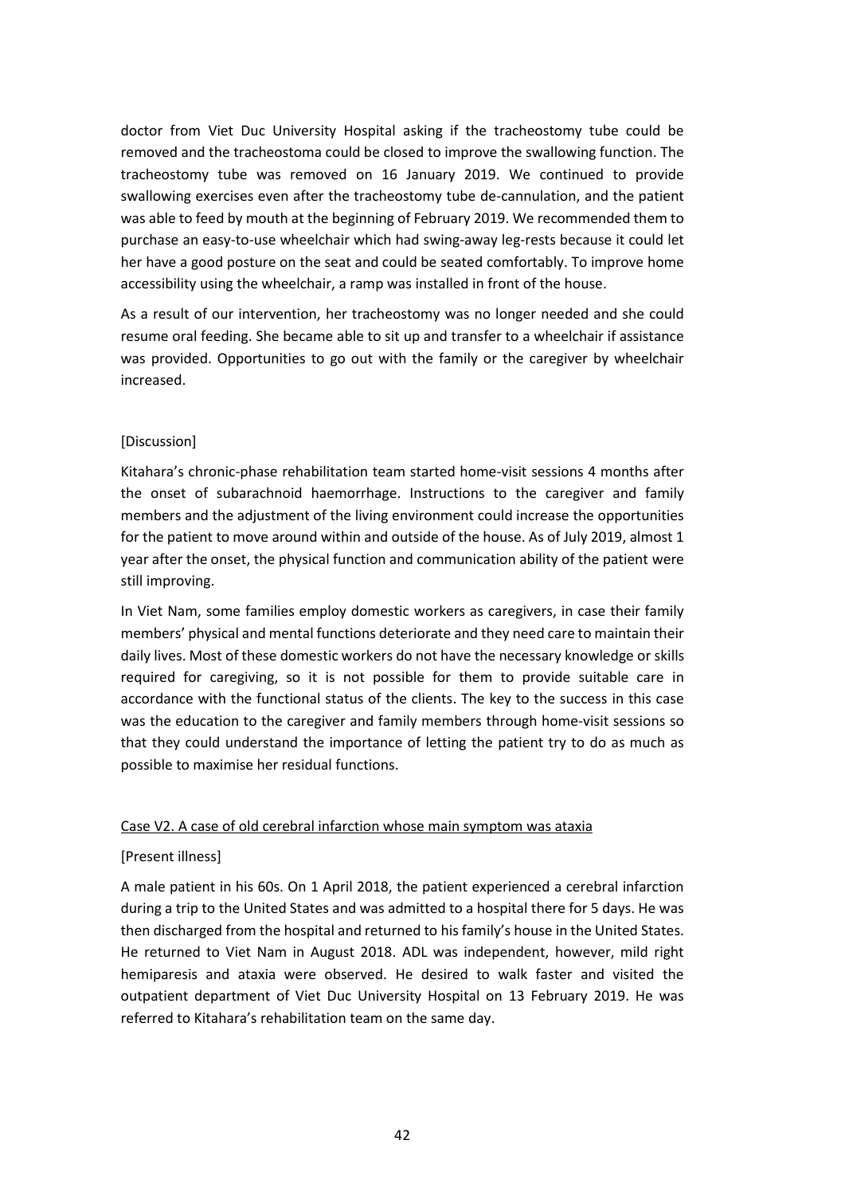doctor from Viet Duc University Hospital asking if the tracheostomy tube could be removed and the tracheostoma could be closed to improve the swallowing function. The tracheostomy tube was removed on 16 January 2019. We continued to provide swallowing exercises even after the tracheostomy tube de-cannulation, and the patient was able to feed by mouth at the beginning of February 2019. We recommended them to purchase an easy-to-use wheelchair which had swing-away leg-rests because it could let her have a good posture on the seat and could be seated comfortably. To improve home accessibility using the wheelchair, a ramp was installed in front of the house.

As a result of our intervention, her tracheostomy was no longer needed and she could resume oral feeding. She became able to sit up and transfer to a wheelchair if assistance was provided. Opportunities to go out with the family or the caregiver by wheelchair increased.

[Discussion]

Kitahara's chronic-phase rehabilitation team started home-visit sessions 4 months after the onset of subarachnoid haemorrhage. Instructions to the caregiver and family members and the adjustment of the living environment could increase the opportunities for the patient to move around within and outside of the house. As of July 2019, almost 1 year after the onset, the physical function and communication ability of the patient were still improving.

In Viet Nam, some families employ domestic workers as caregivers, in case their family members' physical and mental functions deteriorate and they need care to maintain their daily lives. Most of these domestic workers do not have the necessary knowledge or skills required for caregiving, so it is not possible for them to provide suitable care in accordance with the functional status of the clients. The key to the success in this case was the education to the caregiver and family members through home-visit sessions so that they could understand the importance of letting the patient try to do as much as possible to maximise her residual functions.

Case V2. A case of old cerebral infarction whose main symptom was ataxia

[Present illness]

A male patient in his 60s. On 1 April 2018, the patient experienced a cerebral infarction during a trip to the United States and was admitted to a hospital there for 5 days. He was then discharged from the hospital and returned to his family's house in the United States. He returned to Viet Nam in August 2018. ADL was independent, however, mild right hemiparesis and ataxia were observed. He desired to walk faster and visited the outpatient department of Viet Duc University Hospital on 13 February 2019. He was referred to Kitahara's rehabilitation team on the same day.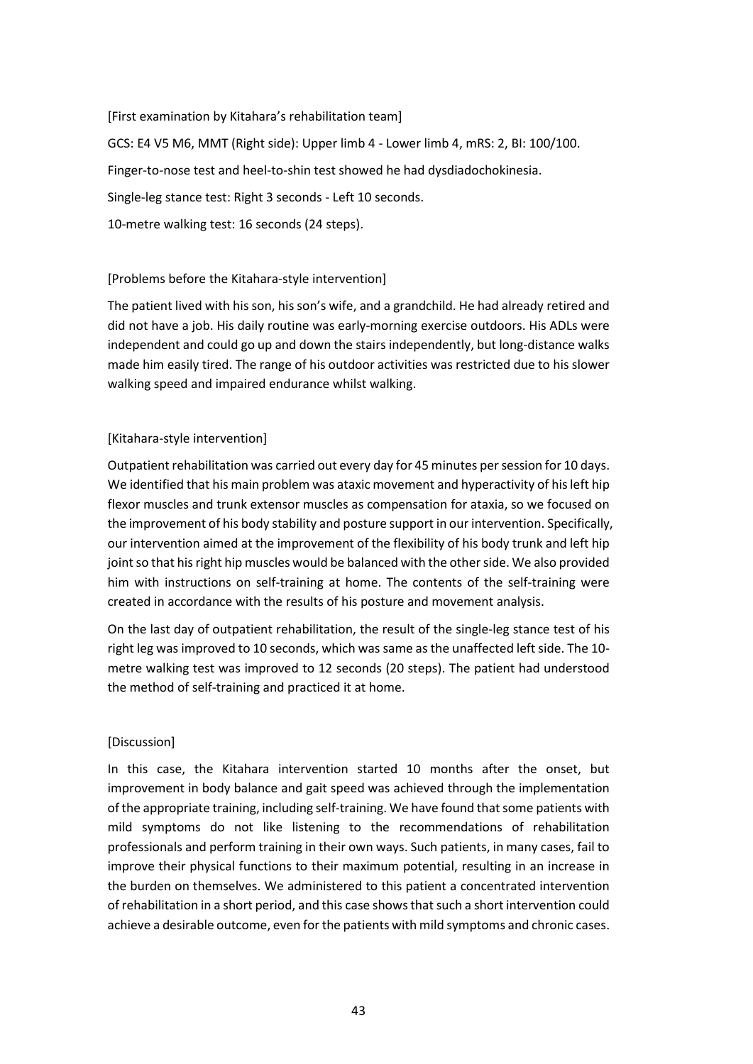[First examination by Kitahara's rehabilitation team]

GCS: E4 V5 M6, MMT (Right side): Upper limb 4 - Lower limb 4, mRS: 2, BI: 100/100.

Finger-to-nose test and heel-to-shin test showed he had dysdiadochokinesia.

Single-leg stance test: Right 3 seconds - Left 10 seconds.

10-metre walking test: 16 seconds (24 steps).

[Problems before the Kitahara-style intervention]

The patient lived with his son, his son's wife, and a grandchild. He had already retired and did not have a job. His daily routine was early-morning exercise outdoors. His ADLs were independent and could go up and down the stairs independently, but long-distance walks made him easily tired. The range of his outdoor activities was restricted due to his slower walking speed and impaired endurance whilst walking.

[Kitahara-style intervention]

Outpatient rehabilitation was carried out every day for 45 minutes per session for 10 days. We identified that his main problem was ataxic movement and hyperactivity of his left hip flexor muscles and trunk extensor muscles as compensation for ataxia, so we focused on the improvement of his body stability and posture support in our intervention. Specifically, our intervention aimed at the improvement of the flexibility of his body trunk and left hip joint so that his right hip muscles would be balanced with the other side. We also provided him with instructions on self-training at home. The contents of the self-training were created in accordance with the results of his posture and movement analysis.

On the last day of outpatient rehabilitation, the result of the single-leg stance test of his right leg was improved to 10 seconds, which was same as the unaffected left side. The 10-metre walking test was improved to 12 seconds (20 steps). The patient had understood the method of self-training and practiced it at home.

[Discussion]

In this case, the Kitahara intervention started 10 months after the onset, but improvement in body balance and gait speed was achieved through the implementation of the appropriate training, including self-training. We have found that some patients with mild symptoms do not like listening to the recommendations of rehabilitation professionals and perform training in their own ways. Such patients, in many cases, fail to improve their physical functions to their maximum potential, resulting in an increase in the burden on themselves. We administered to this patient a concentrated intervention of rehabilitation in a short period, and this case shows that such a short intervention could achieve a desirable outcome, even for the patients with mild symptoms and chronic cases.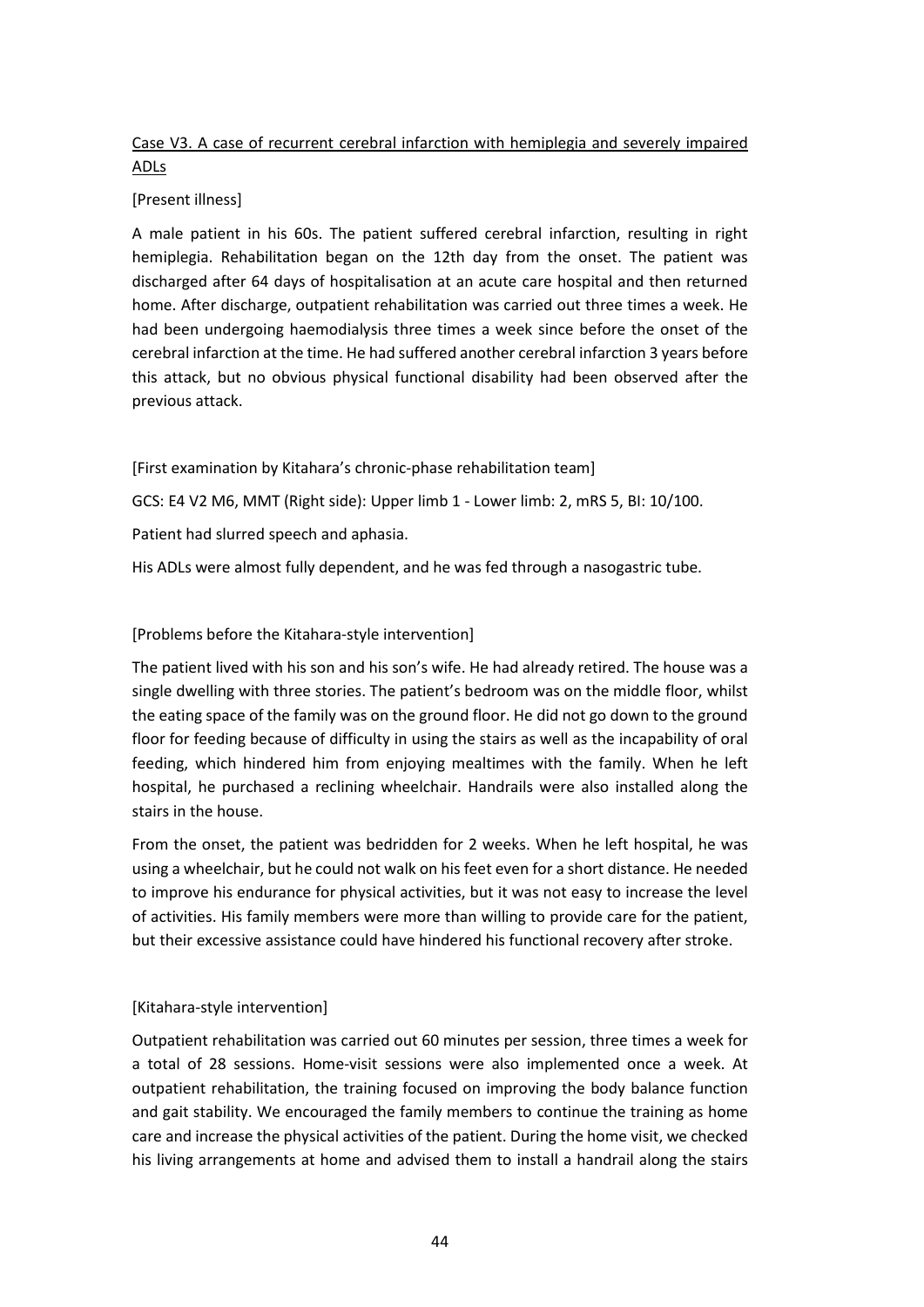Case V3. A case of recurrent cerebral infarction with hemiplegia and severely impaired ADLs

[Present illness]

A male patient in his 60s. The patient suffered cerebral infarction, resulting in right hemiplegia. Rehabilitation began on the 12th day from the onset. The patient was discharged after 64 days of hospitalisation at an acute care hospital and then returned home. After discharge, outpatient rehabilitation was carried out three times a week. He had been undergoing haemodialysis three times a week since before the onset of the cerebral infarction at the time. He had suffered another cerebral infarction 3 years before this attack, but no obvious physical functional disability had been observed after the previous attack.

[First examination by Kitahara's chronic-phase rehabilitation team]

GCS: E4 V2 M6, MMT (Right side): Upper limb 1 - Lower limb: 2, mRS 5, BI: 10/100.

Patient had slurred speech and aphasia.

His ADLs were almost fully dependent, and he was fed through a nasogastric tube.

[Problems before the Kitahara-style intervention]

The patient lived with his son and his son's wife. He had already retired. The house was a single dwelling with three stories. The patient's bedroom was on the middle floor, whilst the eating space of the family was on the ground floor. He did not go down to the ground floor for feeding because of difficulty in using the stairs as well as the incapability of oral feeding, which hindered him from enjoying mealtimes with the family. When he left hospital, he purchased a reclining wheelchair. Handrails were also installed along the stairs in the house.

From the onset, the patient was bedridden for 2 weeks. When he left hospital, he was using a wheelchair, but he could not walk on his feet even for a short distance. He needed to improve his endurance for physical activities, but it was not easy to increase the level of activities. His family members were more than willing to provide care for the patient, but their excessive assistance could have hindered his functional recovery after stroke.

[Kitahara-style intervention]

Outpatient rehabilitation was carried out 60 minutes per session, three times a week for a total of 28 sessions. Home-visit sessions were also implemented once a week. At outpatient rehabilitation, the training focused on improving the body balance function and gait stability. We encouraged the family members to continue the training as home care and increase the physical activities of the patient. During the home visit, we checked his living arrangements at home and advised them to install a handrail along the stairs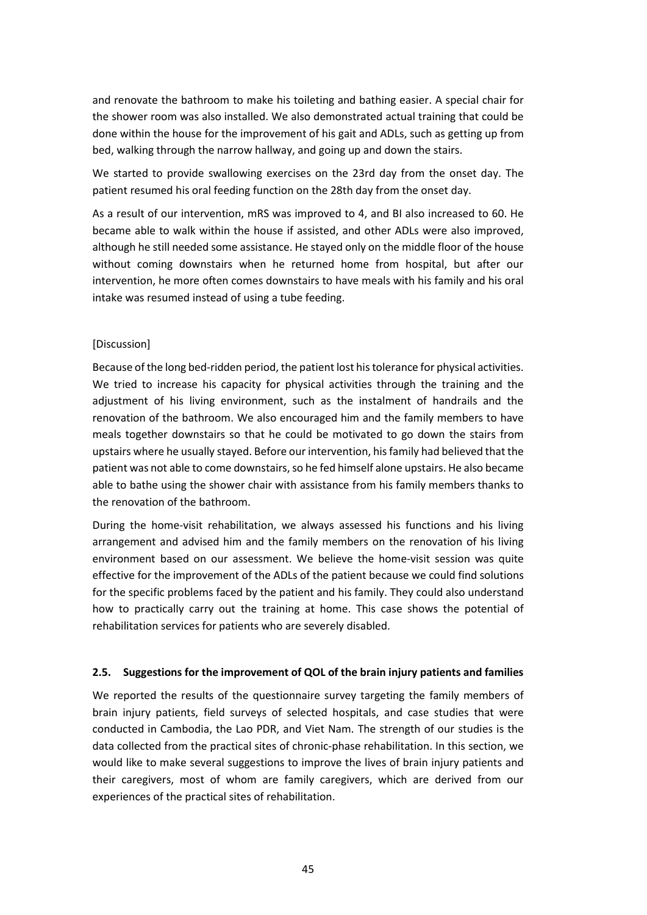and renovate the bathroom to make his toileting and bathing easier. A special chair for the shower room was also installed. We also demonstrated actual training that could be done within the house for the improvement of his gait and ADLs, such as getting up from bed, walking through the narrow hallway, and going up and down the stairs.

We started to provide swallowing exercises on the 23rd day from the onset day. The patient resumed his oral feeding function on the 28th day from the onset day.

As a result of our intervention, mRS was improved to 4, and BI also increased to 60. He became able to walk within the house if assisted, and other ADLs were also improved, although he still needed some assistance. He stayed only on the middle floor of the house without coming downstairs when he returned home from hospital, but after our intervention, he more often comes downstairs to have meals with his family and his oral intake was resumed instead of using a tube feeding.

[Discussion]

Because of the long bed-ridden period, the patient lost his tolerance for physical activities. We tried to increase his capacity for physical activities through the training and the adjustment of his living environment, such as the instalment of handrails and the renovation of the bathroom. We also encouraged him and the family members to have meals together downstairs so that he could be motivated to go down the stairs from upstairs where he usually stayed. Before our intervention, his family had believed that the patient was not able to come downstairs, so he fed himself alone upstairs. He also became able to bathe using the shower chair with assistance from his family members thanks to the renovation of the bathroom.

During the home-visit rehabilitation, we always assessed his functions and his living arrangement and advised him and the family members on the renovation of his living environment based on our assessment. We believe the home-visit session was quite effective for the improvement of the ADLs of the patient because we could find solutions for the specific problems faced by the patient and his family. They could also understand how to practically carry out the training at home. This case shows the potential of rehabilitation services for patients who are severely disabled.

### 2.5. Suggestions for the improvement of QOL of the brain injury patients and families

We reported the results of the questionnaire survey targeting the family members of brain injury patients, field surveys of selected hospitals, and case studies that were conducted in Cambodia, the Lao PDR, and Viet Nam. The strength of our studies is the data collected from the practical sites of chronic-phase rehabilitation. In this section, we would like to make several suggestions to improve the lives of brain injury patients and their caregivers, most of whom are family caregivers, which are derived from our experiences of the practical sites of rehabilitation.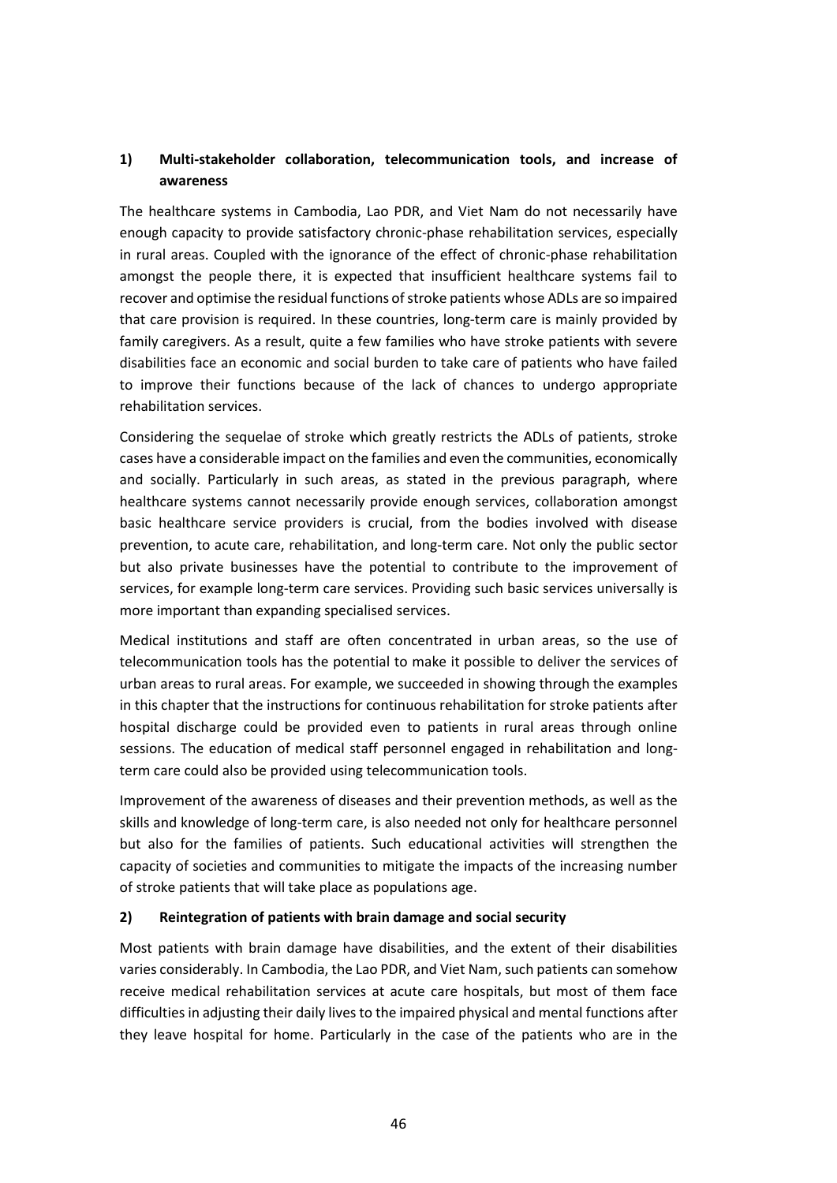### 1) Multi-stakeholder collaboration, telecommunication tools, and increase of awareness

The healthcare systems in Cambodia, Lao PDR, and Viet Nam do not necessarily have enough capacity to provide satisfactory chronic-phase rehabilitation services, especially in rural areas. Coupled with the ignorance of the effect of chronic-phase rehabilitation amongst the people there, it is expected that insufficient healthcare systems fail to recover and optimise the residual functions of stroke patients whose ADLs are so impaired that care provision is required. In these countries, long-term care is mainly provided by family caregivers. As a result, quite a few families who have stroke patients with severe disabilities face an economic and social burden to take care of patients who have failed to improve their functions because of the lack of chances to undergo appropriate rehabilitation services.

Considering the sequelae of stroke which greatly restricts the ADLs of patients, stroke cases have a considerable impact on the families and even the communities, economically and socially. Particularly in such areas, as stated in the previous paragraph, where healthcare systems cannot necessarily provide enough services, collaboration amongst basic healthcare service providers is crucial, from the bodies involved with disease prevention, to acute care, rehabilitation, and long-term care. Not only the public sector but also private businesses have the potential to contribute to the improvement of services, for example long-term care services. Providing such basic services universally is more important than expanding specialised services.

Medical institutions and staff are often concentrated in urban areas, so the use of telecommunication tools has the potential to make it possible to deliver the services of urban areas to rural areas. For example, we succeeded in showing through the examples in this chapter that the instructions for continuous rehabilitation for stroke patients after hospital discharge could be provided even to patients in rural areas through online sessions. The education of medical staff personnel engaged in rehabilitation and long-term care could also be provided using telecommunication tools.

Improvement of the awareness of diseases and their prevention methods, as well as the skills and knowledge of long-term care, is also needed not only for healthcare personnel but also for the families of patients. Such educational activities will strengthen the capacity of societies and communities to mitigate the impacts of the increasing number of stroke patients that will take place as populations age.

### 2) Reintegration of patients with brain damage and social security

Most patients with brain damage have disabilities, and the extent of their disabilities varies considerably. In Cambodia, the Lao PDR, and Viet Nam, such patients can somehow receive medical rehabilitation services at acute care hospitals, but most of them face difficulties in adjusting their daily lives to the impaired physical and mental functions after they leave hospital for home. Particularly in the case of the patients who are in the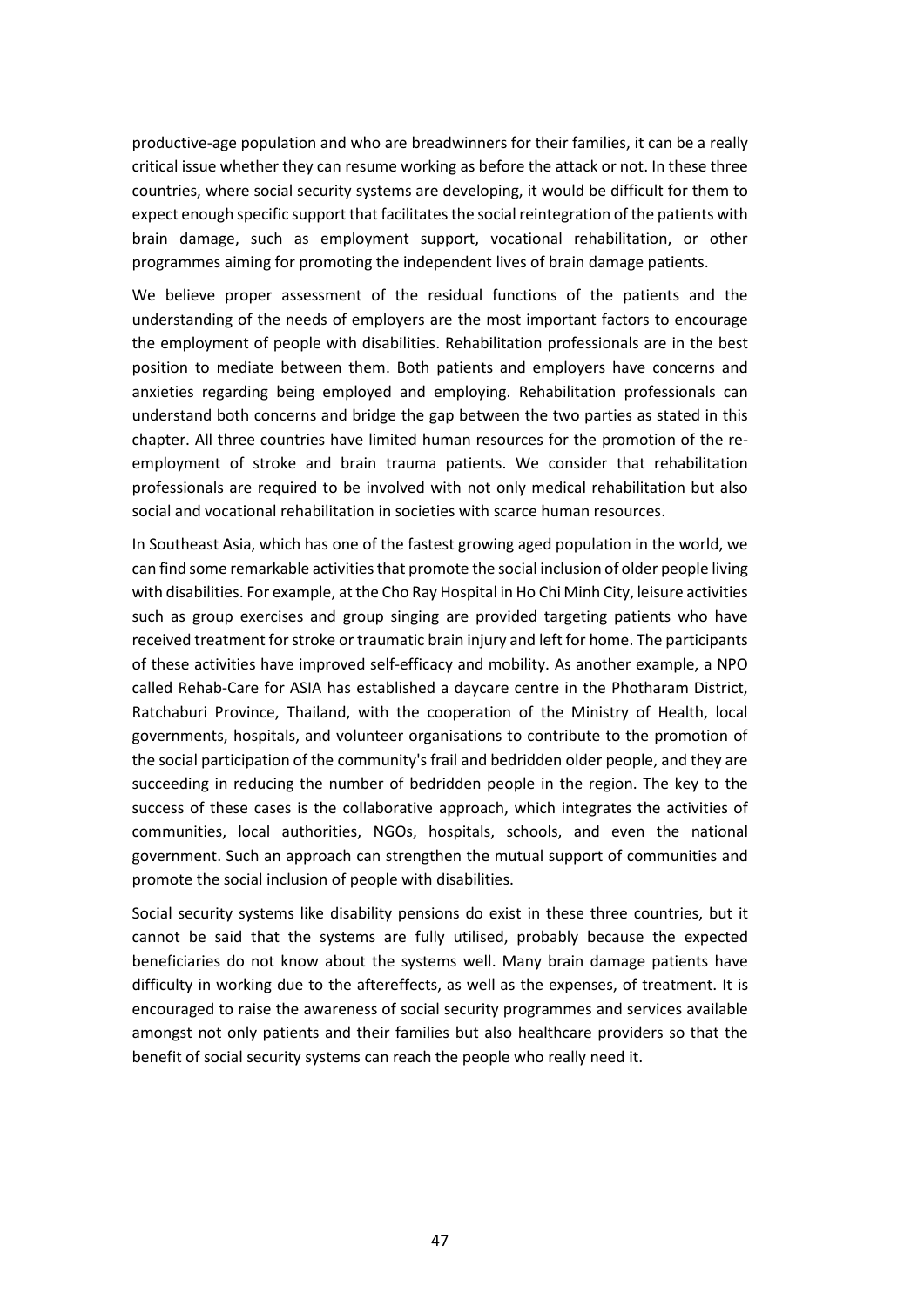productive-age population and who are breadwinners for their families, it can be a really critical issue whether they can resume working as before the attack or not. In these three countries, where social security systems are developing, it would be difficult for them to expect enough specific support that facilitates the social reintegration of the patients with brain damage, such as employment support, vocational rehabilitation, or other programmes aiming for promoting the independent lives of brain damage patients.

We believe proper assessment of the residual functions of the patients and the understanding of the needs of employers are the most important factors to encourage the employment of people with disabilities. Rehabilitation professionals are in the best position to mediate between them. Both patients and employers have concerns and anxieties regarding being employed and employing. Rehabilitation professionals can understand both concerns and bridge the gap between the two parties as stated in this chapter. All three countries have limited human resources for the promotion of the re-employment of stroke and brain trauma patients. We consider that rehabilitation professionals are required to be involved with not only medical rehabilitation but also social and vocational rehabilitation in societies with scarce human resources.

In Southeast Asia, which has one of the fastest growing aged population in the world, we can find some remarkable activities that promote the social inclusion of older people living with disabilities. For example, at the Cho Ray Hospital in Ho Chi Minh City, leisure activities such as group exercises and group singing are provided targeting patients who have received treatment for stroke or traumatic brain injury and left for home. The participants of these activities have improved self-efficacy and mobility. As another example, a NPO called Rehab-Care for ASIA has established a daycare centre in the Photharam District, Ratchaburi Province, Thailand, with the cooperation of the Ministry of Health, local governments, hospitals, and volunteer organisations to contribute to the promotion of the social participation of the community's frail and bedridden older people, and they are succeeding in reducing the number of bedridden people in the region. The key to the success of these cases is the collaborative approach, which integrates the activities of communities, local authorities, NGOs, hospitals, schools, and even the national government. Such an approach can strengthen the mutual support of communities and promote the social inclusion of people with disabilities.

Social security systems like disability pensions do exist in these three countries, but it cannot be said that the systems are fully utilised, probably because the expected beneficiaries do not know about the systems well. Many brain damage patients have difficulty in working due to the aftereffects, as well as the expenses, of treatment. It is encouraged to raise the awareness of social security programmes and services available amongst not only patients and their families but also healthcare providers so that the benefit of social security systems can reach the people who really need it.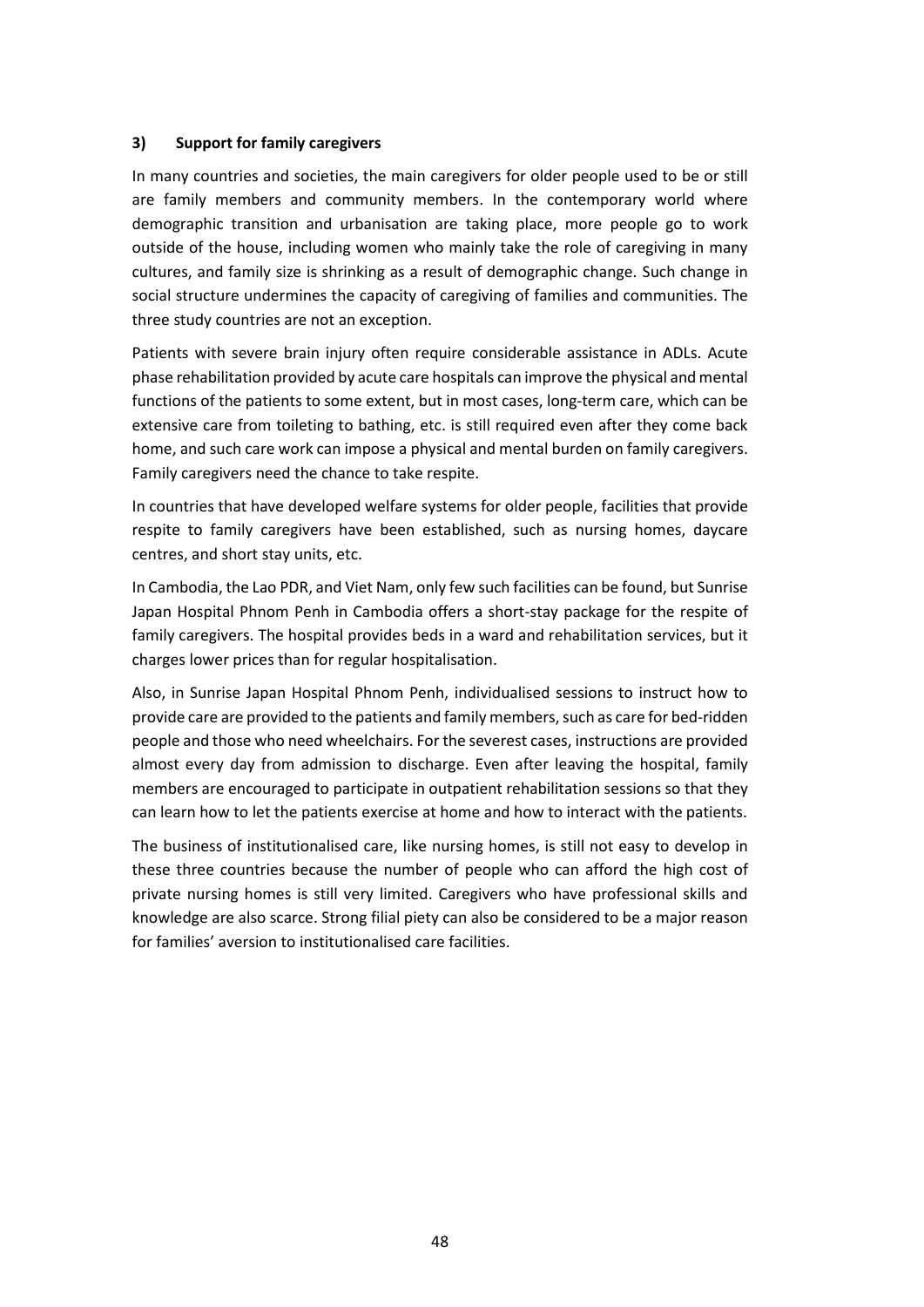### 3) Support for family caregivers

In many countries and societies, the main caregivers for older people used to be or still are family members and community members. In the contemporary world where demographic transition and urbanisation are taking place, more people go to work outside of the house, including women who mainly take the role of caregiving in many cultures, and family size is shrinking as a result of demographic change. Such change in social structure undermines the capacity of caregiving of families and communities. The three study countries are not an exception.

Patients with severe brain injury often require considerable assistance in ADLs. Acute phase rehabilitation provided by acute care hospitals can improve the physical and mental functions of the patients to some extent, but in most cases, long-term care, which can be extensive care from toileting to bathing, etc. is still required even after they come back home, and such care work can impose a physical and mental burden on family caregivers. Family caregivers need the chance to take respite.

In countries that have developed welfare systems for older people, facilities that provide respite to family caregivers have been established, such as nursing homes, daycare centres, and short stay units, etc.

In Cambodia, the Lao PDR, and Viet Nam, only few such facilities can be found, but Sunrise Japan Hospital Phnom Penh in Cambodia offers a short-stay package for the respite of family caregivers. The hospital provides beds in a ward and rehabilitation services, but it charges lower prices than for regular hospitalisation.

Also, in Sunrise Japan Hospital Phnom Penh, individualised sessions to instruct how to provide care are provided to the patients and family members, such as care for bed-ridden people and those who need wheelchairs. For the severest cases, instructions are provided almost every day from admission to discharge. Even after leaving the hospital, family members are encouraged to participate in outpatient rehabilitation sessions so that they can learn how to let the patients exercise at home and how to interact with the patients.

The business of institutionalised care, like nursing homes, is still not easy to develop in these three countries because the number of people who can afford the high cost of private nursing homes is still very limited. Caregivers who have professional skills and knowledge are also scarce. Strong filial piety can also be considered to be a major reason for families' aversion to institutionalised care facilities.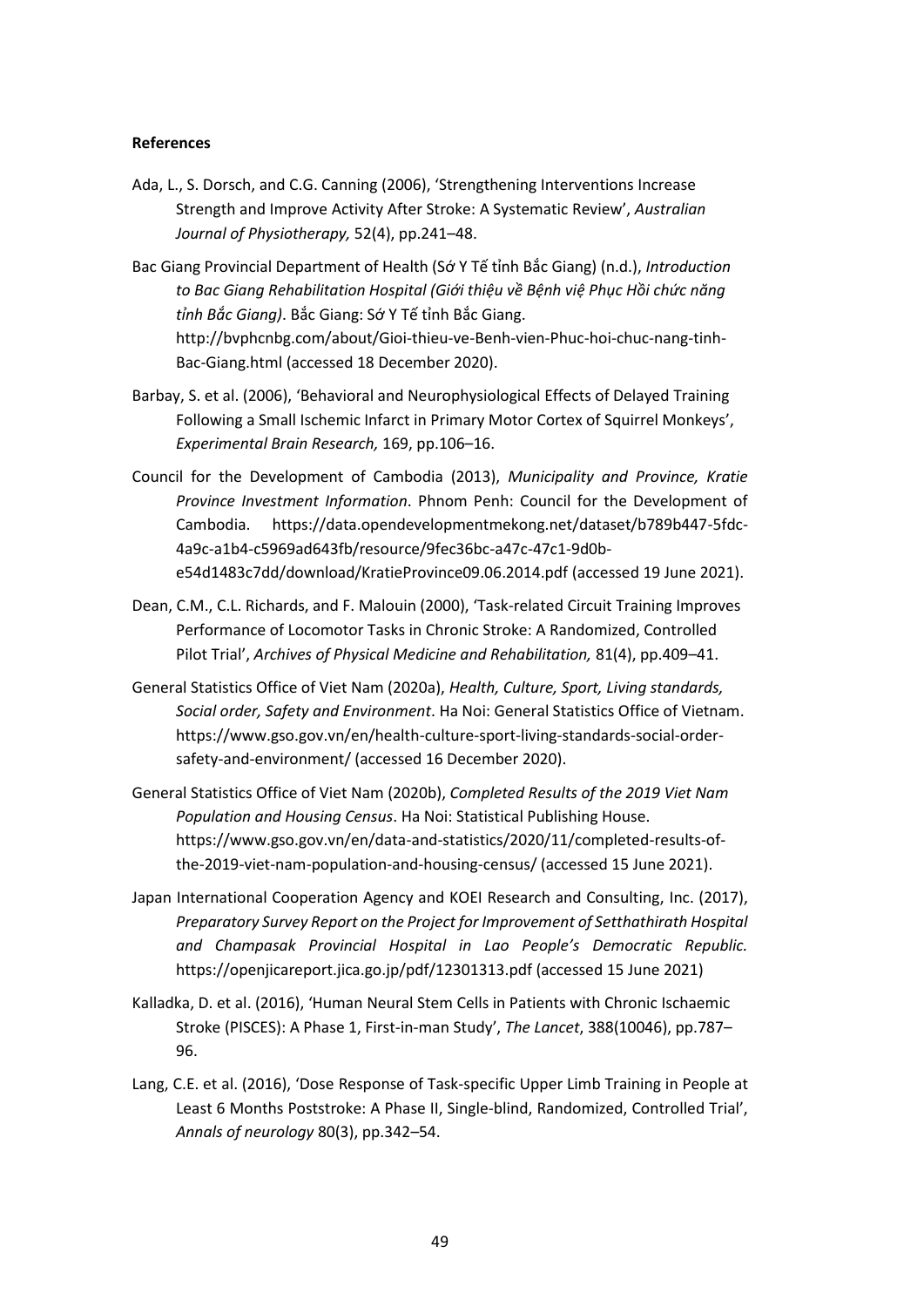**References**

Ada, L., S. Dorsch, and C.G. Canning (2006), 'Strengthening Interventions Increase Strength and Improve Activity After Stroke: A Systematic Review', *Australian Journal of Physiotherapy,* 52(4), pp.241–48.

Bac Giang Provincial Department of Health (Sở Y Tế tỉnh Bắc Giang) (n.d.), *Introduction to Bac Giang Rehabilitation Hospital (Giới thiệu về Bệnh việ Phục Hồi chức năng tỉnh Bắc Giang)*. Bắc Giang: Sở Y Tế tỉnh Bắc Giang. http://bvphcnbg.com/about/Gioi-thieu-ve-Benh-vien-Phuc-hoi-chuc-nang-tinh-Bac-Giang.html (accessed 18 December 2020).

Barbay, S. et al. (2006), 'Behavioral and Neurophysiological Effects of Delayed Training Following a Small Ischemic Infarct in Primary Motor Cortex of Squirrel Monkeys', *Experimental Brain Research,* 169, pp.106–16.

Council for the Development of Cambodia (2013), *Municipality and Province, Kratie Province Investment Information*. Phnom Penh: Council for the Development of Cambodia. https://data.opendevelopmentmekong.net/dataset/b789b447-5fdc-4a9c-a1b4-c5969ad643fb/resource/9fec36bc-a47c-47c1-9d0b-e54d1483c7dd/download/KratieProvince09.06.2014.pdf (accessed 19 June 2021).

Dean, C.M., C.L. Richards, and F. Malouin (2000), 'Task-related Circuit Training Improves Performance of Locomotor Tasks in Chronic Stroke: A Randomized, Controlled Pilot Trial', *Archives of Physical Medicine and Rehabilitation,* 81(4), pp.409–41.

General Statistics Office of Viet Nam (2020a), *Health, Culture, Sport, Living standards, Social order, Safety and Environment*. Ha Noi: General Statistics Office of Vietnam. https://www.gso.gov.vn/en/health-culture-sport-living-standards-social-order-safety-and-environment/ (accessed 16 December 2020).

General Statistics Office of Viet Nam (2020b), *Completed Results of the 2019 Viet Nam Population and Housing Census*. Ha Noi: Statistical Publishing House. https://www.gso.gov.vn/en/data-and-statistics/2020/11/completed-results-of-the-2019-viet-nam-population-and-housing-census/ (accessed 15 June 2021).

Japan International Cooperation Agency and KOEI Research and Consulting, Inc. (2017), *Preparatory Survey Report on the Project for Improvement of Setthathirath Hospital and Champasak Provincial Hospital in Lao People's Democratic Republic.* https://openjicareport.jica.go.jp/pdf/12301313.pdf (accessed 15 June 2021)

Kalladka, D. et al. (2016), 'Human Neural Stem Cells in Patients with Chronic Ischaemic Stroke (PISCES): A Phase 1, First-in-man Study', *The Lancet*, 388(10046), pp.787–96.

Lang, C.E. et al. (2016), 'Dose Response of Task-specific Upper Limb Training in People at Least 6 Months Poststroke: A Phase II, Single-blind, Randomized, Controlled Trial', *Annals of neurology* 80(3), pp.342–54.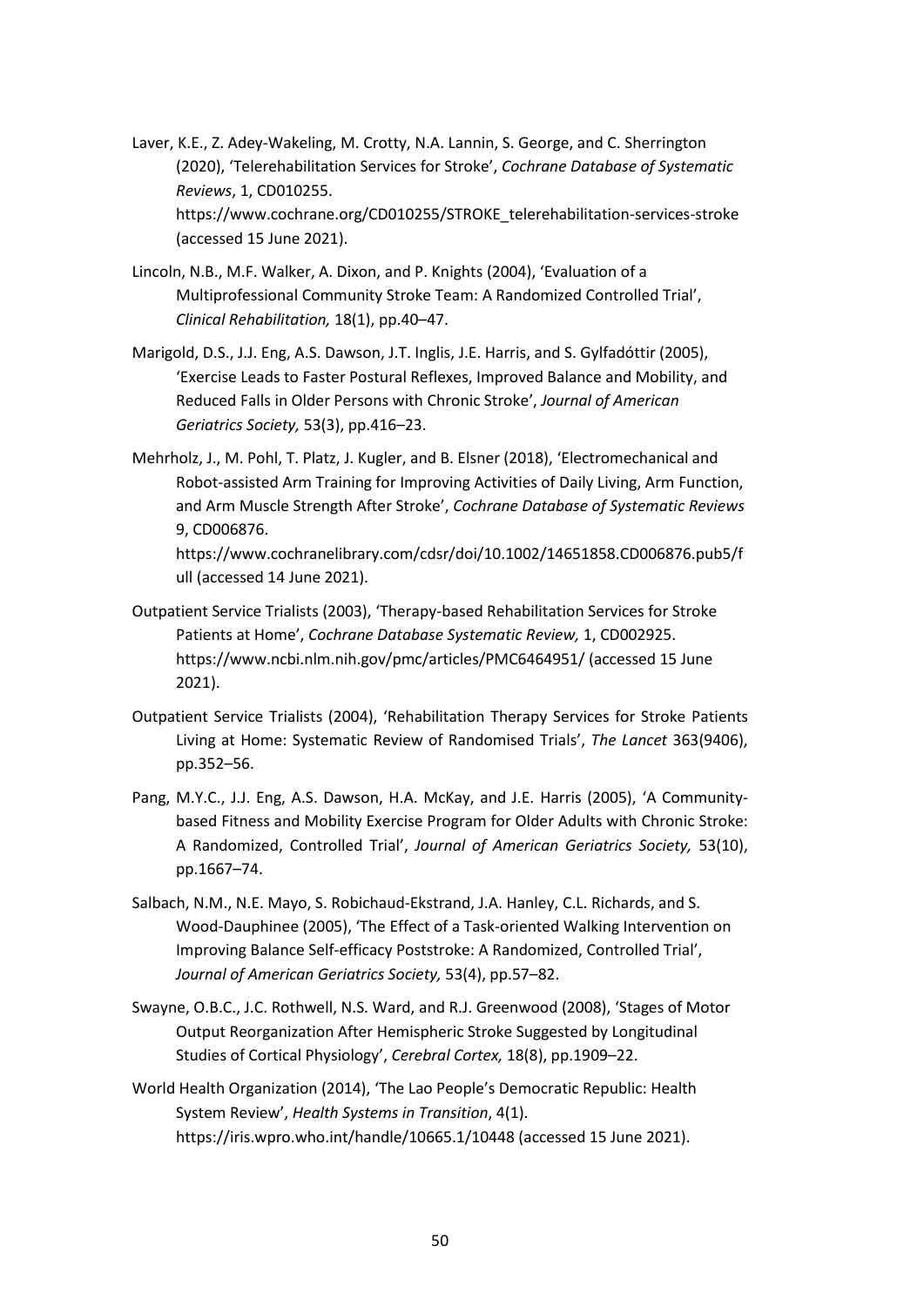Laver, K.E., Z. Adey-Wakeling, M. Crotty, N.A. Lannin, S. George, and C. Sherrington (2020), 'Telerehabilitation Services for Stroke', *Cochrane Database of Systematic Reviews*, 1, CD010255. https://www.cochrane.org/CD010255/STROKE_telerehabilitation-services-stroke (accessed 15 June 2021).

Lincoln, N.B., M.F. Walker, A. Dixon, and P. Knights (2004), 'Evaluation of a Multiprofessional Community Stroke Team: A Randomized Controlled Trial', *Clinical Rehabilitation,* 18(1), pp.40–47.

Marigold, D.S., J.J. Eng, A.S. Dawson, J.T. Inglis, J.E. Harris, and S. Gylfadóttir (2005), 'Exercise Leads to Faster Postural Reflexes, Improved Balance and Mobility, and Reduced Falls in Older Persons with Chronic Stroke', *Journal of American Geriatrics Society,* 53(3), pp.416–23.

Mehrholz, J., M. Pohl, T. Platz, J. Kugler, and B. Elsner (2018), 'Electromechanical and Robot-assisted Arm Training for Improving Activities of Daily Living, Arm Function, and Arm Muscle Strength After Stroke', *Cochrane Database of Systematic Reviews* 9, CD006876. https://www.cochranelibrary.com/cdsr/doi/10.1002/14651858.CD006876.pub5/full (accessed 14 June 2021).

Outpatient Service Trialists (2003), 'Therapy-based Rehabilitation Services for Stroke Patients at Home', *Cochrane Database Systematic Review,* 1, CD002925. https://www.ncbi.nlm.nih.gov/pmc/articles/PMC6464951/ (accessed 15 June 2021).

Outpatient Service Trialists (2004), 'Rehabilitation Therapy Services for Stroke Patients Living at Home: Systematic Review of Randomised Trials', *The Lancet* 363(9406), pp.352–56.

Pang, M.Y.C., J.J. Eng, A.S. Dawson, H.A. McKay, and J.E. Harris (2005), 'A Community-based Fitness and Mobility Exercise Program for Older Adults with Chronic Stroke: A Randomized, Controlled Trial', *Journal of American Geriatrics Society,* 53(10), pp.1667–74.

Salbach, N.M., N.E. Mayo, S. Robichaud-Ekstrand, J.A. Hanley, C.L. Richards, and S. Wood-Dauphinee (2005), 'The Effect of a Task-oriented Walking Intervention on Improving Balance Self-efficacy Poststroke: A Randomized, Controlled Trial', *Journal of American Geriatrics Society,* 53(4), pp.57–82.

Swayne, O.B.C., J.C. Rothwell, N.S. Ward, and R.J. Greenwood (2008), 'Stages of Motor Output Reorganization After Hemispheric Stroke Suggested by Longitudinal Studies of Cortical Physiology', *Cerebral Cortex,* 18(8), pp.1909–22.

World Health Organization (2014), 'The Lao People's Democratic Republic: Health System Review', *Health Systems in Transition*, 4(1). https://iris.wpro.who.int/handle/10665.1/10448 (accessed 15 June 2021).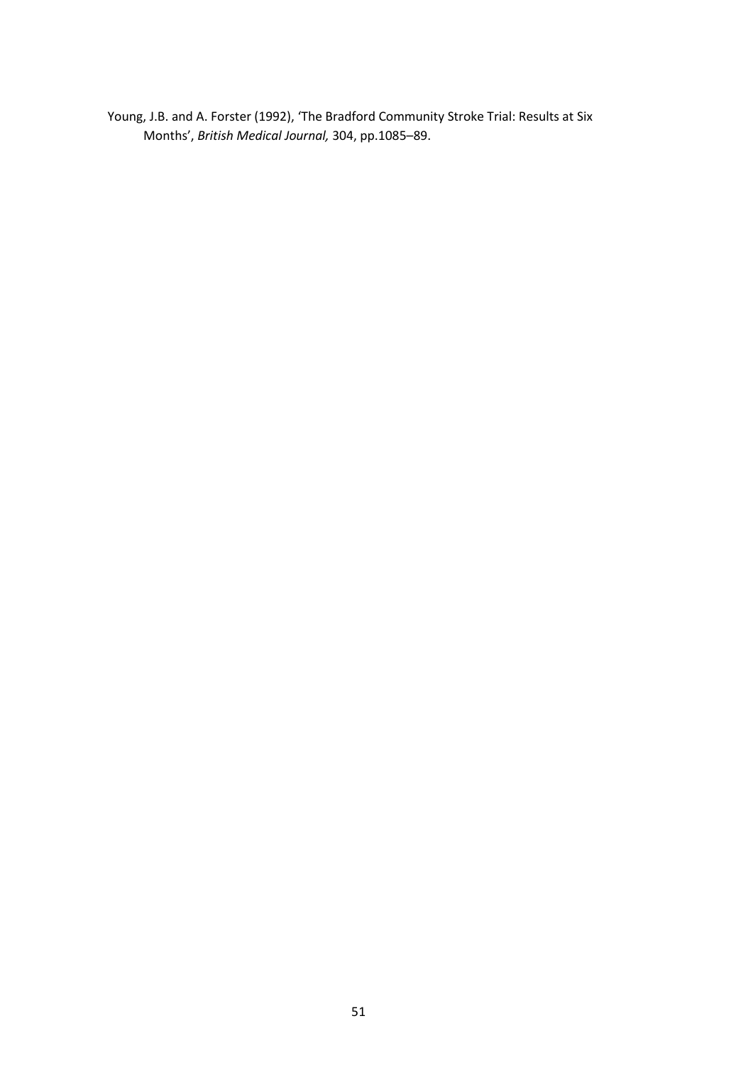Young, J.B. and A. Forster (1992), 'The Bradford Community Stroke Trial: Results at Six Months', *British Medical Journal,* 304, pp.1085–89.